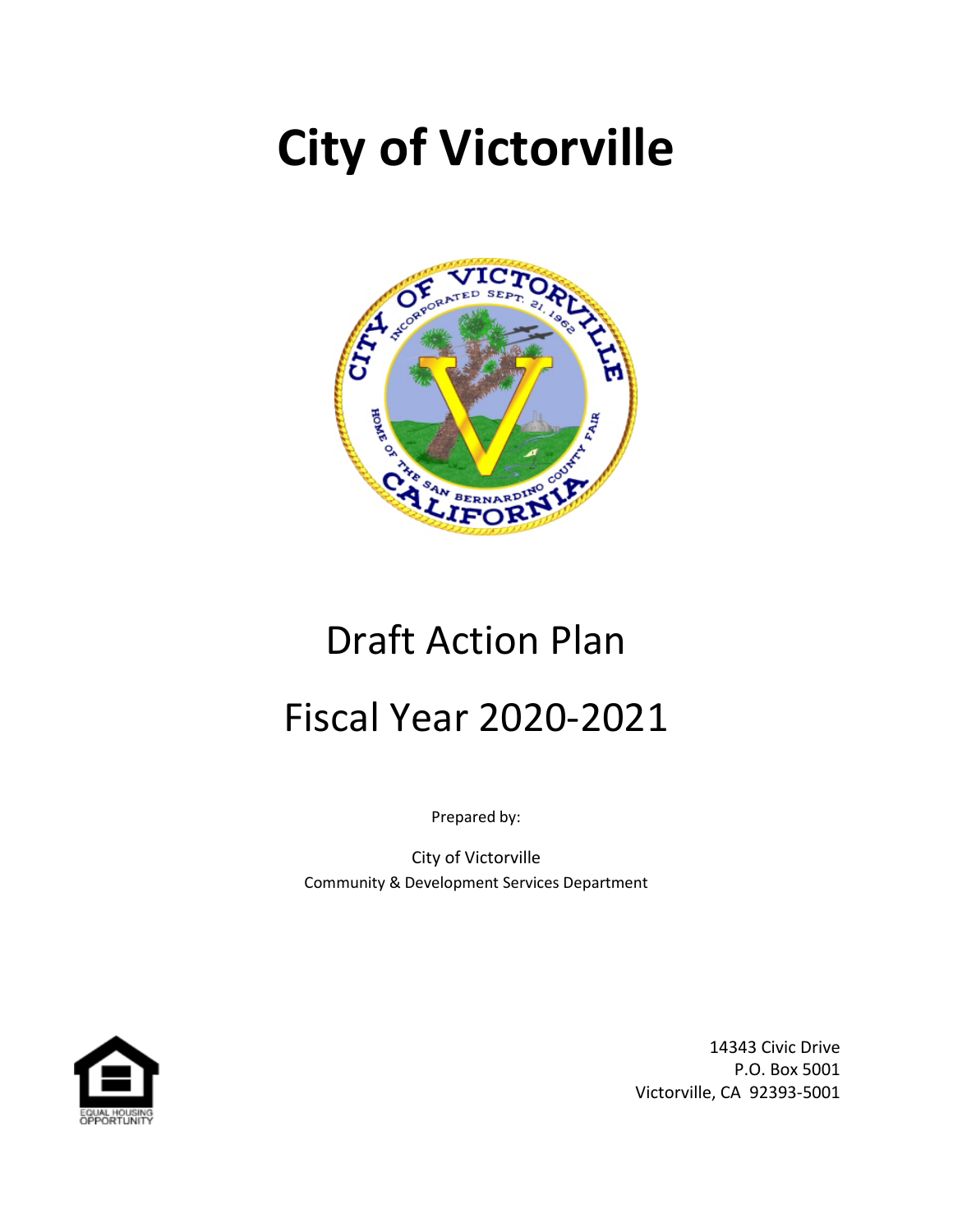# City of Victorville

Draft Action Plan

Fiscal Year 2020-2021

Prepared by:

City of Victorville
Community & Development Services Department

14343 Civic Drive
P.O. Box 5001
Victorville, CA 92393-5001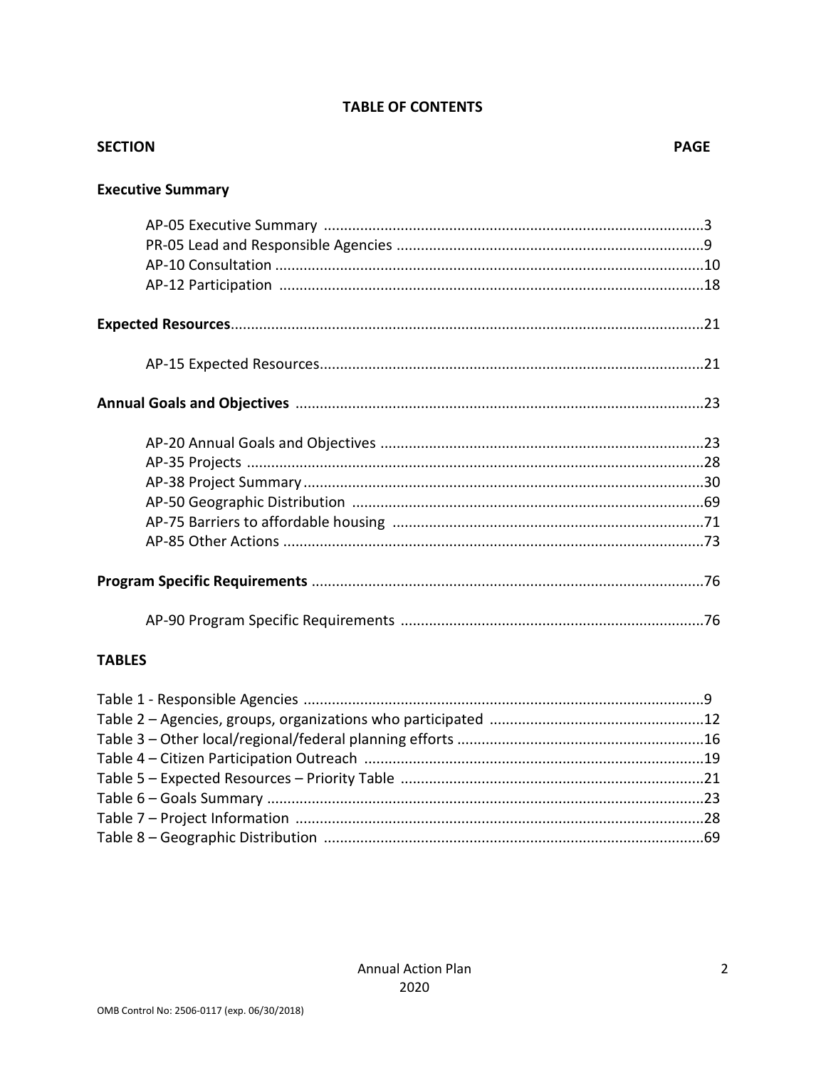## TABLE OF CONTENTS

| SECTION | PAGE |
|---|---|
| **Executive Summary** | |
| AP-05 Executive Summary | 3 |
| PR-05 Lead and Responsible Agencies | 9 |
| AP-10 Consultation | 10 |
| AP-12 Participation | 18 |
| **Expected Resources** | 21 |
| AP-15 Expected Resources | 21 |
| **Annual Goals and Objectives** | 23 |
| AP-20 Annual Goals and Objectives | 23 |
| AP-35 Projects | 28 |
| AP-38 Project Summary | 30 |
| AP-50 Geographic Distribution | 69 |
| AP-75 Barriers to affordable housing | 71 |
| AP-85 Other Actions | 73 |
| **Program Specific Requirements** | 76 |
| AP-90 Program Specific Requirements | 76 |

**TABLES**

| | |
|---|---|
| Table 1 - Responsible Agencies | 9 |
| Table 2 – Agencies, groups, organizations who participated | 12 |
| Table 3 – Other local/regional/federal planning efforts | 16 |
| Table 4 – Citizen Participation Outreach | 19 |
| Table 5 – Expected Resources – Priority Table | 21 |
| Table 6 – Goals Summary | 23 |
| Table 7 – Project Information | 28 |
| Table 8 – Geographic Distribution | 69 |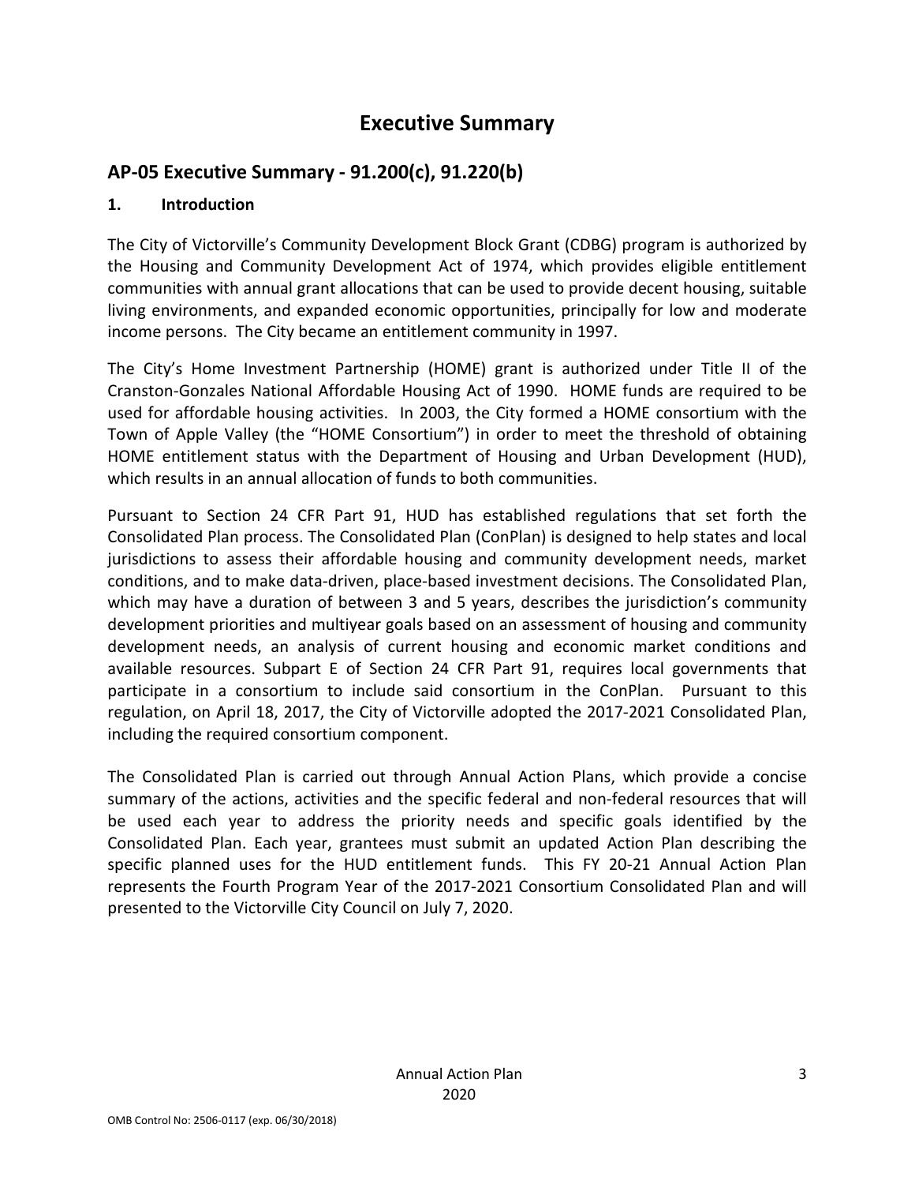# Executive Summary

## AP-05 Executive Summary - 91.200(c), 91.220(b)

### 1. Introduction

The City of Victorville's Community Development Block Grant (CDBG) program is authorized by the Housing and Community Development Act of 1974, which provides eligible entitlement communities with annual grant allocations that can be used to provide decent housing, suitable living environments, and expanded economic opportunities, principally for low and moderate income persons. The City became an entitlement community in 1997.

The City's Home Investment Partnership (HOME) grant is authorized under Title II of the Cranston-Gonzales National Affordable Housing Act of 1990. HOME funds are required to be used for affordable housing activities. In 2003, the City formed a HOME consortium with the Town of Apple Valley (the "HOME Consortium") in order to meet the threshold of obtaining HOME entitlement status with the Department of Housing and Urban Development (HUD), which results in an annual allocation of funds to both communities.

Pursuant to Section 24 CFR Part 91, HUD has established regulations that set forth the Consolidated Plan process. The Consolidated Plan (ConPlan) is designed to help states and local jurisdictions to assess their affordable housing and community development needs, market conditions, and to make data-driven, place-based investment decisions. The Consolidated Plan, which may have a duration of between 3 and 5 years, describes the jurisdiction's community development priorities and multiyear goals based on an assessment of housing and community development needs, an analysis of current housing and economic market conditions and available resources. Subpart E of Section 24 CFR Part 91, requires local governments that participate in a consortium to include said consortium in the ConPlan. Pursuant to this regulation, on April 18, 2017, the City of Victorville adopted the 2017-2021 Consolidated Plan, including the required consortium component.

The Consolidated Plan is carried out through Annual Action Plans, which provide a concise summary of the actions, activities and the specific federal and non-federal resources that will be used each year to address the priority needs and specific goals identified by the Consolidated Plan. Each year, grantees must submit an updated Action Plan describing the specific planned uses for the HUD entitlement funds. This FY 20-21 Annual Action Plan represents the Fourth Program Year of the 2017-2021 Consortium Consolidated Plan and will presented to the Victorville City Council on July 7, 2020.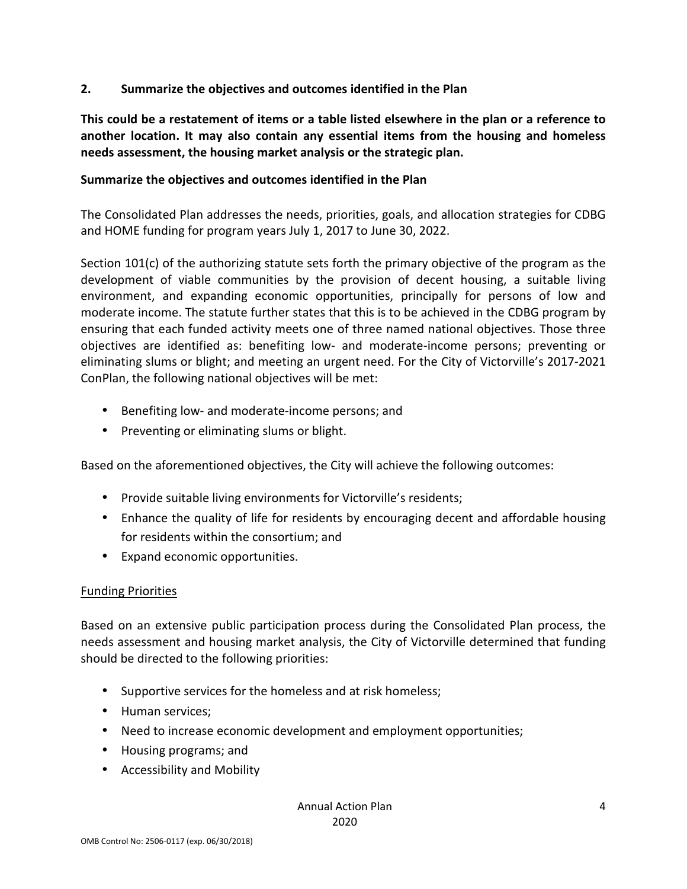## 2. Summarize the objectives and outcomes identified in the Plan

**This could be a restatement of items or a table listed elsewhere in the plan or a reference to another location. It may also contain any essential items from the housing and homeless needs assessment, the housing market analysis or the strategic plan.**

**Summarize the objectives and outcomes identified in the Plan**

The Consolidated Plan addresses the needs, priorities, goals, and allocation strategies for CDBG and HOME funding for program years July 1, 2017 to June 30, 2022.

Section 101(c) of the authorizing statute sets forth the primary objective of the program as the development of viable communities by the provision of decent housing, a suitable living environment, and expanding economic opportunities, principally for persons of low and moderate income. The statute further states that this is to be achieved in the CDBG program by ensuring that each funded activity meets one of three named national objectives. Those three objectives are identified as: benefiting low- and moderate-income persons; preventing or eliminating slums or blight; and meeting an urgent need. For the City of Victorville's 2017-2021 ConPlan, the following national objectives will be met:

- Benefiting low- and moderate-income persons; and
- Preventing or eliminating slums or blight.

Based on the aforementioned objectives, the City will achieve the following outcomes:

- Provide suitable living environments for Victorville's residents;
- Enhance the quality of life for residents by encouraging decent and affordable housing for residents within the consortium; and
- Expand economic opportunities.

<u>Funding Priorities</u>

Based on an extensive public participation process during the Consolidated Plan process, the needs assessment and housing market analysis, the City of Victorville determined that funding should be directed to the following priorities:

- Supportive services for the homeless and at risk homeless;
- Human services;
- Need to increase economic development and employment opportunities;
- Housing programs; and
- Accessibility and Mobility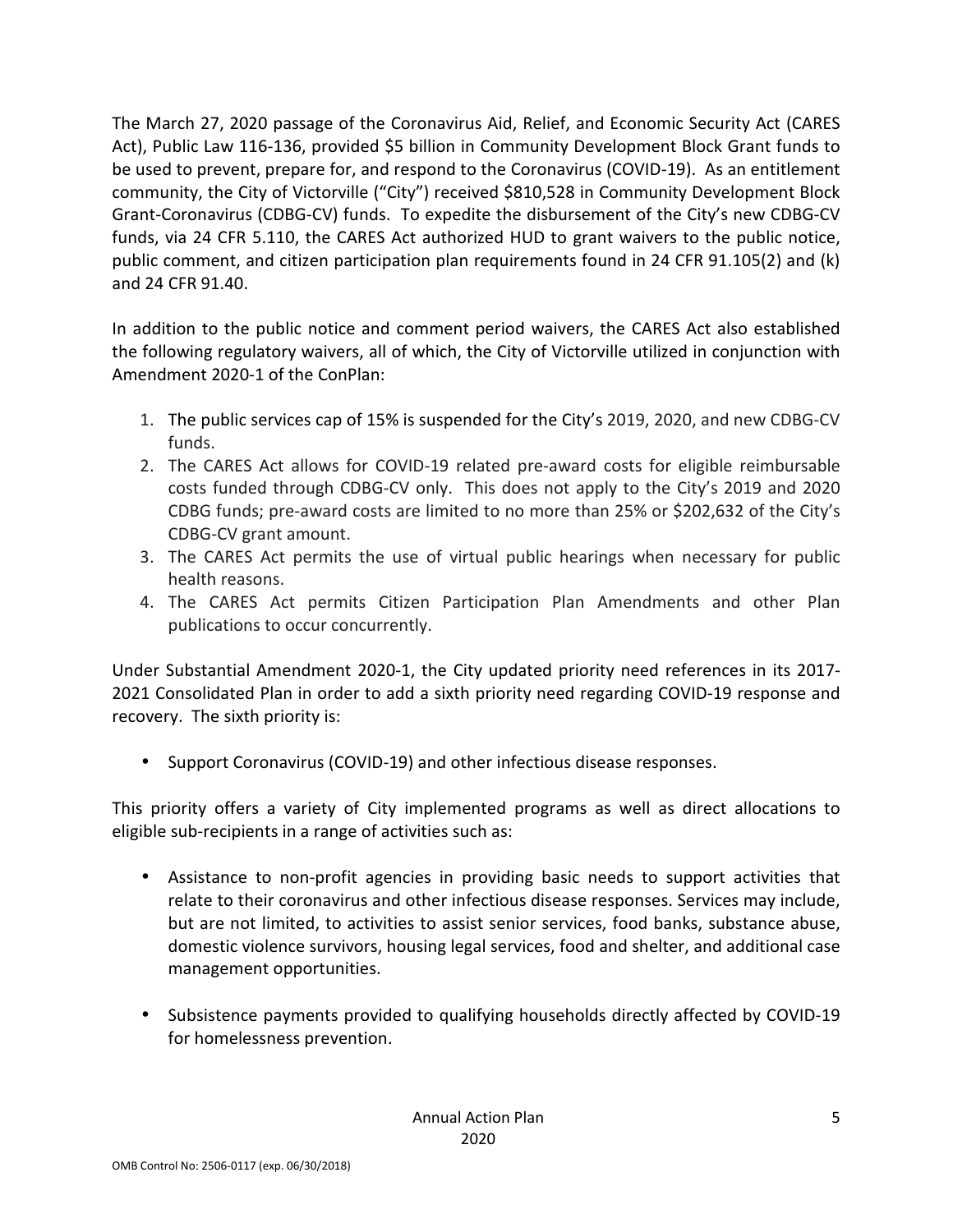The March 27, 2020 passage of the Coronavirus Aid, Relief, and Economic Security Act (CARES Act), Public Law 116-136, provided $5 billion in Community Development Block Grant funds to be used to prevent, prepare for, and respond to the Coronavirus (COVID-19). As an entitlement community, the City of Victorville ("City") received $810,528 in Community Development Block Grant-Coronavirus (CDBG-CV) funds. To expedite the disbursement of the City's new CDBG-CV funds, via 24 CFR 5.110, the CARES Act authorized HUD to grant waivers to the public notice, public comment, and citizen participation plan requirements found in 24 CFR 91.105(2) and (k) and 24 CFR 91.40.

In addition to the public notice and comment period waivers, the CARES Act also established the following regulatory waivers, all of which, the City of Victorville utilized in conjunction with Amendment 2020-1 of the ConPlan:

1. The public services cap of 15% is suspended for the City's 2019, 2020, and new CDBG-CV funds.
2. The CARES Act allows for COVID-19 related pre-award costs for eligible reimbursable costs funded through CDBG-CV only. This does not apply to the City's 2019 and 2020 CDBG funds; pre-award costs are limited to no more than 25% or $202,632 of the City's CDBG-CV grant amount.
3. The CARES Act permits the use of virtual public hearings when necessary for public health reasons.
4. The CARES Act permits Citizen Participation Plan Amendments and other Plan publications to occur concurrently.

Under Substantial Amendment 2020-1, the City updated priority need references in its 2017-2021 Consolidated Plan in order to add a sixth priority need regarding COVID-19 response and recovery. The sixth priority is:

- Support Coronavirus (COVID-19) and other infectious disease responses.

This priority offers a variety of City implemented programs as well as direct allocations to eligible sub-recipients in a range of activities such as:

- Assistance to non-profit agencies in providing basic needs to support activities that relate to their coronavirus and other infectious disease responses. Services may include, but are not limited, to activities to assist senior services, food banks, substance abuse, domestic violence survivors, housing legal services, food and shelter, and additional case management opportunities.

- Subsistence payments provided to qualifying households directly affected by COVID-19 for homelessness prevention.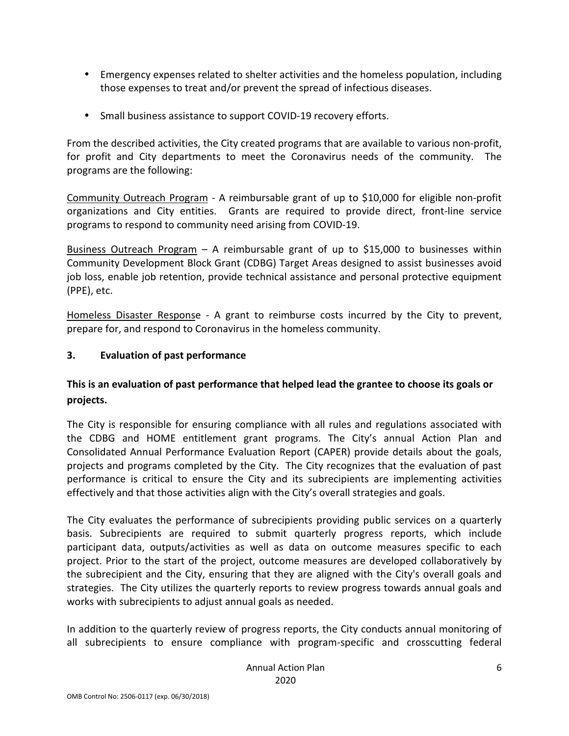- Emergency expenses related to shelter activities and the homeless population, including those expenses to treat and/or prevent the spread of infectious diseases.

- Small business assistance to support COVID-19 recovery efforts.

From the described activities, the City created programs that are available to various non-profit, for profit and City departments to meet the Coronavirus needs of the community. The programs are the following:

Community Outreach Program - A reimbursable grant of up to $10,000 for eligible non-profit organizations and City entities. Grants are required to provide direct, front-line service programs to respond to community need arising from COVID-19.

Business Outreach Program – A reimbursable grant of up to $15,000 to businesses within Community Development Block Grant (CDBG) Target Areas designed to assist businesses avoid job loss, enable job retention, provide technical assistance and personal protective equipment (PPE), etc.

Homeless Disaster Response - A grant to reimburse costs incurred by the City to prevent, prepare for, and respond to Coronavirus in the homeless community.

### 3. Evaluation of past performance

**This is an evaluation of past performance that helped lead the grantee to choose its goals or projects.**

The City is responsible for ensuring compliance with all rules and regulations associated with the CDBG and HOME entitlement grant programs. The City's annual Action Plan and Consolidated Annual Performance Evaluation Report (CAPER) provide details about the goals, projects and programs completed by the City. The City recognizes that the evaluation of past performance is critical to ensure the City and its subrecipients are implementing activities effectively and that those activities align with the City's overall strategies and goals.

The City evaluates the performance of subrecipients providing public services on a quarterly basis. Subrecipients are required to submit quarterly progress reports, which include participant data, outputs/activities as well as data on outcome measures specific to each project. Prior to the start of the project, outcome measures are developed collaboratively by the subrecipient and the City, ensuring that they are aligned with the City's overall goals and strategies. The City utilizes the quarterly reports to review progress towards annual goals and works with subrecipients to adjust annual goals as needed.

In addition to the quarterly review of progress reports, the City conducts annual monitoring of all subrecipients to ensure compliance with program-specific and crosscutting federal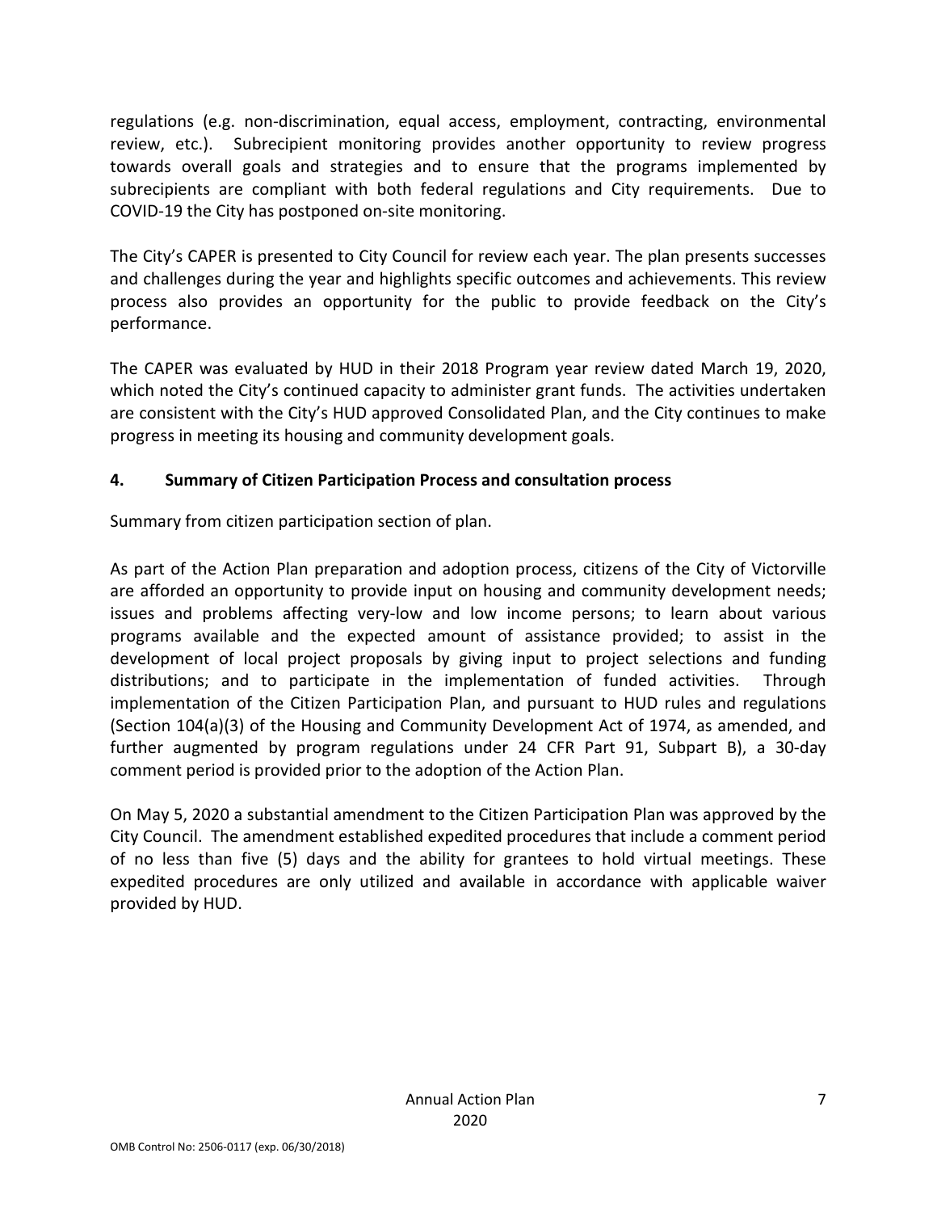regulations (e.g. non-discrimination, equal access, employment, contracting, environmental review, etc.). Subrecipient monitoring provides another opportunity to review progress towards overall goals and strategies and to ensure that the programs implemented by subrecipients are compliant with both federal regulations and City requirements. Due to COVID-19 the City has postponed on-site monitoring.

The City's CAPER is presented to City Council for review each year. The plan presents successes and challenges during the year and highlights specific outcomes and achievements. This review process also provides an opportunity for the public to provide feedback on the City's performance.

The CAPER was evaluated by HUD in their 2018 Program year review dated March 19, 2020, which noted the City's continued capacity to administer grant funds. The activities undertaken are consistent with the City's HUD approved Consolidated Plan, and the City continues to make progress in meeting its housing and community development goals.

## 4. Summary of Citizen Participation Process and consultation process

Summary from citizen participation section of plan.

As part of the Action Plan preparation and adoption process, citizens of the City of Victorville are afforded an opportunity to provide input on housing and community development needs; issues and problems affecting very-low and low income persons; to learn about various programs available and the expected amount of assistance provided; to assist in the development of local project proposals by giving input to project selections and funding distributions; and to participate in the implementation of funded activities. Through implementation of the Citizen Participation Plan, and pursuant to HUD rules and regulations (Section 104(a)(3) of the Housing and Community Development Act of 1974, as amended, and further augmented by program regulations under 24 CFR Part 91, Subpart B), a 30-day comment period is provided prior to the adoption of the Action Plan.

On May 5, 2020 a substantial amendment to the Citizen Participation Plan was approved by the City Council. The amendment established expedited procedures that include a comment period of no less than five (5) days and the ability for grantees to hold virtual meetings. These expedited procedures are only utilized and available in accordance with applicable waiver provided by HUD.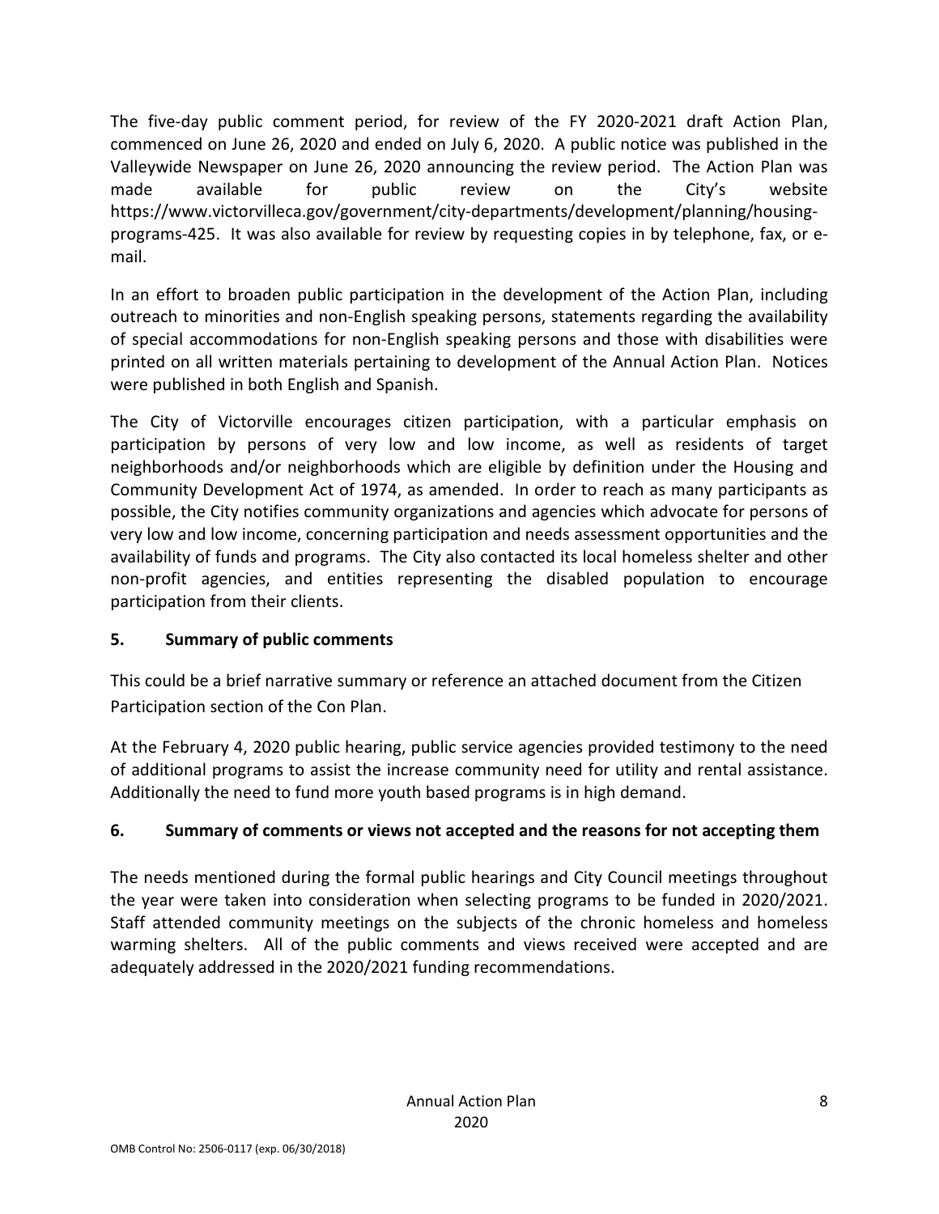The five-day public comment period, for review of the FY 2020-2021 draft Action Plan, commenced on June 26, 2020 and ended on July 6, 2020. A public notice was published in the Valleywide Newspaper on June 26, 2020 announcing the review period. The Action Plan was made available for public review on the City's website https://www.victorvilleca.gov/government/city-departments/development/planning/housing-programs-425. It was also available for review by requesting copies in by telephone, fax, or e-mail.

In an effort to broaden public participation in the development of the Action Plan, including outreach to minorities and non-English speaking persons, statements regarding the availability of special accommodations for non-English speaking persons and those with disabilities were printed on all written materials pertaining to development of the Annual Action Plan. Notices were published in both English and Spanish.

The City of Victorville encourages citizen participation, with a particular emphasis on participation by persons of very low and low income, as well as residents of target neighborhoods and/or neighborhoods which are eligible by definition under the Housing and Community Development Act of 1974, as amended. In order to reach as many participants as possible, the City notifies community organizations and agencies which advocate for persons of very low and low income, concerning participation and needs assessment opportunities and the availability of funds and programs. The City also contacted its local homeless shelter and other non-profit agencies, and entities representing the disabled population to encourage participation from their clients.

**5. Summary of public comments**

This could be a brief narrative summary or reference an attached document from the Citizen Participation section of the Con Plan.

At the February 4, 2020 public hearing, public service agencies provided testimony to the need of additional programs to assist the increase community need for utility and rental assistance. Additionally the need to fund more youth based programs is in high demand.

**6. Summary of comments or views not accepted and the reasons for not accepting them**

The needs mentioned during the formal public hearings and City Council meetings throughout the year were taken into consideration when selecting programs to be funded in 2020/2021. Staff attended community meetings on the subjects of the chronic homeless and homeless warming shelters. All of the public comments and views received were accepted and are adequately addressed in the 2020/2021 funding recommendations.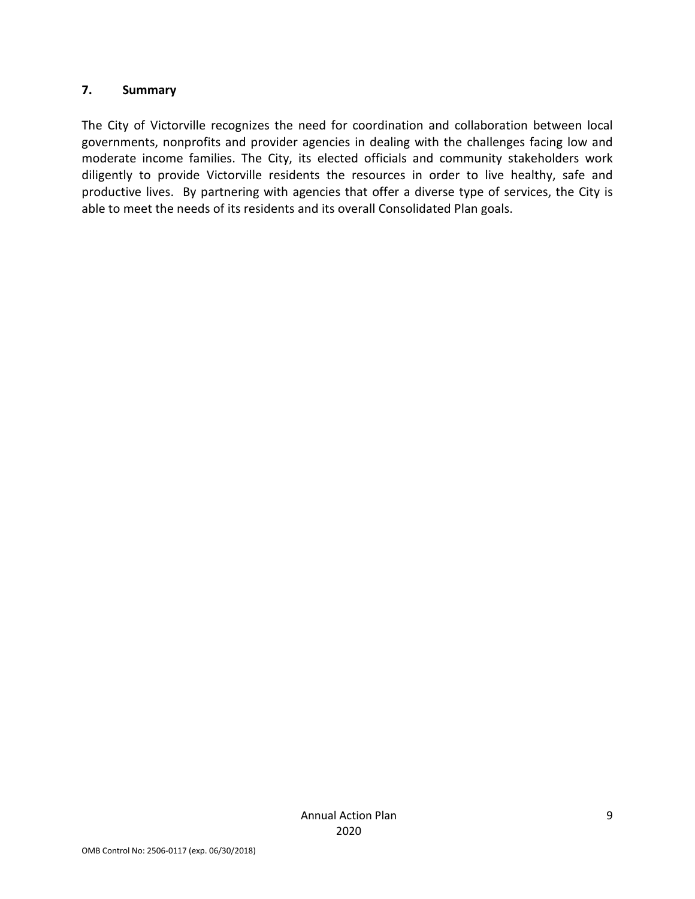### 7. Summary

The City of Victorville recognizes the need for coordination and collaboration between local governments, nonprofits and provider agencies in dealing with the challenges facing low and moderate income families. The City, its elected officials and community stakeholders work diligently to provide Victorville residents the resources in order to live healthy, safe and productive lives. By partnering with agencies that offer a diverse type of services, the City is able to meet the needs of its residents and its overall Consolidated Plan goals.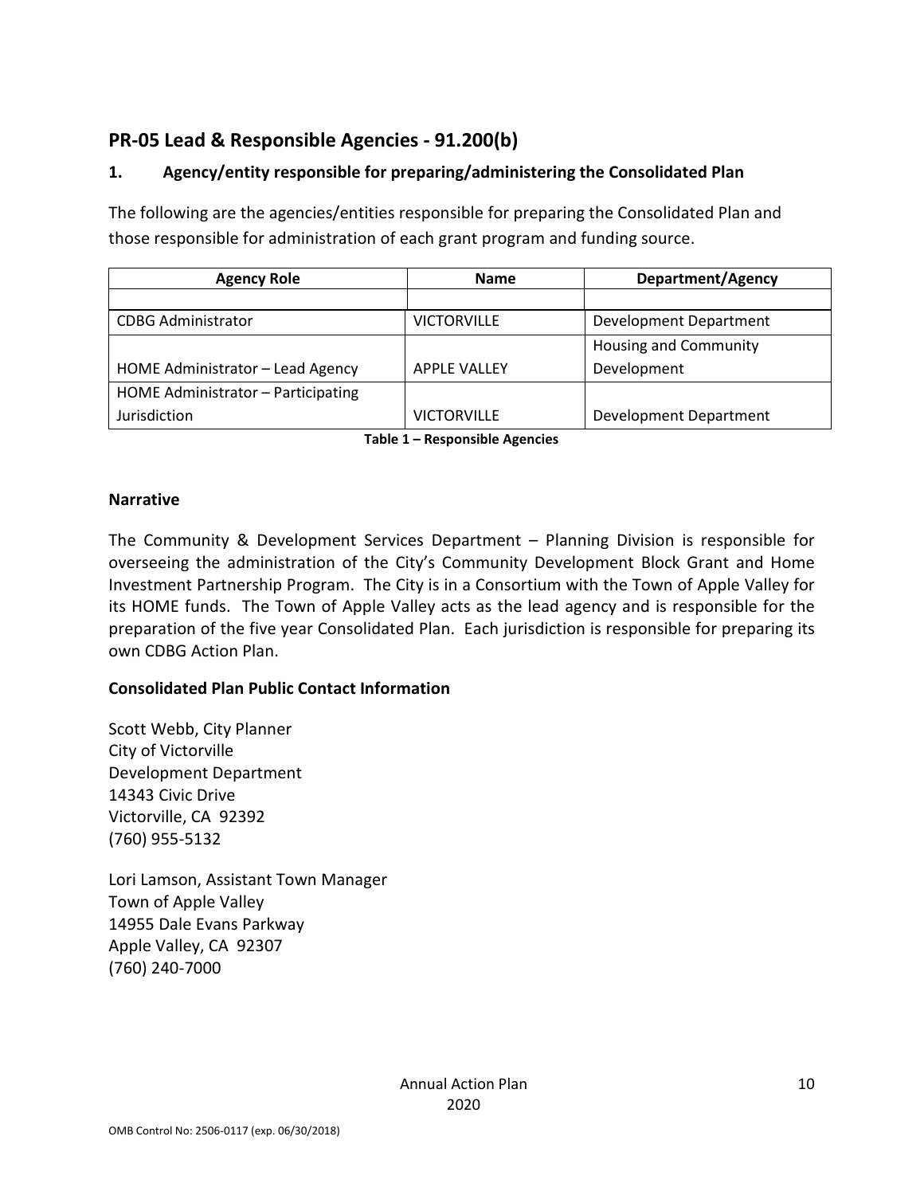## PR-05 Lead & Responsible Agencies - 91.200(b)

### 1. Agency/entity responsible for preparing/administering the Consolidated Plan

The following are the agencies/entities responsible for preparing the Consolidated Plan and those responsible for administration of each grant program and funding source.

| Agency Role | Name | Department/Agency |
| --- | --- | --- |
| | | |
| CDBG Administrator | VICTORVILLE | Development Department |
| HOME Administrator – Lead Agency | APPLE VALLEY | Housing and Community Development |
| HOME Administrator – Participating Jurisdiction | VICTORVILLE | Development Department |

**Table 1 – Responsible Agencies**

### Narrative

The Community & Development Services Department – Planning Division is responsible for overseeing the administration of the City's Community Development Block Grant and Home Investment Partnership Program. The City is in a Consortium with the Town of Apple Valley for its HOME funds. The Town of Apple Valley acts as the lead agency and is responsible for the preparation of the five year Consolidated Plan. Each jurisdiction is responsible for preparing its own CDBG Action Plan.

### Consolidated Plan Public Contact Information

Scott Webb, City Planner
City of Victorville
Development Department
14343 Civic Drive
Victorville, CA 92392
(760) 955-5132

Lori Lamson, Assistant Town Manager
Town of Apple Valley
14955 Dale Evans Parkway
Apple Valley, CA 92307
(760) 240-7000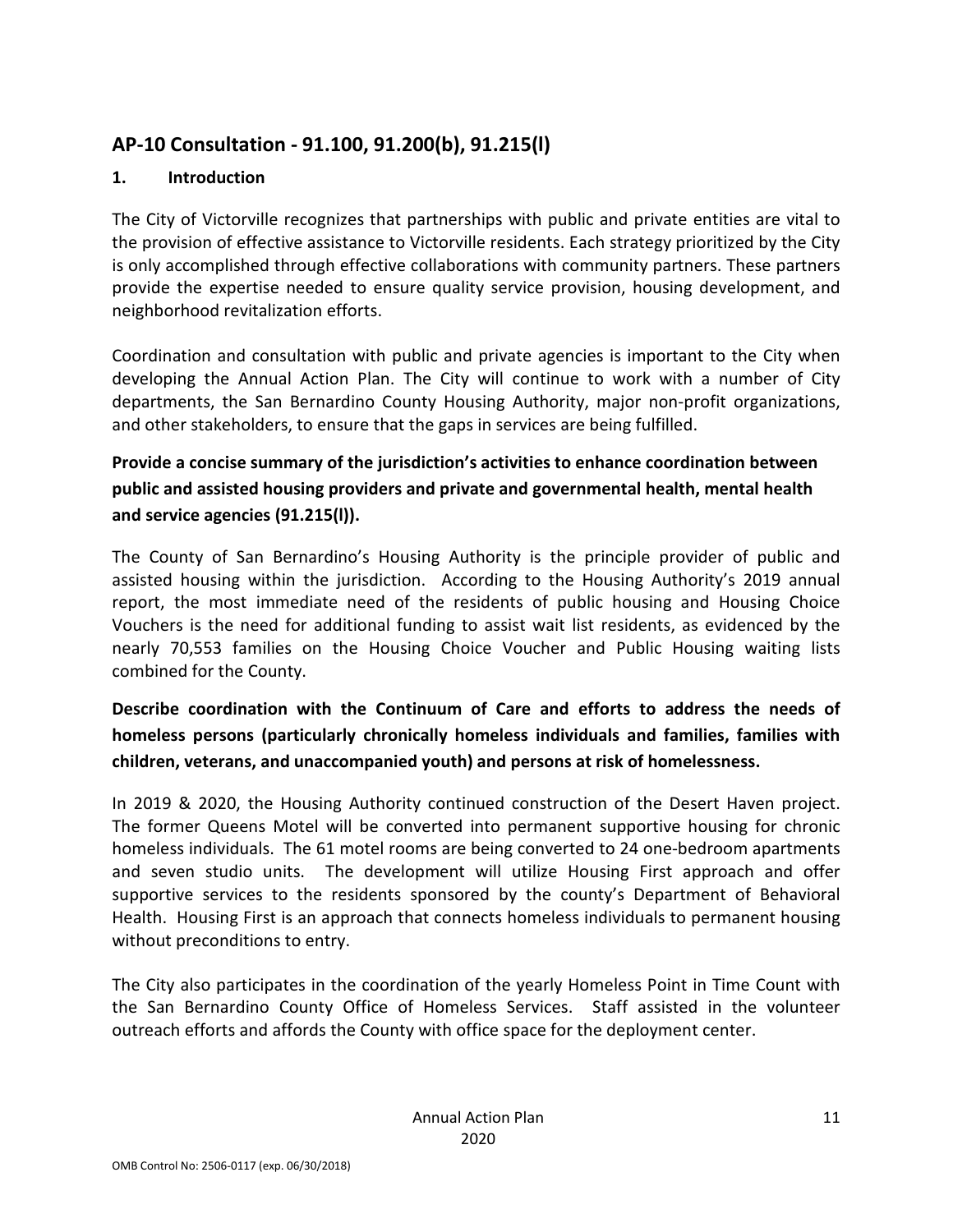## AP-10 Consultation - 91.100, 91.200(b), 91.215(l)

### 1. Introduction

The City of Victorville recognizes that partnerships with public and private entities are vital to the provision of effective assistance to Victorville residents. Each strategy prioritized by the City is only accomplished through effective collaborations with community partners. These partners provide the expertise needed to ensure quality service provision, housing development, and neighborhood revitalization efforts.

Coordination and consultation with public and private agencies is important to the City when developing the Annual Action Plan. The City will continue to work with a number of City departments, the San Bernardino County Housing Authority, major non-profit organizations, and other stakeholders, to ensure that the gaps in services are being fulfilled.

**Provide a concise summary of the jurisdiction's activities to enhance coordination between public and assisted housing providers and private and governmental health, mental health and service agencies (91.215(l)).**

The County of San Bernardino's Housing Authority is the principle provider of public and assisted housing within the jurisdiction. According to the Housing Authority's 2019 annual report, the most immediate need of the residents of public housing and Housing Choice Vouchers is the need for additional funding to assist wait list residents, as evidenced by the nearly 70,553 families on the Housing Choice Voucher and Public Housing waiting lists combined for the County.

**Describe coordination with the Continuum of Care and efforts to address the needs of homeless persons (particularly chronically homeless individuals and families, families with children, veterans, and unaccompanied youth) and persons at risk of homelessness.**

In 2019 & 2020, the Housing Authority continued construction of the Desert Haven project. The former Queens Motel will be converted into permanent supportive housing for chronic homeless individuals. The 61 motel rooms are being converted to 24 one-bedroom apartments and seven studio units. The development will utilize Housing First approach and offer supportive services to the residents sponsored by the county's Department of Behavioral Health. Housing First is an approach that connects homeless individuals to permanent housing without preconditions to entry.

The City also participates in the coordination of the yearly Homeless Point in Time Count with the San Bernardino County Office of Homeless Services. Staff assisted in the volunteer outreach efforts and affords the County with office space for the deployment center.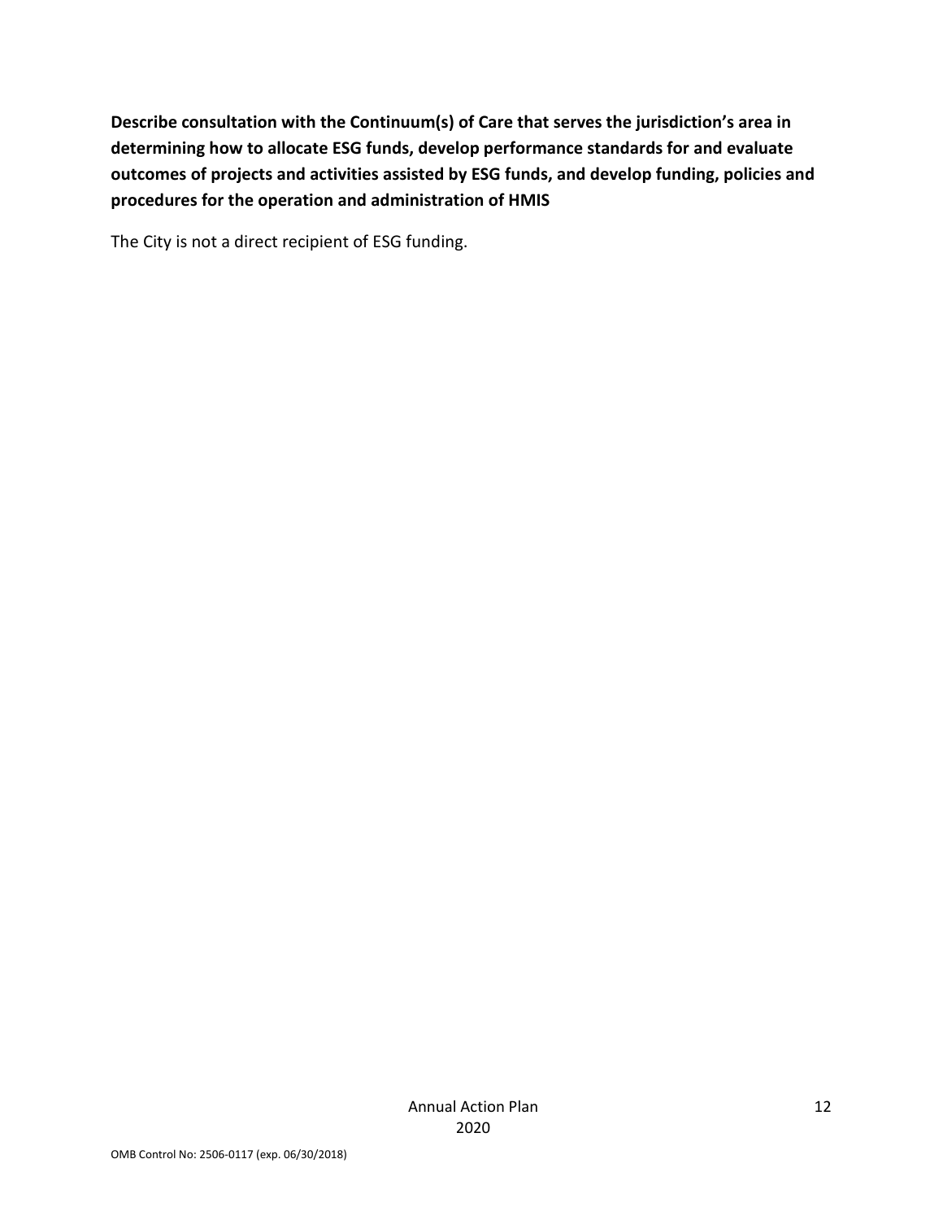**Describe consultation with the Continuum(s) of Care that serves the jurisdiction's area in determining how to allocate ESG funds, develop performance standards for and evaluate outcomes of projects and activities assisted by ESG funds, and develop funding, policies and procedures for the operation and administration of HMIS**

The City is not a direct recipient of ESG funding.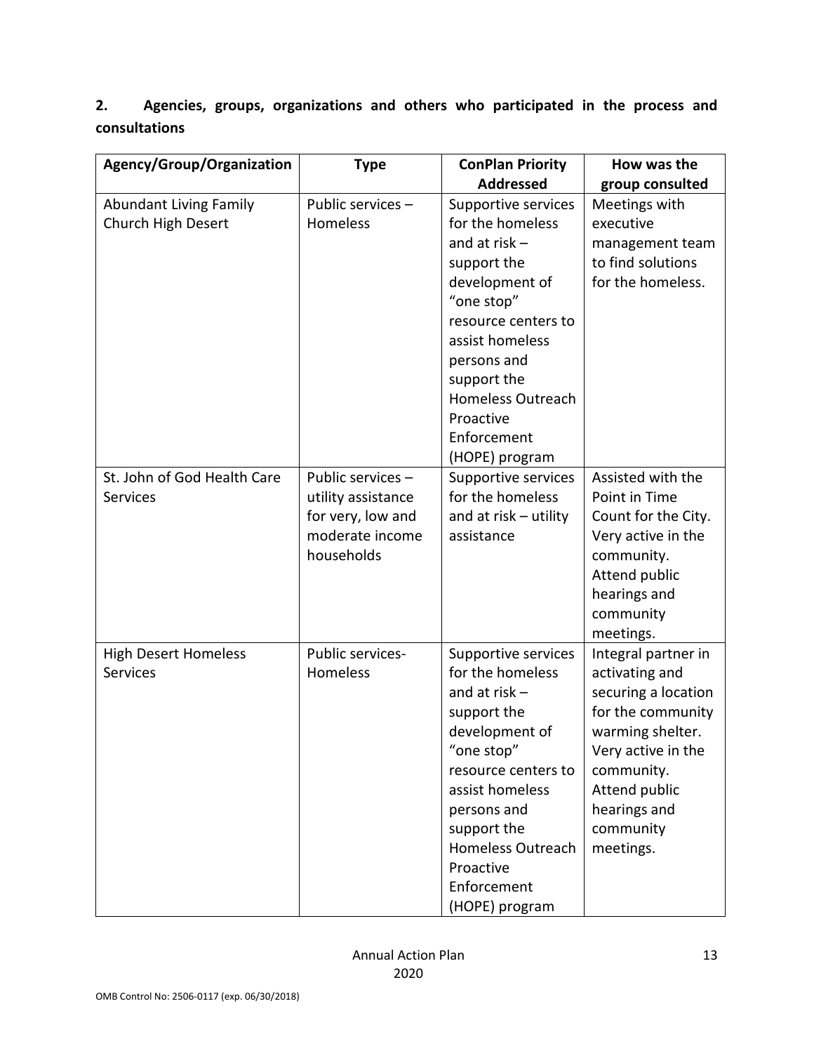**2. Agencies, groups, organizations and others who participated in the process and consultations**

| Agency/Group/Organization | Type | ConPlan Priority Addressed | How was the group consulted |
|---|---|---|---|
| Abundant Living Family Church High Desert | Public services – Homeless | Supportive services for the homeless and at risk – support the development of "one stop" resource centers to assist homeless persons and support the Homeless Outreach Proactive Enforcement (HOPE) program | Meetings with executive management team to find solutions for the homeless. |
| St. John of God Health Care Services | Public services – utility assistance for very, low and moderate income households | Supportive services for the homeless and at risk – utility assistance | Assisted with the Point in Time Count for the City. Very active in the community. Attend public hearings and community meetings. |
| High Desert Homeless Services | Public services- Homeless | Supportive services for the homeless and at risk – support the development of "one stop" resource centers to assist homeless persons and support the Homeless Outreach Proactive Enforcement (HOPE) program | Integral partner in activating and securing a location for the community warming shelter. Very active in the community. Attend public hearings and community meetings. |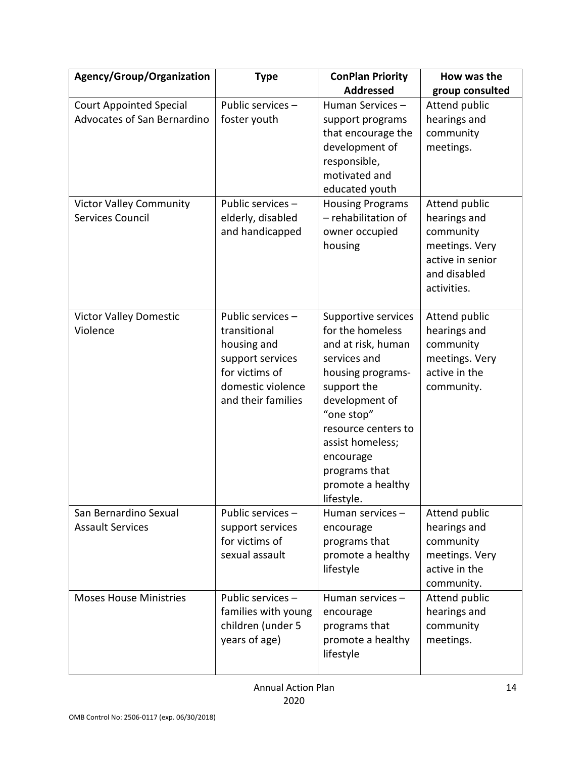| Agency/Group/Organization | Type | ConPlan Priority Addressed | How was the group consulted |
|---|---|---|---|
| Court Appointed Special Advocates of San Bernardino | Public services – foster youth | Human Services – support programs that encourage the development of responsible, motivated and educated youth | Attend public hearings and community meetings. |
| Victor Valley Community Services Council | Public services – elderly, disabled and handicapped | Housing Programs – rehabilitation of owner occupied housing | Attend public hearings and community meetings. Very active in senior and disabled activities. |
| Victor Valley Domestic Violence | Public services – transitional housing and support services for victims of domestic violence and their families | Supportive services for the homeless and at risk, human services and housing programs- support the development of "one stop" resource centers to assist homeless; encourage programs that promote a healthy lifestyle. | Attend public hearings and community meetings. Very active in the community. |
| San Bernardino Sexual Assault Services | Public services – support services for victims of sexual assault | Human services – encourage programs that promote a healthy lifestyle | Attend public hearings and community meetings. Very active in the community. |
| Moses House Ministries | Public services – families with young children (under 5 years of age) | Human services – encourage programs that promote a healthy lifestyle | Attend public hearings and community meetings. |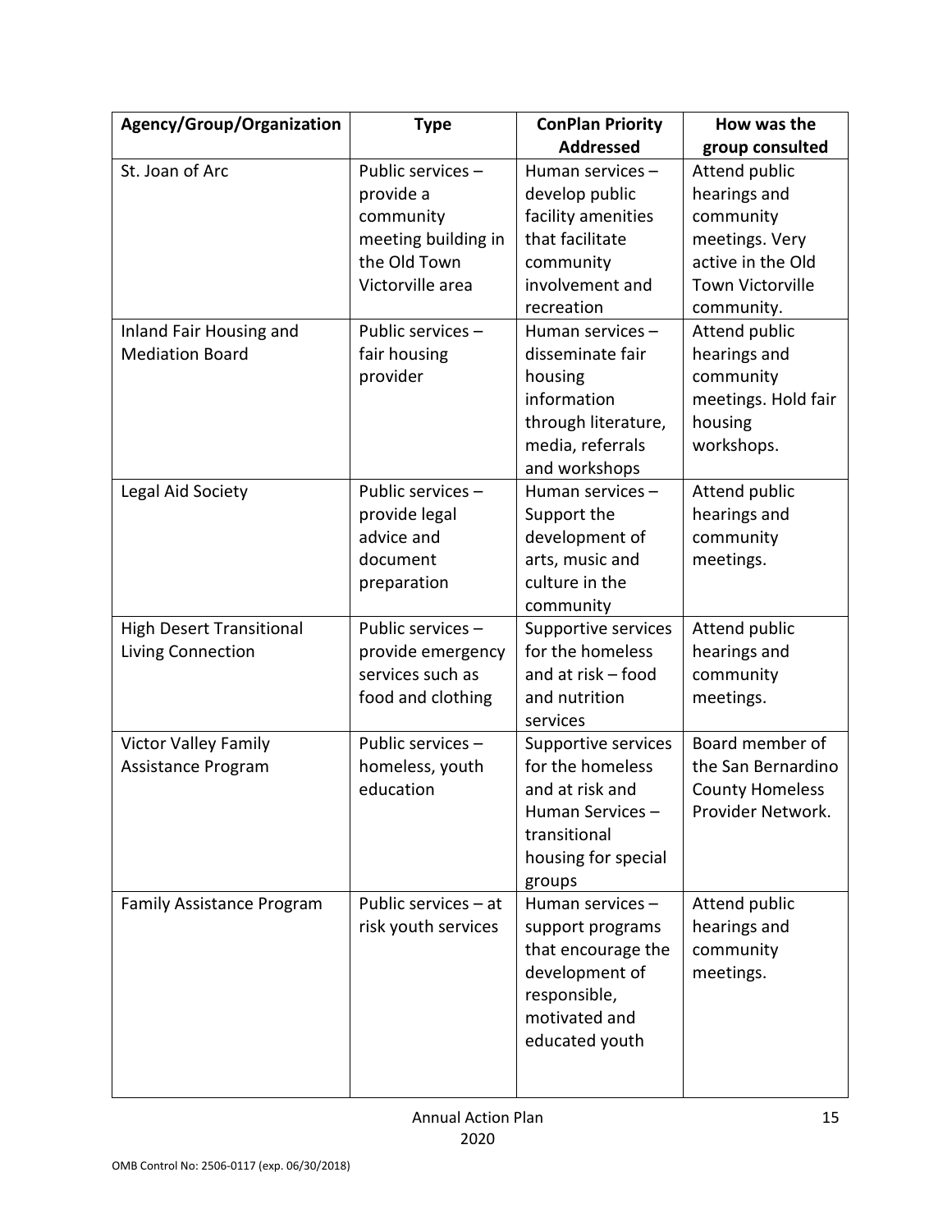| Agency/Group/Organization | Type | ConPlan Priority Addressed | How was the group consulted |
|---|---|---|---|
| St. Joan of Arc | Public services – provide a community meeting building in the Old Town Victorville area | Human services – develop public facility amenities that facilitate community involvement and recreation | Attend public hearings and community meetings. Very active in the Old Town Victorville community. |
| Inland Fair Housing and Mediation Board | Public services – fair housing provider | Human services – disseminate fair housing information through literature, media, referrals and workshops | Attend public hearings and community meetings. Hold fair housing workshops. |
| Legal Aid Society | Public services – provide legal advice and document preparation | Human services – Support the development of arts, music and culture in the community | Attend public hearings and community meetings. |
| High Desert Transitional Living Connection | Public services – provide emergency services such as food and clothing | Supportive services for the homeless and at risk – food and nutrition services | Attend public hearings and community meetings. |
| Victor Valley Family Assistance Program | Public services – homeless, youth education | Supportive services for the homeless and at risk and Human Services – transitional housing for special groups | Board member of the San Bernardino County Homeless Provider Network. |
| Family Assistance Program | Public services – at risk youth services | Human services – support programs that encourage the development of responsible, motivated and educated youth | Attend public hearings and community meetings. |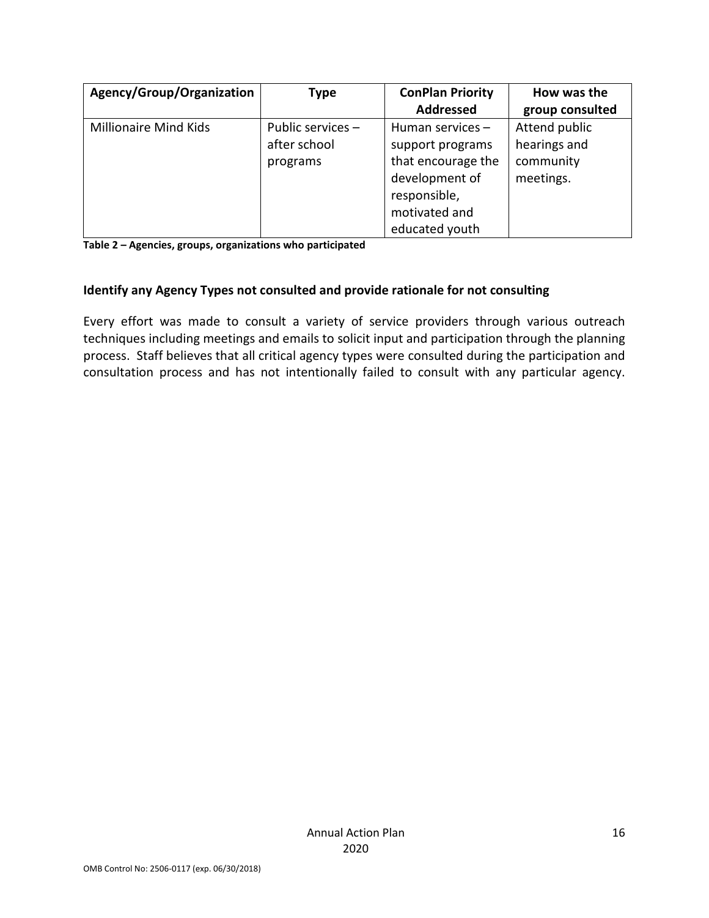| Agency/Group/Organization | Type | ConPlan Priority Addressed | How was the group consulted |
|---|---|---|---|
| Millionaire Mind Kids | Public services – after school programs | Human services – support programs that encourage the development of responsible, motivated and educated youth | Attend public hearings and community meetings. |

**Table 2 – Agencies, groups, organizations who participated**

### Identify any Agency Types not consulted and provide rationale for not consulting

Every effort was made to consult a variety of service providers through various outreach techniques including meetings and emails to solicit input and participation through the planning process. Staff believes that all critical agency types were consulted during the participation and consultation process and has not intentionally failed to consult with any particular agency.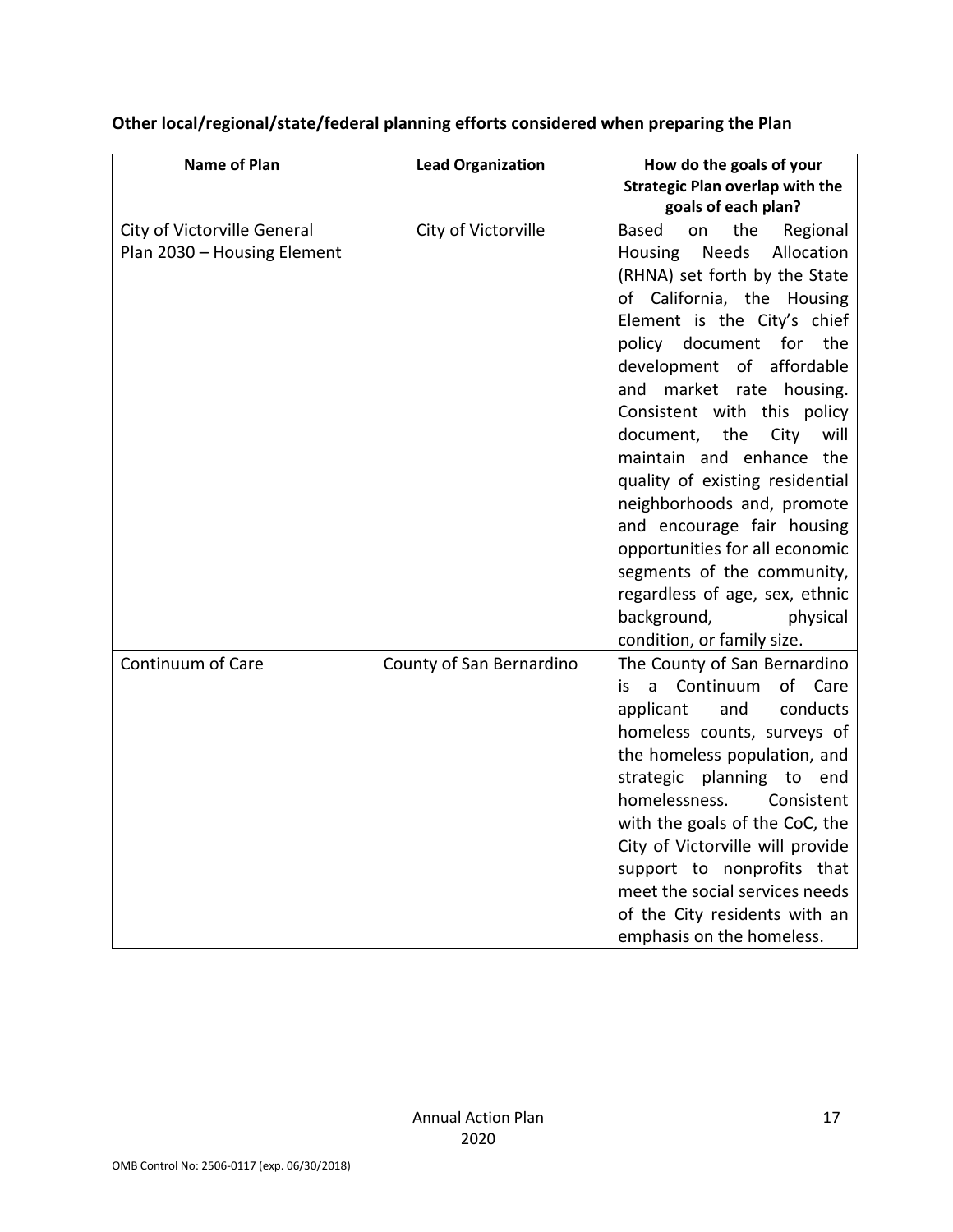**Other local/regional/state/federal planning efforts considered when preparing the Plan**

| Name of Plan | Lead Organization | How do the goals of your Strategic Plan overlap with the goals of each plan? |
|---|---|---|
| City of Victorville General Plan 2030 – Housing Element | City of Victorville | Based on the Regional Housing Needs Allocation (RHNA) set forth by the State of California, the Housing Element is the City's chief policy document for the development of affordable and market rate housing. Consistent with this policy document, the City will maintain and enhance the quality of existing residential neighborhoods and, promote and encourage fair housing opportunities for all economic segments of the community, regardless of age, sex, ethnic background, physical condition, or family size. |
| Continuum of Care | County of San Bernardino | The County of San Bernardino is a Continuum of Care applicant and conducts homeless counts, surveys of the homeless population, and strategic planning to end homelessness. Consistent with the goals of the CoC, the City of Victorville will provide support to nonprofits that meet the social services needs of the City residents with an emphasis on the homeless. |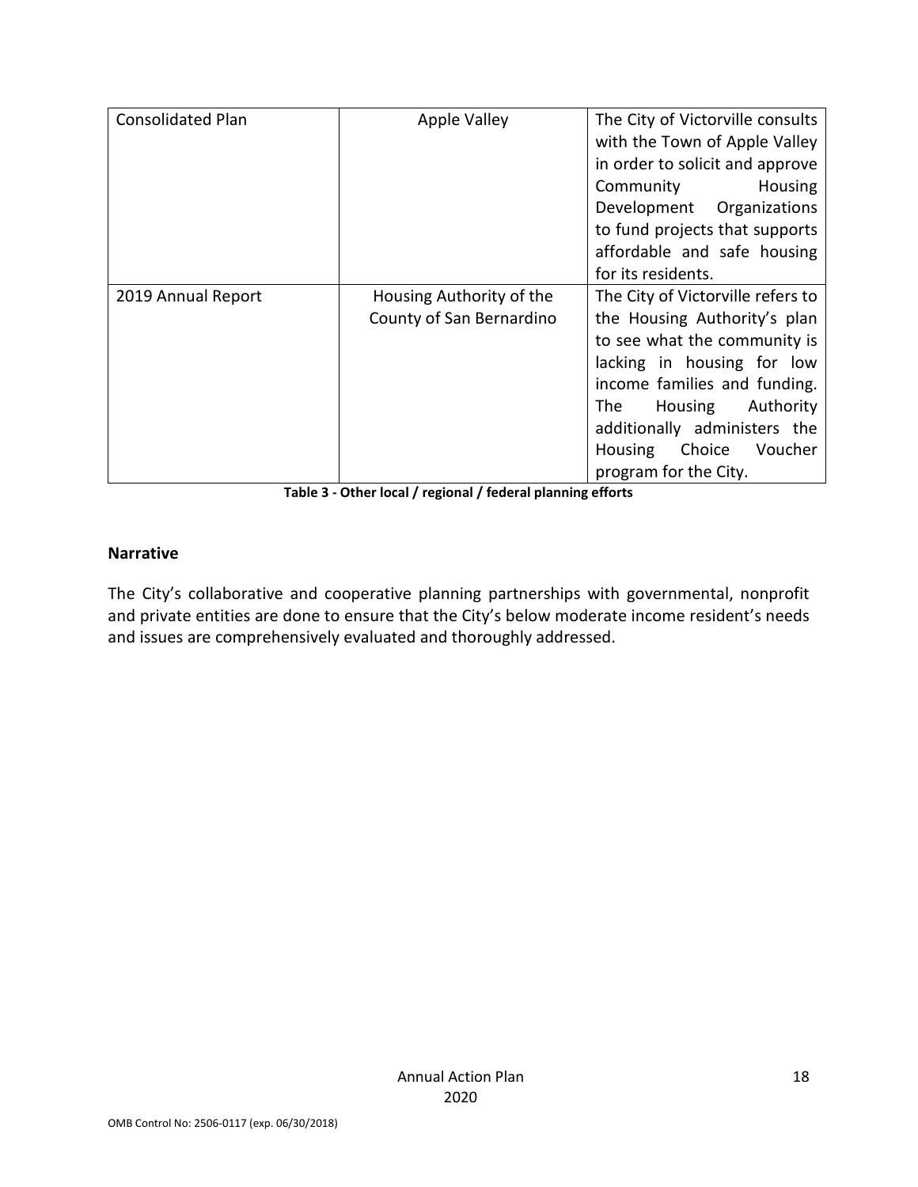| Consolidated Plan | Apple Valley | The City of Victorville consults with the Town of Apple Valley in order to solicit and approve Community Housing Development Organizations to fund projects that supports affordable and safe housing for its residents. |
|---|---|---|
| 2019 Annual Report | Housing Authority of the County of San Bernardino | The City of Victorville refers to the Housing Authority's plan to see what the community is lacking in housing for low income families and funding. The Housing Authority additionally administers the Housing Choice Voucher program for the City. |

**Table 3 - Other local / regional / federal planning efforts**

### Narrative

The City's collaborative and cooperative planning partnerships with governmental, nonprofit and private entities are done to ensure that the City's below moderate income resident's needs and issues are comprehensively evaluated and thoroughly addressed.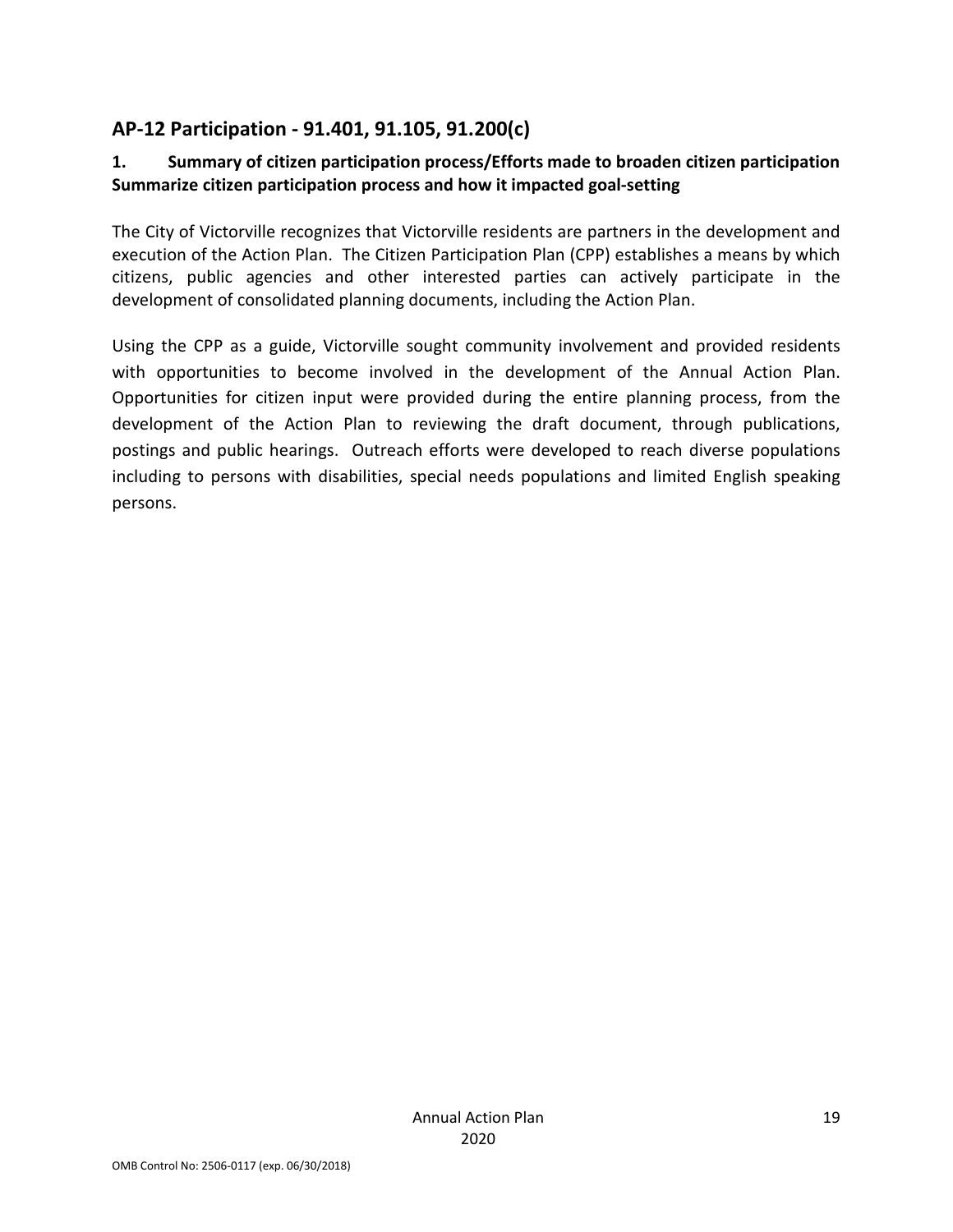## AP-12 Participation - 91.401, 91.105, 91.200(c)

### 1. Summary of citizen participation process/Efforts made to broaden citizen participation Summarize citizen participation process and how it impacted goal-setting

The City of Victorville recognizes that Victorville residents are partners in the development and execution of the Action Plan. The Citizen Participation Plan (CPP) establishes a means by which citizens, public agencies and other interested parties can actively participate in the development of consolidated planning documents, including the Action Plan.

Using the CPP as a guide, Victorville sought community involvement and provided residents with opportunities to become involved in the development of the Annual Action Plan. Opportunities for citizen input were provided during the entire planning process, from the development of the Action Plan to reviewing the draft document, through publications, postings and public hearings. Outreach efforts were developed to reach diverse populations including to persons with disabilities, special needs populations and limited English speaking persons.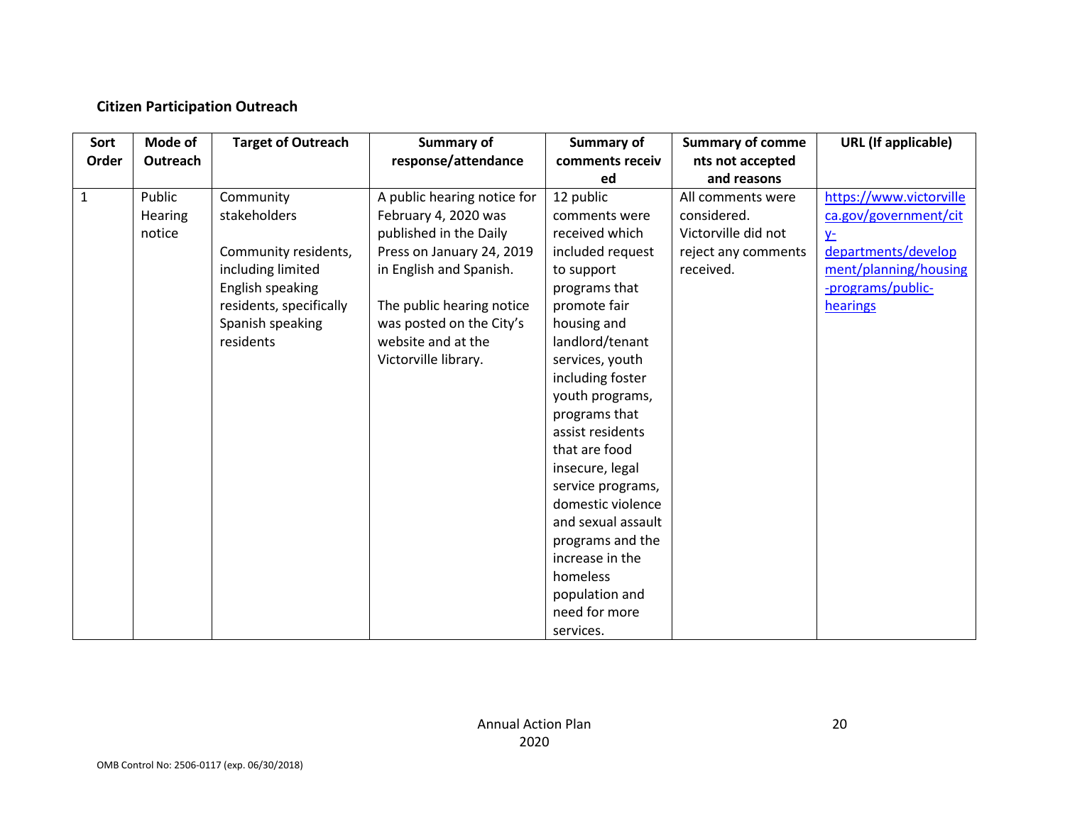**Citizen Participation Outreach**

| Sort Order | Mode of Outreach | Target of Outreach | Summary of response/attendance | Summary of comments received | Summary of comments not accepted and reasons | URL (If applicable) |
|---|---|---|---|---|---|---|
| 1 | Public Hearing notice | Community stakeholders<br><br>Community residents, including limited English speaking residents, specifically Spanish speaking residents | A public hearing notice for February 4, 2020 was published in the Daily Press on January 24, 2019 in English and Spanish.<br><br>The public hearing notice was posted on the City's website and at the Victorville library. | 12 public comments were received which included request to support programs that promote fair housing and landlord/tenant services, youth including foster youth programs, programs that assist residents that are food insecure, legal service programs, domestic violence and sexual assault programs and the increase in the homeless population and need for more services. | All comments were considered. Victorville did not reject any comments received. | https://www.victorvilleca.gov/government/city-departments/development/planning/housing-programs/public-hearings |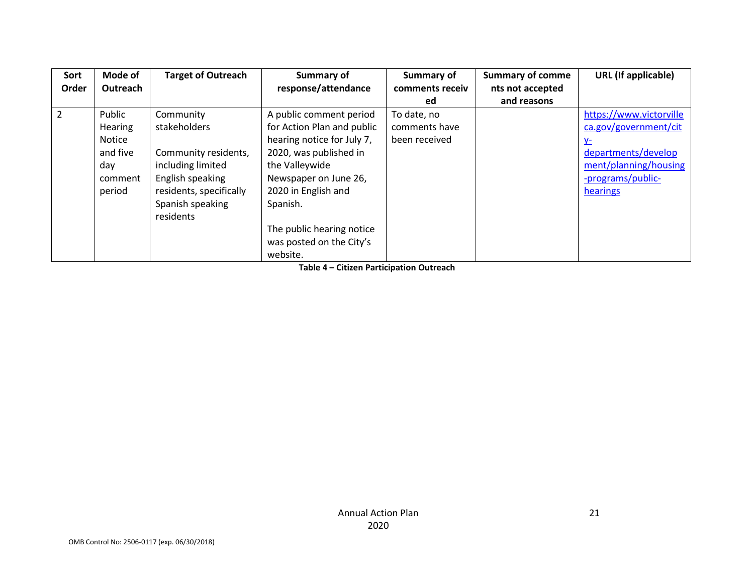| Sort Order | Mode of Outreach | Target of Outreach | Summary of response/attendance | Summary of comments received | Summary of comments not accepted and reasons | URL (If applicable) |
|---|---|---|---|---|---|---|
| 2 | Public Hearing Notice and five day comment period | Community stakeholders<br><br>Community residents, including limited English speaking residents, specifically Spanish speaking residents | A public comment period for Action Plan and public hearing notice for July 7, 2020, was published in the Valleywide Newspaper on June 26, 2020 in English and Spanish.<br><br>The public hearing notice was posted on the City's website. | To date, no comments have been received | | https://www.victorvilleca.gov/government/city-departments/development/planning/housing-programs/public-hearings |

**Table 4 – Citizen Participation Outreach**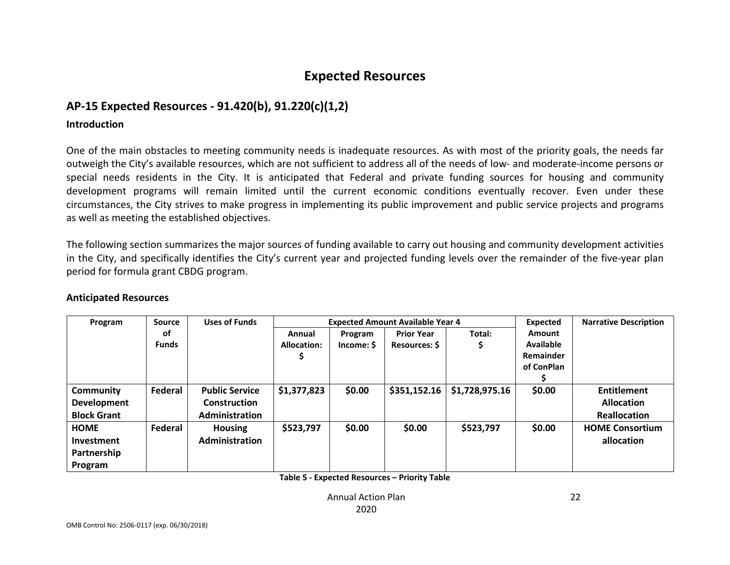# Expected Resources

## AP-15 Expected Resources - 91.420(b), 91.220(c)(1,2)

### Introduction

One of the main obstacles to meeting community needs is inadequate resources. As with most of the priority goals, the needs far outweigh the City's available resources, which are not sufficient to address all of the needs of low- and moderate-income persons or special needs residents in the City. It is anticipated that Federal and private funding sources for housing and community development programs will remain limited until the current economic conditions eventually recover. Even under these circumstances, the City strives to make progress in implementing its public improvement and public service projects and programs as well as meeting the established objectives.

The following section summarizes the major sources of funding available to carry out housing and community development activities in the City, and specifically identifies the City's current year and projected funding levels over the remainder of the five-year plan period for formula grant CBDG program.

### Anticipated Resources

| Program | Source of Funds | Uses of Funds | Expected Amount Available Year 4 | | | | Expected Amount Available Remainder of ConPlan $ | Narrative Description |
|---|---|---|---|---|---|---|---|---|
| | | | Annual Allocation: $ | Program Income: $ | Prior Year Resources: $ | Total: $ | | |
| **Community Development Block Grant** | **Federal** | **Public Service Construction Administration** | **$1,377,823** | **$0.00** | **$351,152.16** | **$1,728,975.16** | **$0.00** | **Entitlement Allocation Reallocation** |
| **HOME Investment Partnership Program** | **Federal** | **Housing Administration** | **$523,797** | **$0.00** | **$0.00** | **$523,797** | **$0.00** | **HOME Consortium allocation** |

**Table 5 - Expected Resources – Priority Table**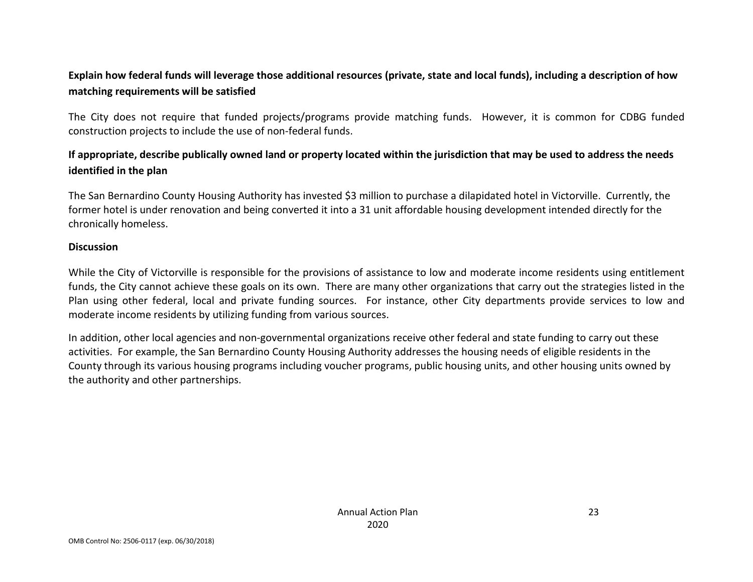**Explain how federal funds will leverage those additional resources (private, state and local funds), including a description of how matching requirements will be satisfied**

The City does not require that funded projects/programs provide matching funds. However, it is common for CDBG funded construction projects to include the use of non-federal funds.

**If appropriate, describe publically owned land or property located within the jurisdiction that may be used to address the needs identified in the plan**

The San Bernardino County Housing Authority has invested $3 million to purchase a dilapidated hotel in Victorville. Currently, the former hotel is under renovation and being converted it into a 31 unit affordable housing development intended directly for the chronically homeless.

**Discussion**

While the City of Victorville is responsible for the provisions of assistance to low and moderate income residents using entitlement funds, the City cannot achieve these goals on its own. There are many other organizations that carry out the strategies listed in the Plan using other federal, local and private funding sources. For instance, other City departments provide services to low and moderate income residents by utilizing funding from various sources.

In addition, other local agencies and non-governmental organizations receive other federal and state funding to carry out these activities. For example, the San Bernardino County Housing Authority addresses the housing needs of eligible residents in the County through its various housing programs including voucher programs, public housing units, and other housing units owned by the authority and other partnerships.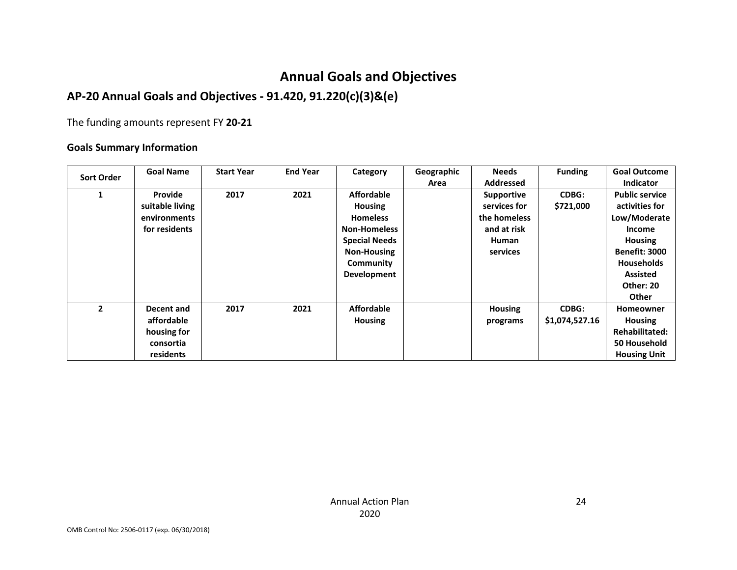# Annual Goals and Objectives

## AP-20 Annual Goals and Objectives - 91.420, 91.220(c)(3)&(e)

The funding amounts represent FY **20-21**

### Goals Summary Information

| Sort Order | Goal Name | Start Year | End Year | Category | Geographic Area | Needs Addressed | Funding | Goal Outcome Indicator |
|---|---|---|---|---|---|---|---|---|
| 1 | Provide suitable living environments for residents | 2017 | 2021 | Affordable Housing<br>Homeless<br>Non-Homeless Special Needs<br>Non-Housing Community Development | | Supportive services for the homeless and at risk<br>Human services | CDBG: $721,000 | Public service activities for Low/Moderate Income Housing Benefit: 3000 Households Assisted<br>Other: 20 Other |
| 2 | Decent and affordable housing for consortia residents | 2017 | 2021 | Affordable Housing | | Housing programs | CDBG: $1,074,527.16 | Homeowner Housing Rehabilitated: 50 Household Housing Unit |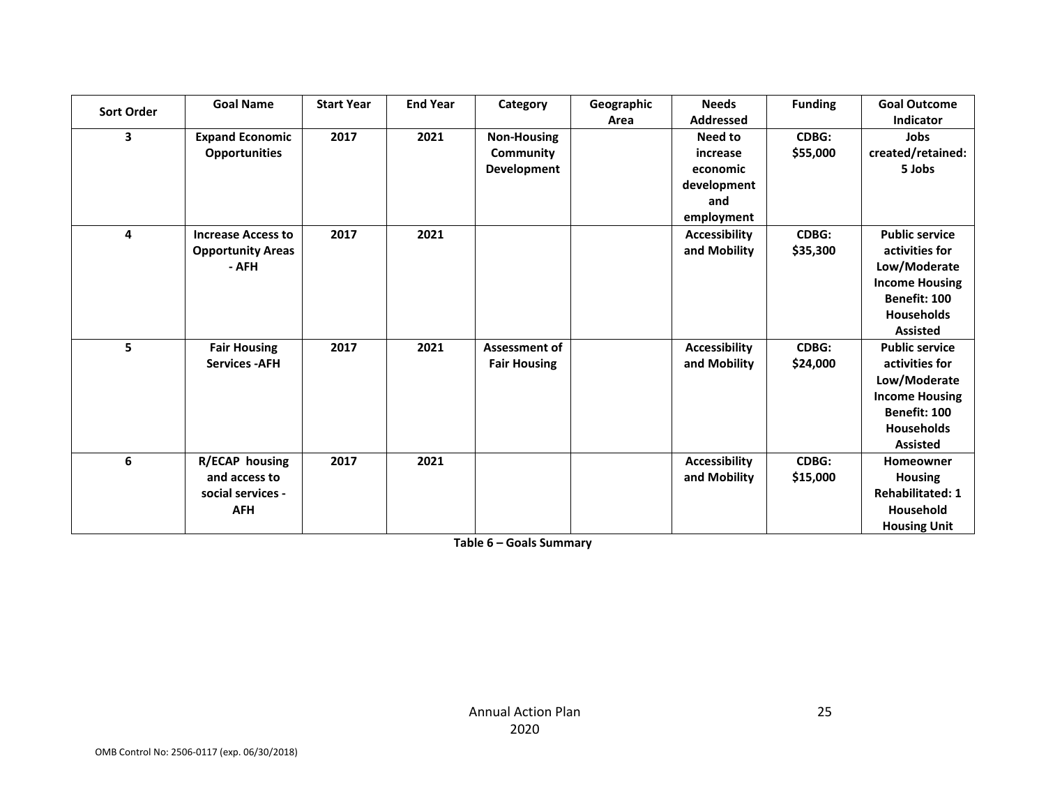| Sort Order | Goal Name | Start Year | End Year | Category | Geographic Area | Needs Addressed | Funding | Goal Outcome Indicator |
|---|---|---|---|---|---|---|---|---|
| 3 | Expand Economic Opportunities | 2017 | 2021 | Non-Housing Community Development | | Need to increase economic development and employment | CDBG: $55,000 | Jobs created/retained: 5 Jobs |
| 4 | Increase Access to Opportunity Areas - AFH | 2017 | 2021 | | | Accessibility and Mobility | CDBG: $35,300 | Public service activities for Low/Moderate Income Housing Benefit: 100 Households Assisted |
| 5 | Fair Housing Services -AFH | 2017 | 2021 | Assessment of Fair Housing | | Accessibility and Mobility | CDBG: $24,000 | Public service activities for Low/Moderate Income Housing Benefit: 100 Households Assisted |
| 6 | R/ECAP housing and access to social services - AFH | 2017 | 2021 | | | Accessibility and Mobility | CDBG: $15,000 | Homeowner Housing Rehabilitated: 1 Household Housing Unit |

**Table 6 – Goals Summary**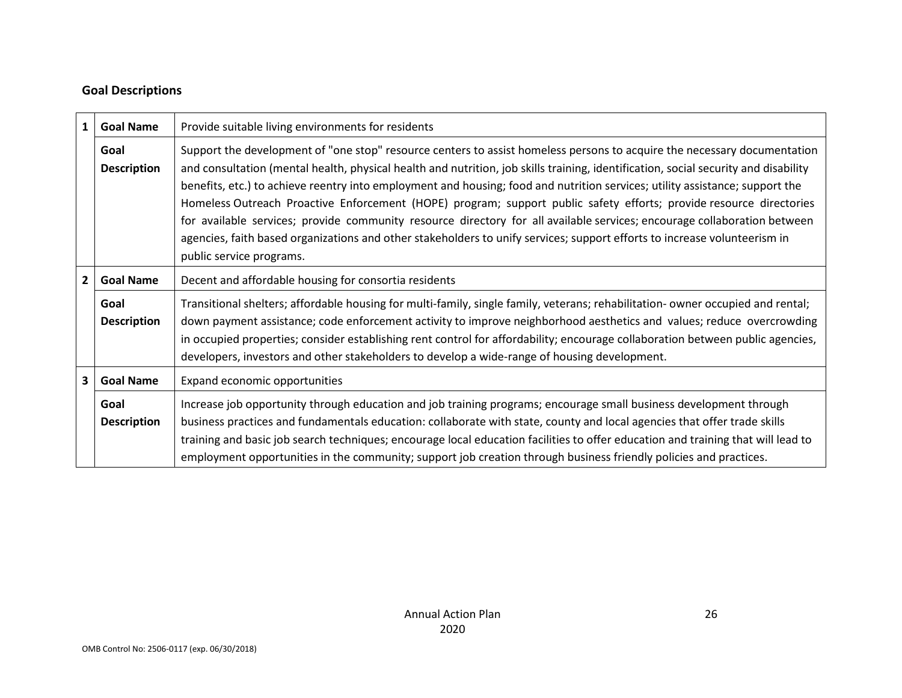**Goal Descriptions**

| | | |
|---|---|---|
| 1 | **Goal Name** | Provide suitable living environments for residents |
| | **Goal Description** | Support the development of "one stop" resource centers to assist homeless persons to acquire the necessary documentation and consultation (mental health, physical health and nutrition, job skills training, identification, social security and disability benefits, etc.) to achieve reentry into employment and housing; food and nutrition services; utility assistance; support the Homeless Outreach Proactive Enforcement (HOPE) program; support public safety efforts; provide resource directories for available services; provide community resource directory for all available services; encourage collaboration between agencies, faith based organizations and other stakeholders to unify services; support efforts to increase volunteerism in public service programs. |
| 2 | **Goal Name** | Decent and affordable housing for consortia residents |
| | **Goal Description** | Transitional shelters; affordable housing for multi-family, single family, veterans; rehabilitation- owner occupied and rental; down payment assistance; code enforcement activity to improve neighborhood aesthetics and values; reduce overcrowding in occupied properties; consider establishing rent control for affordability; encourage collaboration between public agencies, developers, investors and other stakeholders to develop a wide-range of housing development. |
| 3 | **Goal Name** | Expand economic opportunities |
| | **Goal Description** | Increase job opportunity through education and job training programs; encourage small business development through business practices and fundamentals education: collaborate with state, county and local agencies that offer trade skills training and basic job search techniques; encourage local education facilities to offer education and training that will lead to employment opportunities in the community; support job creation through business friendly policies and practices. |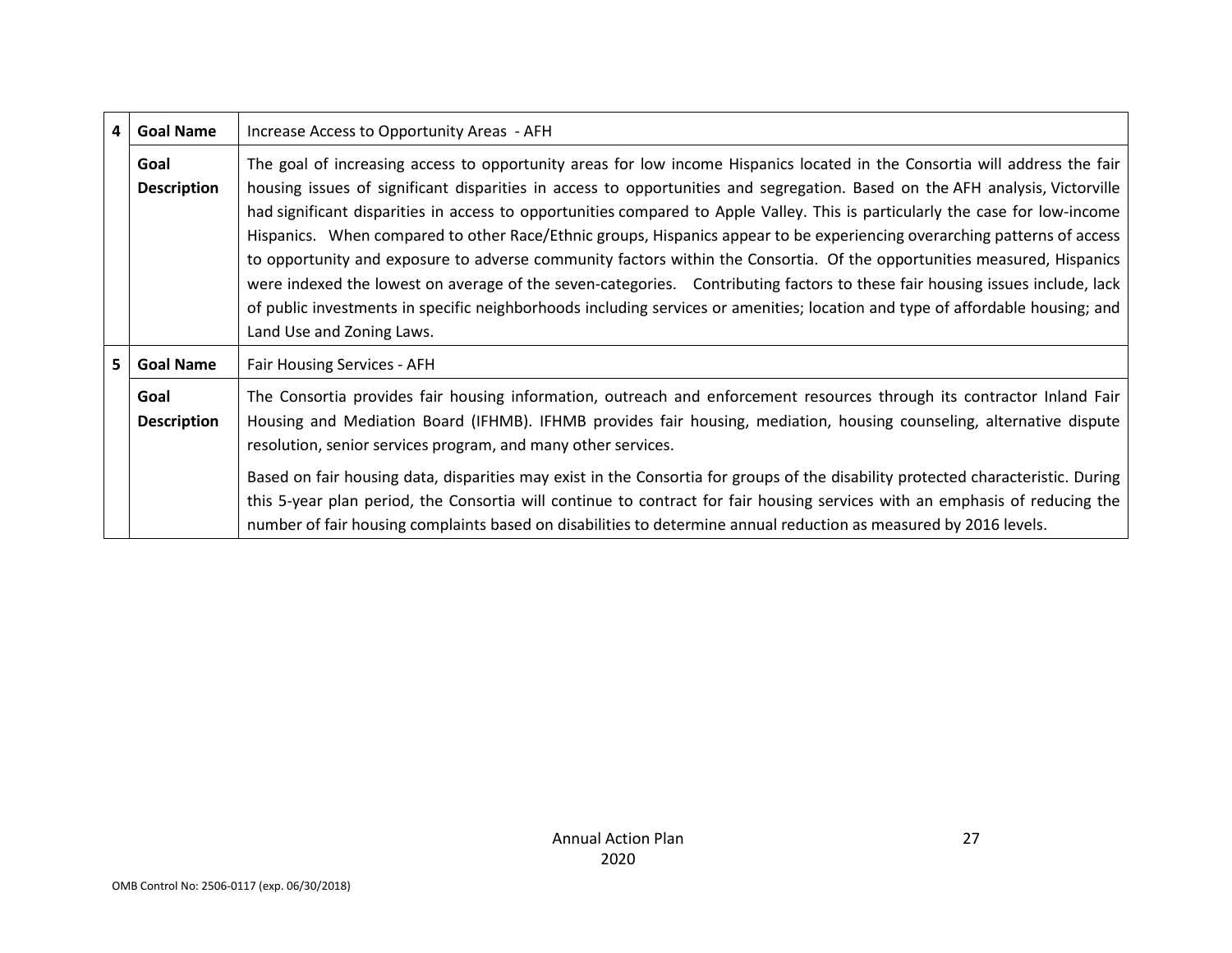| | | |
|---|---|---|
| 4 | **Goal Name** | Increase Access to Opportunity Areas - AFH |
| | **Goal Description** | The goal of increasing access to opportunity areas for low income Hispanics located in the Consortia will address the fair housing issues of significant disparities in access to opportunities and segregation. Based on the AFH analysis, Victorville had significant disparities in access to opportunities compared to Apple Valley. This is particularly the case for low-income Hispanics. When compared to other Race/Ethnic groups, Hispanics appear to be experiencing overarching patterns of access to opportunity and exposure to adverse community factors within the Consortia. Of the opportunities measured, Hispanics were indexed the lowest on average of the seven-categories. Contributing factors to these fair housing issues include, lack of public investments in specific neighborhoods including services or amenities; location and type of affordable housing; and Land Use and Zoning Laws. |
| 5 | **Goal Name** | Fair Housing Services - AFH |
| | **Goal Description** | The Consortia provides fair housing information, outreach and enforcement resources through its contractor Inland Fair Housing and Mediation Board (IFHMB). IFHMB provides fair housing, mediation, housing counseling, alternative dispute resolution, senior services program, and many other services.<br><br>Based on fair housing data, disparities may exist in the Consortia for groups of the disability protected characteristic. During this 5-year plan period, the Consortia will continue to contract for fair housing services with an emphasis of reducing the number of fair housing complaints based on disabilities to determine annual reduction as measured by 2016 levels. |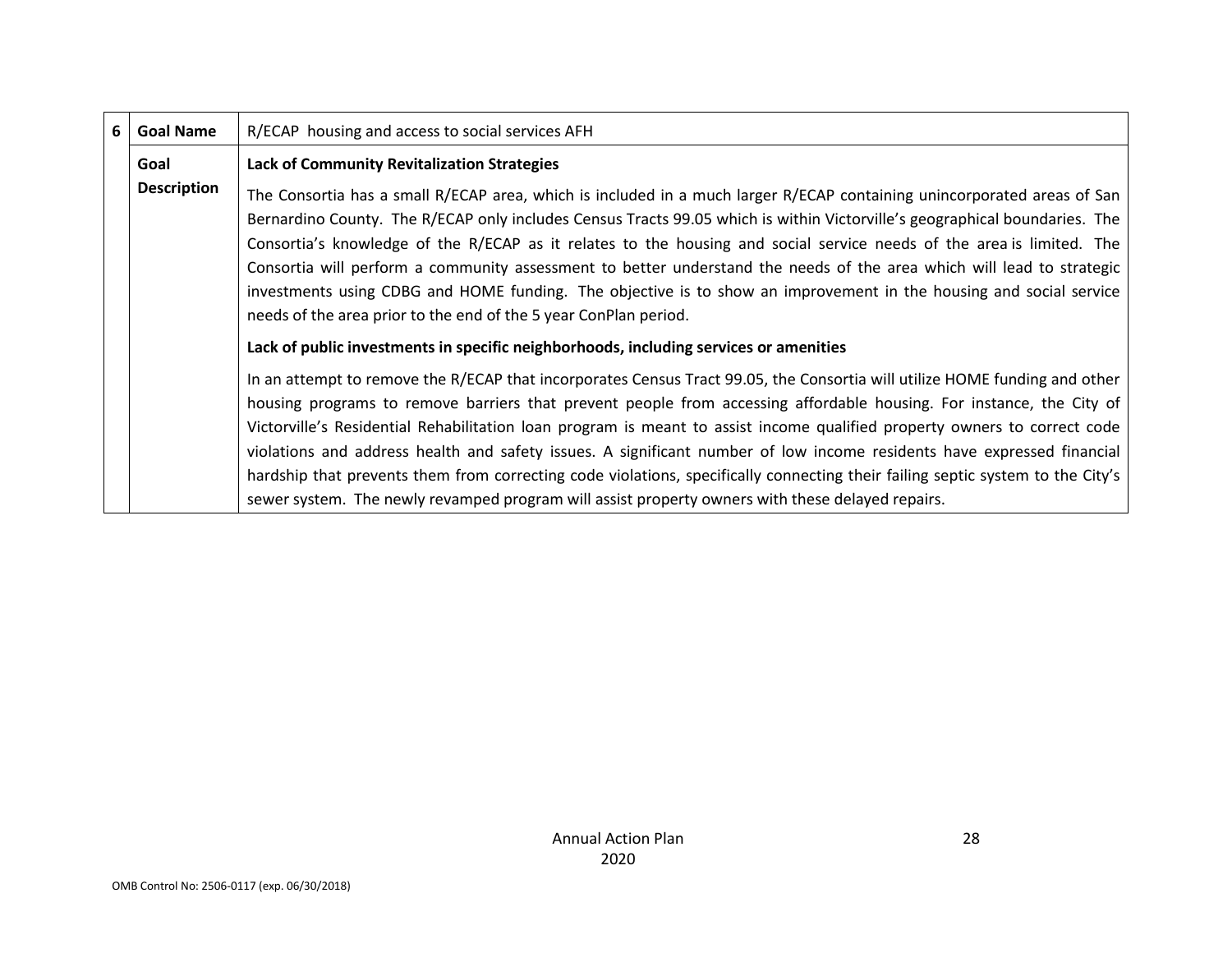| 6 | Goal Name | R/ECAP housing and access to social services AFH |
|---|---|---|
| | Goal Description | **Lack of Community Revitalization Strategies**<br><br>The Consortia has a small R/ECAP area, which is included in a much larger R/ECAP containing unincorporated areas of San Bernardino County. The R/ECAP only includes Census Tracts 99.05 which is within Victorville's geographical boundaries. The Consortia's knowledge of the R/ECAP as it relates to the housing and social service needs of the area is limited. The Consortia will perform a community assessment to better understand the needs of the area which will lead to strategic investments using CDBG and HOME funding. The objective is to show an improvement in the housing and social service needs of the area prior to the end of the 5 year ConPlan period.<br><br>**Lack of public investments in specific neighborhoods, including services or amenities**<br><br>In an attempt to remove the R/ECAP that incorporates Census Tract 99.05, the Consortia will utilize HOME funding and other housing programs to remove barriers that prevent people from accessing affordable housing. For instance, the City of Victorville's Residential Rehabilitation loan program is meant to assist income qualified property owners to correct code violations and address health and safety issues. A significant number of low income residents have expressed financial hardship that prevents them from correcting code violations, specifically connecting their failing septic system to the City's sewer system. The newly revamped program will assist property owners with these delayed repairs. |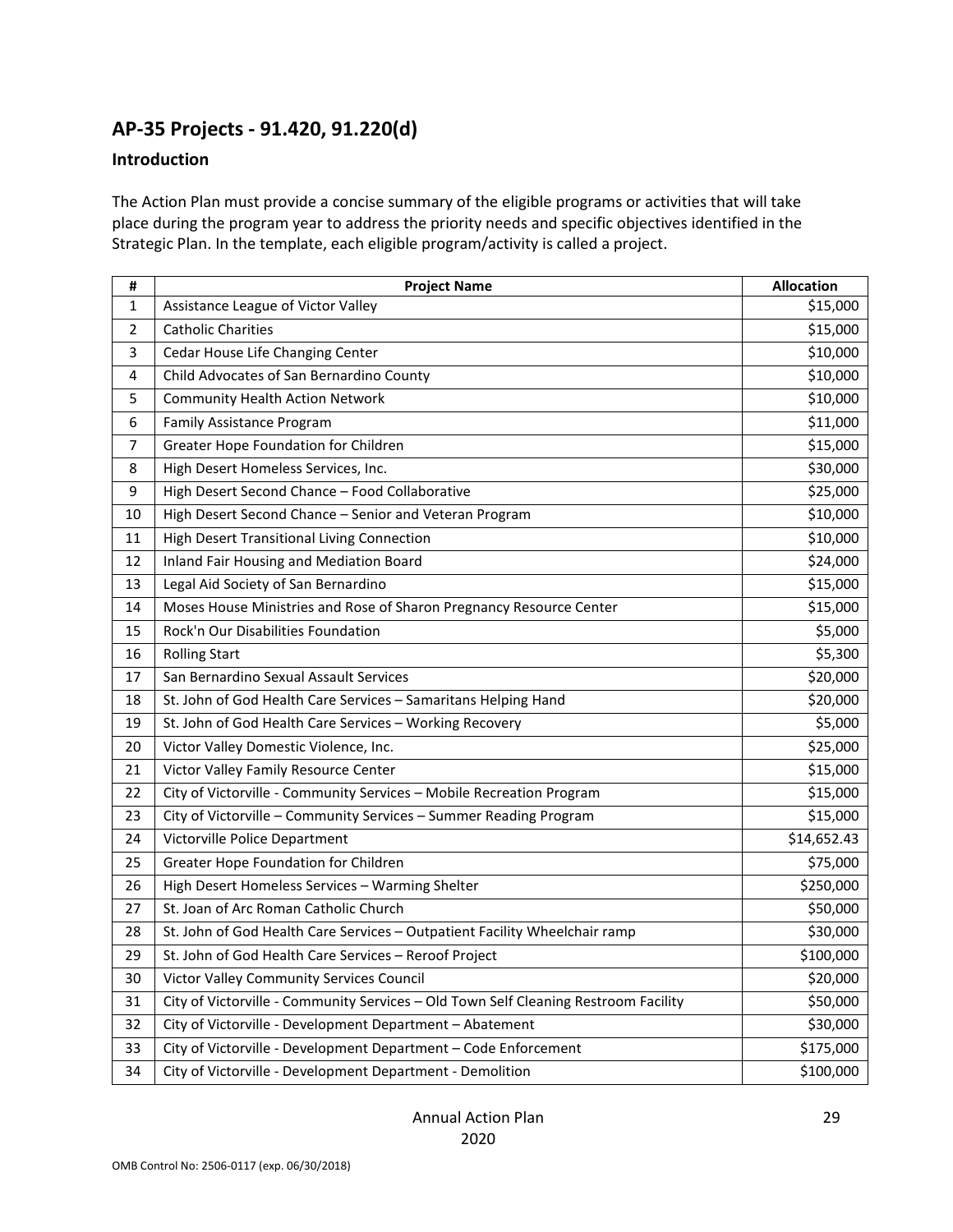## AP-35 Projects - 91.420, 91.220(d)

### Introduction

The Action Plan must provide a concise summary of the eligible programs or activities that will take place during the program year to address the priority needs and specific objectives identified in the Strategic Plan. In the template, each eligible program/activity is called a project.

| # | Project Name | Allocation |
|---|---|---|
| 1 | Assistance League of Victor Valley | $15,000 |
| 2 | Catholic Charities | $15,000 |
| 3 | Cedar House Life Changing Center | $10,000 |
| 4 | Child Advocates of San Bernardino County | $10,000 |
| 5 | Community Health Action Network | $10,000 |
| 6 | Family Assistance Program | $11,000 |
| 7 | Greater Hope Foundation for Children | $15,000 |
| 8 | High Desert Homeless Services, Inc. | $30,000 |
| 9 | High Desert Second Chance – Food Collaborative | $25,000 |
| 10 | High Desert Second Chance – Senior and Veteran Program | $10,000 |
| 11 | High Desert Transitional Living Connection | $10,000 |
| 12 | Inland Fair Housing and Mediation Board | $24,000 |
| 13 | Legal Aid Society of San Bernardino | $15,000 |
| 14 | Moses House Ministries and Rose of Sharon Pregnancy Resource Center | $15,000 |
| 15 | Rock'n Our Disabilities Foundation | $5,000 |
| 16 | Rolling Start | $5,300 |
| 17 | San Bernardino Sexual Assault Services | $20,000 |
| 18 | St. John of God Health Care Services – Samaritans Helping Hand | $20,000 |
| 19 | St. John of God Health Care Services – Working Recovery | $5,000 |
| 20 | Victor Valley Domestic Violence, Inc. | $25,000 |
| 21 | Victor Valley Family Resource Center | $15,000 |
| 22 | City of Victorville - Community Services – Mobile Recreation Program | $15,000 |
| 23 | City of Victorville – Community Services – Summer Reading Program | $15,000 |
| 24 | Victorville Police Department | $14,652.43 |
| 25 | Greater Hope Foundation for Children | $75,000 |
| 26 | High Desert Homeless Services – Warming Shelter | $250,000 |
| 27 | St. Joan of Arc Roman Catholic Church | $50,000 |
| 28 | St. John of God Health Care Services – Outpatient Facility Wheelchair ramp | $30,000 |
| 29 | St. John of God Health Care Services – Reroof Project | $100,000 |
| 30 | Victor Valley Community Services Council | $20,000 |
| 31 | City of Victorville - Community Services – Old Town Self Cleaning Restroom Facility | $50,000 |
| 32 | City of Victorville - Development Department – Abatement | $30,000 |
| 33 | City of Victorville - Development Department – Code Enforcement | $175,000 |
| 34 | City of Victorville - Development Department - Demolition | $100,000 |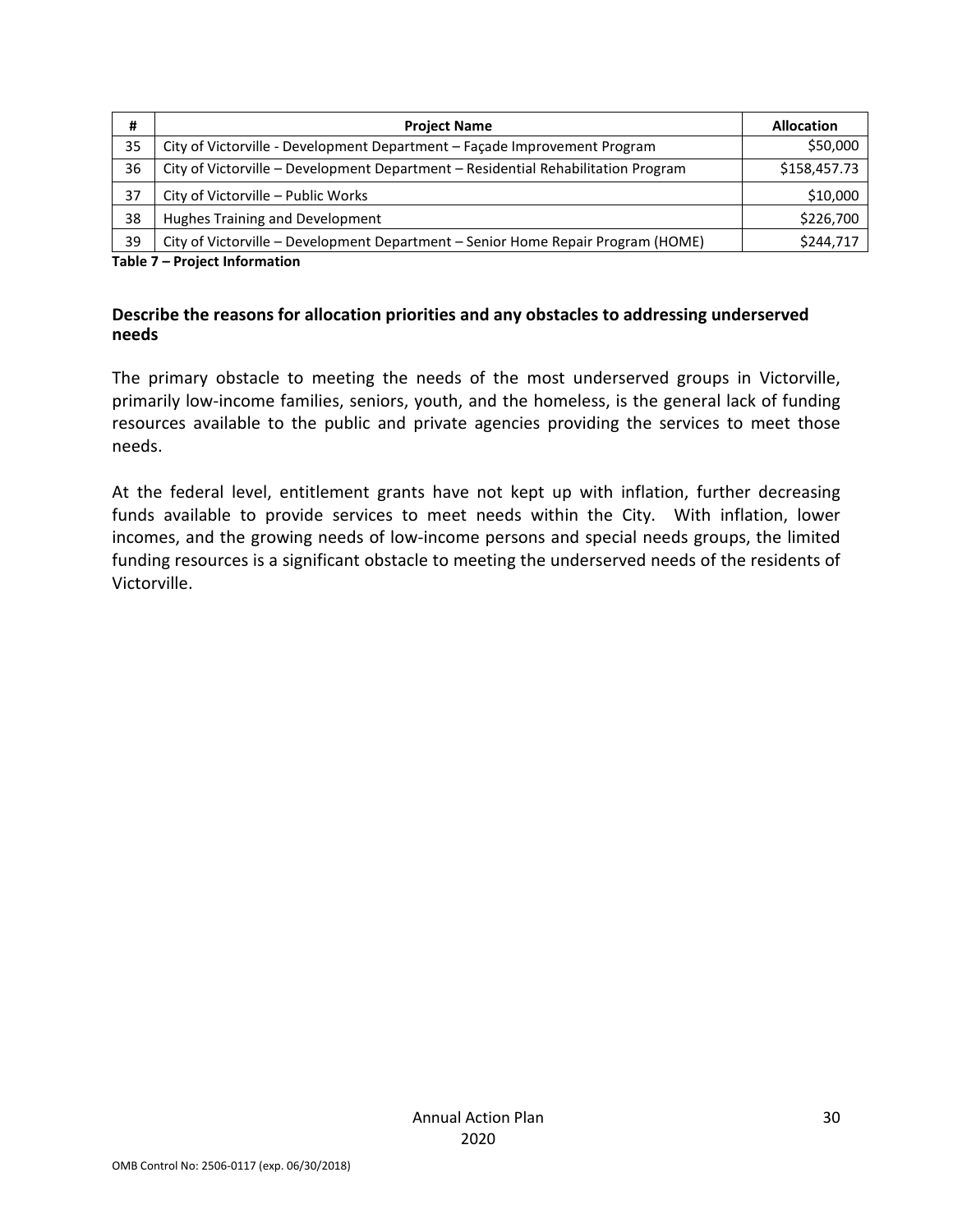| # | Project Name | Allocation |
|---|---|---|
| 35 | City of Victorville - Development Department – Façade Improvement Program | $50,000 |
| 36 | City of Victorville – Development Department – Residential Rehabilitation Program | $158,457.73 |
| 37 | City of Victorville – Public Works | $10,000 |
| 38 | Hughes Training and Development | $226,700 |
| 39 | City of Victorville – Development Department – Senior Home Repair Program (HOME) | $244,717 |

**Table 7 – Project Information**

**Describe the reasons for allocation priorities and any obstacles to addressing underserved needs**

The primary obstacle to meeting the needs of the most underserved groups in Victorville, primarily low-income families, seniors, youth, and the homeless, is the general lack of funding resources available to the public and private agencies providing the services to meet those needs.

At the federal level, entitlement grants have not kept up with inflation, further decreasing funds available to provide services to meet needs within the City. With inflation, lower incomes, and the growing needs of low-income persons and special needs groups, the limited funding resources is a significant obstacle to meeting the underserved needs of the residents of Victorville.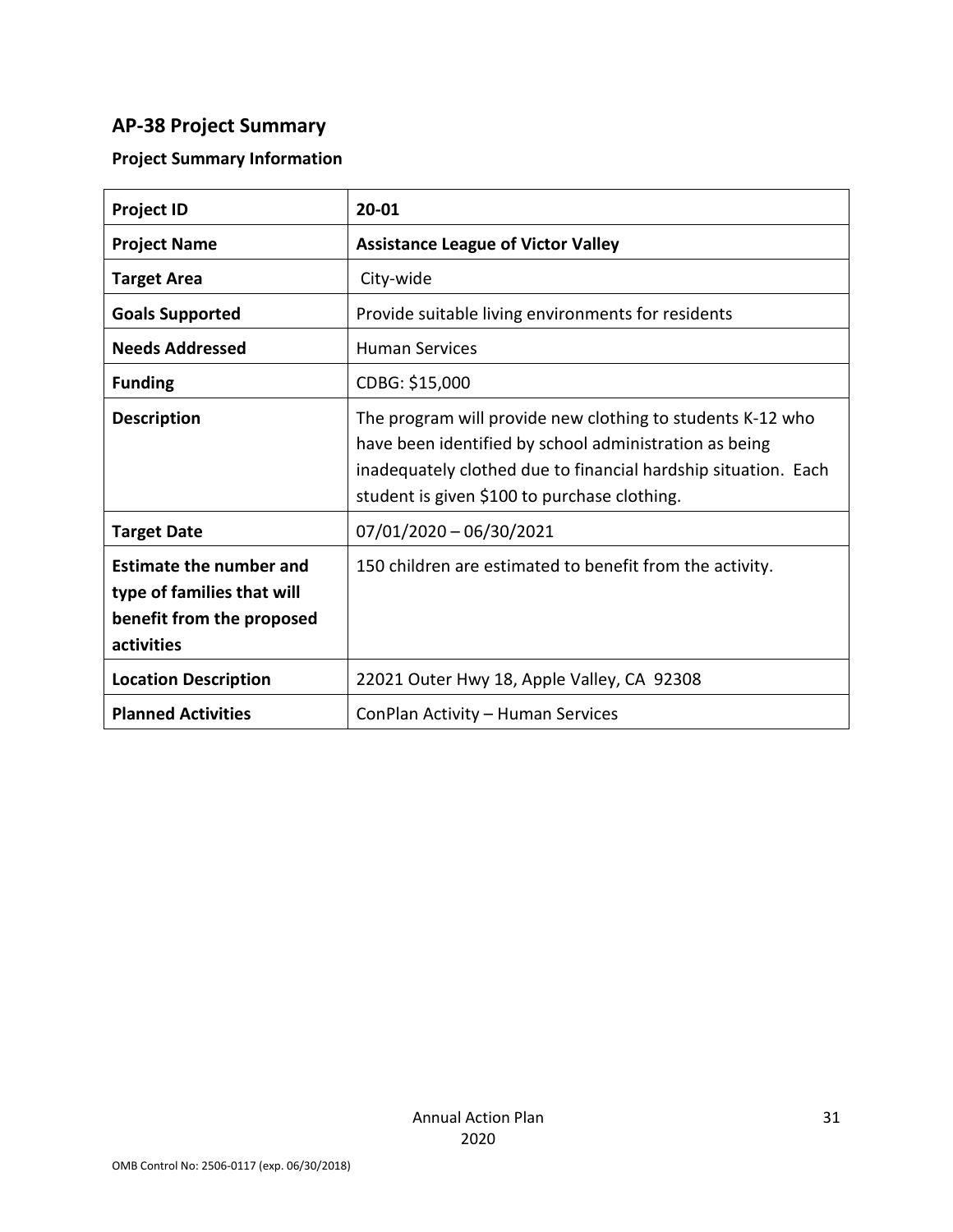## AP-38 Project Summary

### Project Summary Information

| Project ID | 20-01 |
|---|---|
| Project Name | Assistance League of Victor Valley |
| Target Area | City-wide |
| Goals Supported | Provide suitable living environments for residents |
| Needs Addressed | Human Services |
| Funding | CDBG: $15,000 |
| Description | The program will provide new clothing to students K-12 who have been identified by school administration as being inadequately clothed due to financial hardship situation. Each student is given $100 to purchase clothing. |
| Target Date | 07/01/2020 – 06/30/2021 |
| Estimate the number and type of families that will benefit from the proposed activities | 150 children are estimated to benefit from the activity. |
| Location Description | 22021 Outer Hwy 18, Apple Valley, CA 92308 |
| Planned Activities | ConPlan Activity – Human Services |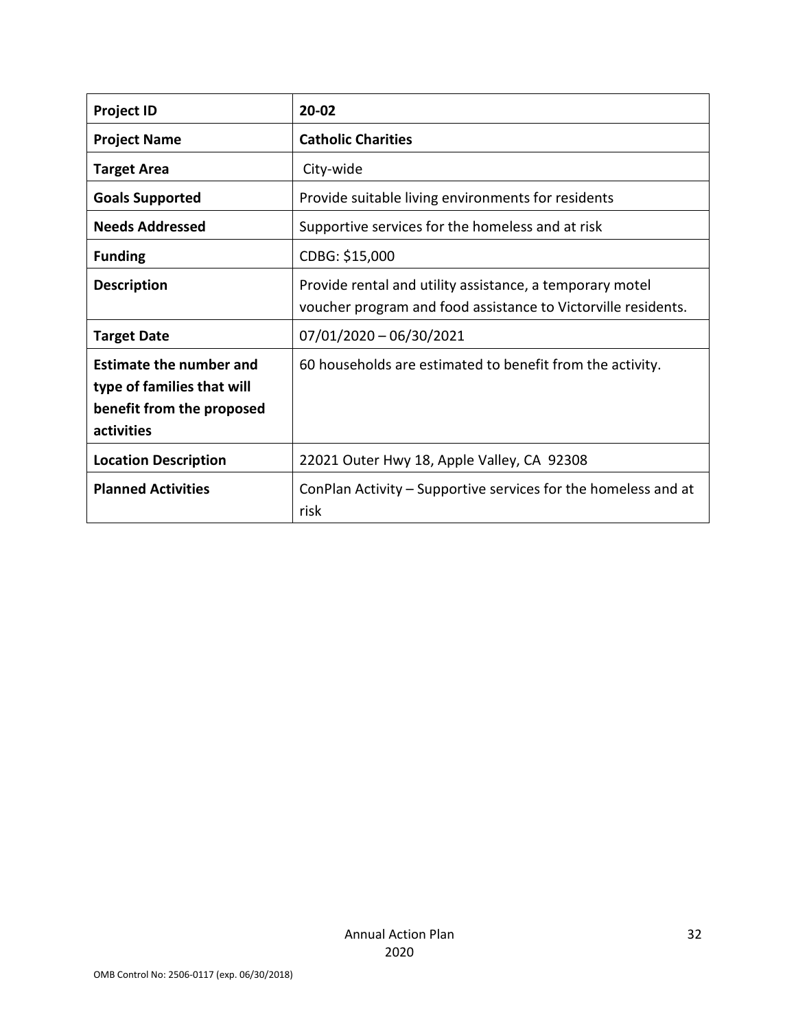| Project ID | 20-02 |
| --- | --- |
| **Project Name** | **Catholic Charities** |
| **Target Area** | City-wide |
| **Goals Supported** | Provide suitable living environments for residents |
| **Needs Addressed** | Supportive services for the homeless and at risk |
| **Funding** | CDBG: $15,000 |
| **Description** | Provide rental and utility assistance, a temporary motel voucher program and food assistance to Victorville residents. |
| **Target Date** | 07/01/2020 – 06/30/2021 |
| **Estimate the number and type of families that will benefit from the proposed activities** | 60 households are estimated to benefit from the activity. |
| **Location Description** | 22021 Outer Hwy 18, Apple Valley, CA 92308 |
| **Planned Activities** | ConPlan Activity – Supportive services for the homeless and at risk |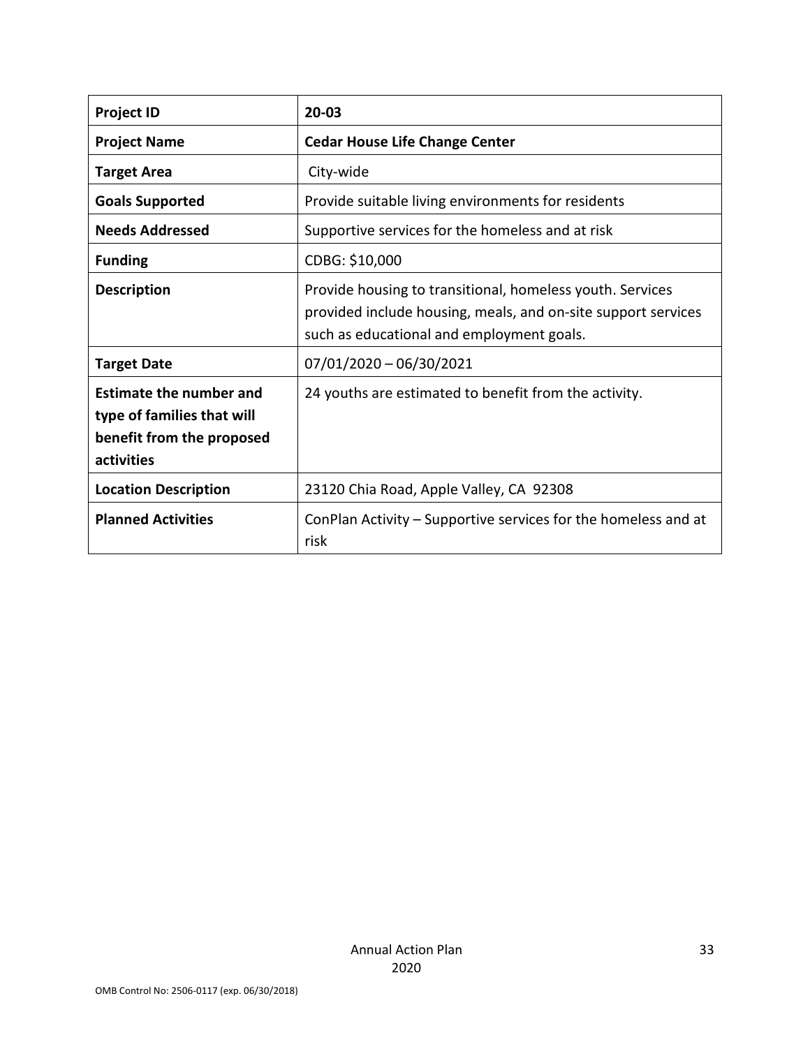| Project ID | 20-03 |
| --- | --- |
| **Project Name** | **Cedar House Life Change Center** |
| **Target Area** | City-wide |
| **Goals Supported** | Provide suitable living environments for residents |
| **Needs Addressed** | Supportive services for the homeless and at risk |
| **Funding** | CDBG: $10,000 |
| **Description** | Provide housing to transitional, homeless youth. Services provided include housing, meals, and on-site support services such as educational and employment goals. |
| **Target Date** | 07/01/2020 – 06/30/2021 |
| **Estimate the number and type of families that will benefit from the proposed activities** | 24 youths are estimated to benefit from the activity. |
| **Location Description** | 23120 Chia Road, Apple Valley, CA 92308 |
| **Planned Activities** | ConPlan Activity – Supportive services for the homeless and at risk |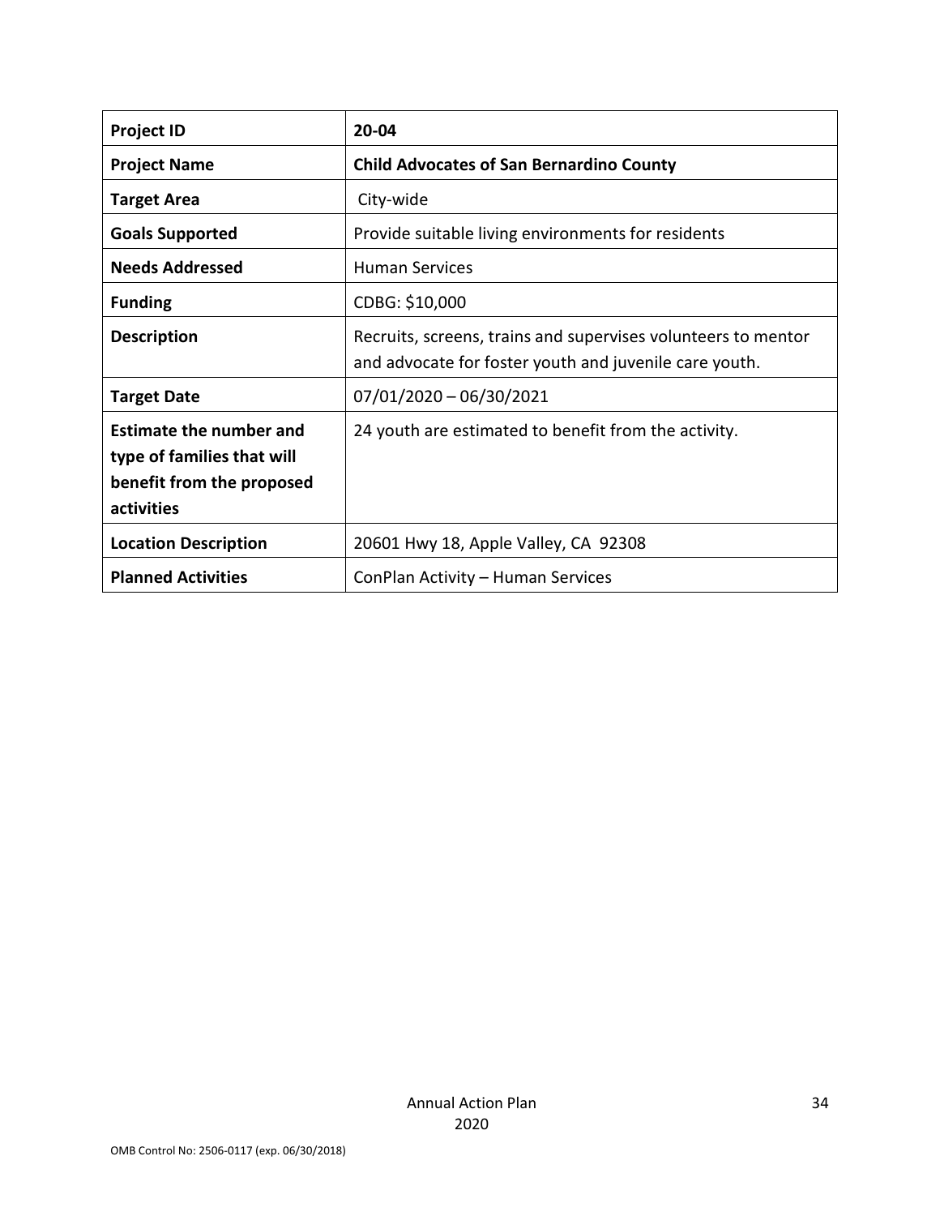| **Project ID** | **20-04** |
|---|---|
| **Project Name** | **Child Advocates of San Bernardino County** |
| **Target Area** | City-wide |
| **Goals Supported** | Provide suitable living environments for residents |
| **Needs Addressed** | Human Services |
| **Funding** | CDBG: $10,000 |
| **Description** | Recruits, screens, trains and supervises volunteers to mentor and advocate for foster youth and juvenile care youth. |
| **Target Date** | 07/01/2020 – 06/30/2021 |
| **Estimate the number and type of families that will benefit from the proposed activities** | 24 youth are estimated to benefit from the activity. |
| **Location Description** | 20601 Hwy 18, Apple Valley, CA 92308 |
| **Planned Activities** | ConPlan Activity – Human Services |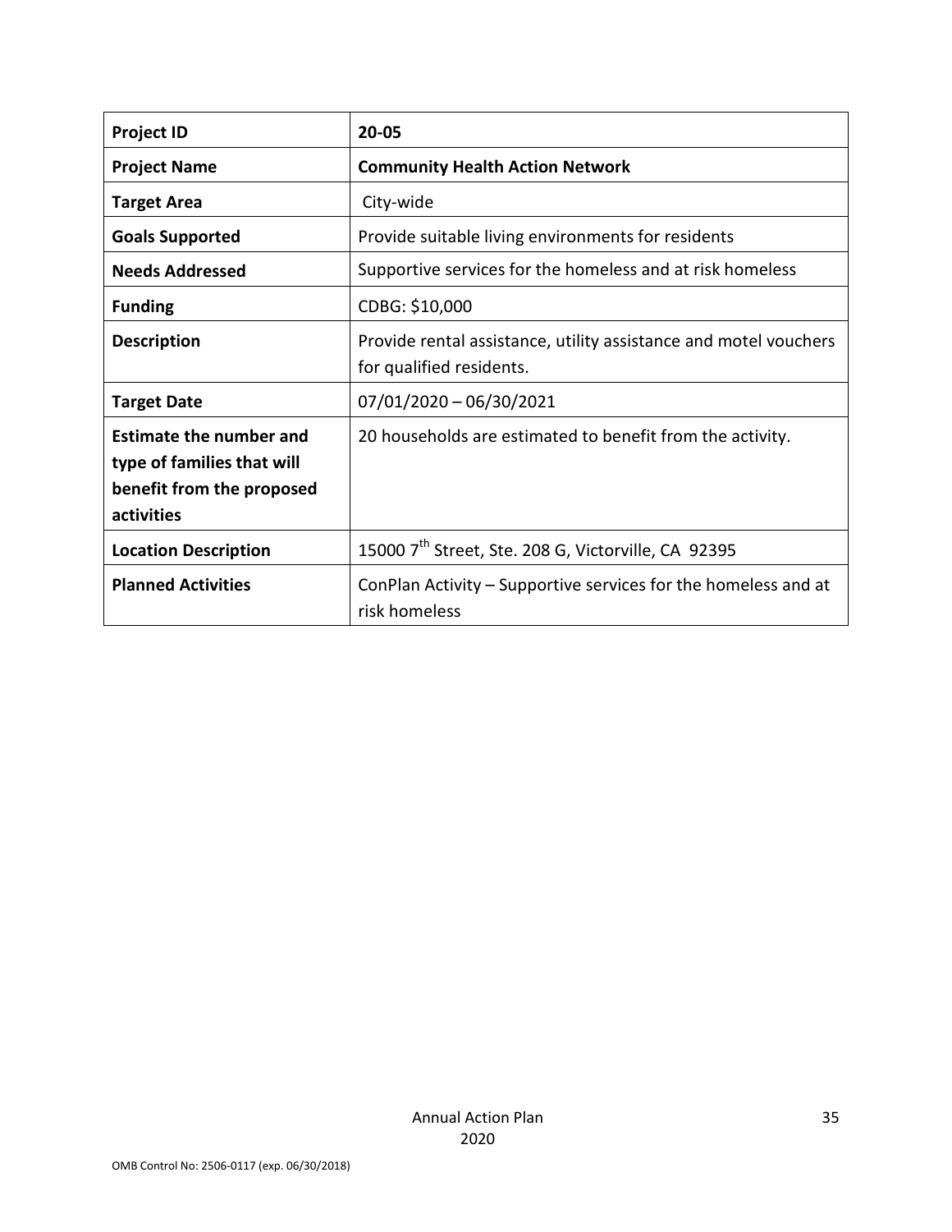| Project ID | 20-05 |
| --- | --- |
| **Project Name** | **Community Health Action Network** |
| **Target Area** | City-wide |
| **Goals Supported** | Provide suitable living environments for residents |
| **Needs Addressed** | Supportive services for the homeless and at risk homeless |
| **Funding** | CDBG: $10,000 |
| **Description** | Provide rental assistance, utility assistance and motel vouchers for qualified residents. |
| **Target Date** | 07/01/2020 – 06/30/2021 |
| **Estimate the number and type of families that will benefit from the proposed activities** | 20 households are estimated to benefit from the activity. |
| **Location Description** | 15000 7th Street, Ste. 208 G, Victorville, CA 92395 |
| **Planned Activities** | ConPlan Activity – Supportive services for the homeless and at risk homeless |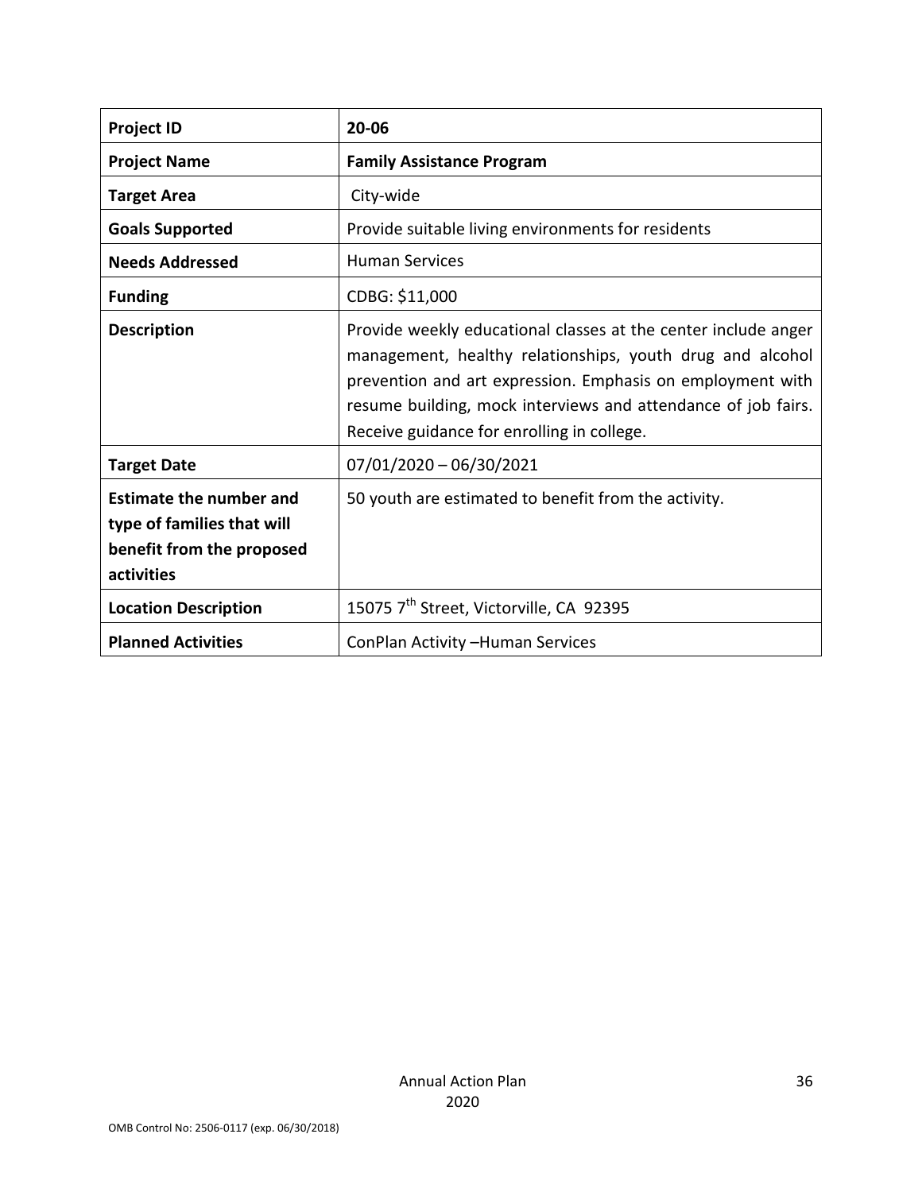| Project ID | 20-06 |
| --- | --- |
| **Project Name** | **Family Assistance Program** |
| **Target Area** | City-wide |
| **Goals Supported** | Provide suitable living environments for residents |
| **Needs Addressed** | Human Services |
| **Funding** | CDBG: $11,000 |
| **Description** | Provide weekly educational classes at the center include anger management, healthy relationships, youth drug and alcohol prevention and art expression. Emphasis on employment with resume building, mock interviews and attendance of job fairs. Receive guidance for enrolling in college. |
| **Target Date** | 07/01/2020 – 06/30/2021 |
| **Estimate the number and type of families that will benefit from the proposed activities** | 50 youth are estimated to benefit from the activity. |
| **Location Description** | 15075 7th Street, Victorville, CA 92395 |
| **Planned Activities** | ConPlan Activity –Human Services |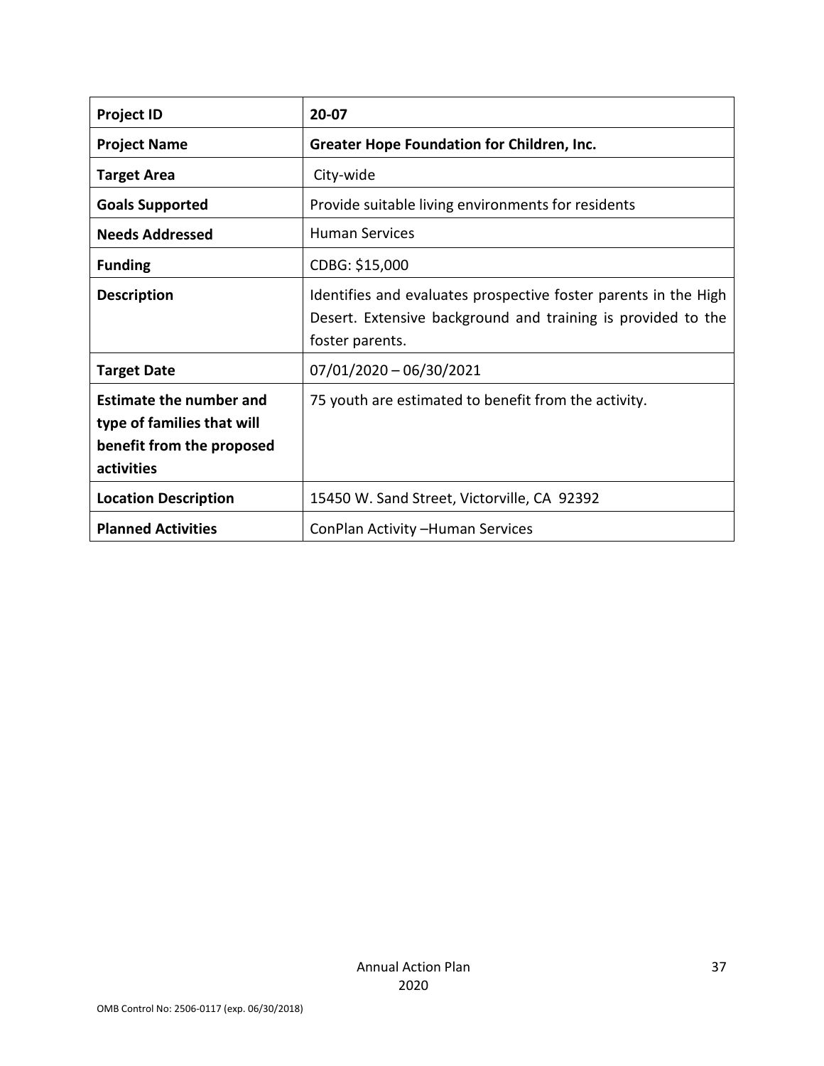| **Project ID** | **20-07** |
| --- | --- |
| **Project Name** | **Greater Hope Foundation for Children, Inc.** |
| **Target Area** | City-wide |
| **Goals Supported** | Provide suitable living environments for residents |
| **Needs Addressed** | Human Services |
| **Funding** | CDBG: $15,000 |
| **Description** | Identifies and evaluates prospective foster parents in the High Desert. Extensive background and training is provided to the foster parents. |
| **Target Date** | 07/01/2020 – 06/30/2021 |
| **Estimate the number and type of families that will benefit from the proposed activities** | 75 youth are estimated to benefit from the activity. |
| **Location Description** | 15450 W. Sand Street, Victorville, CA 92392 |
| **Planned Activities** | ConPlan Activity –Human Services |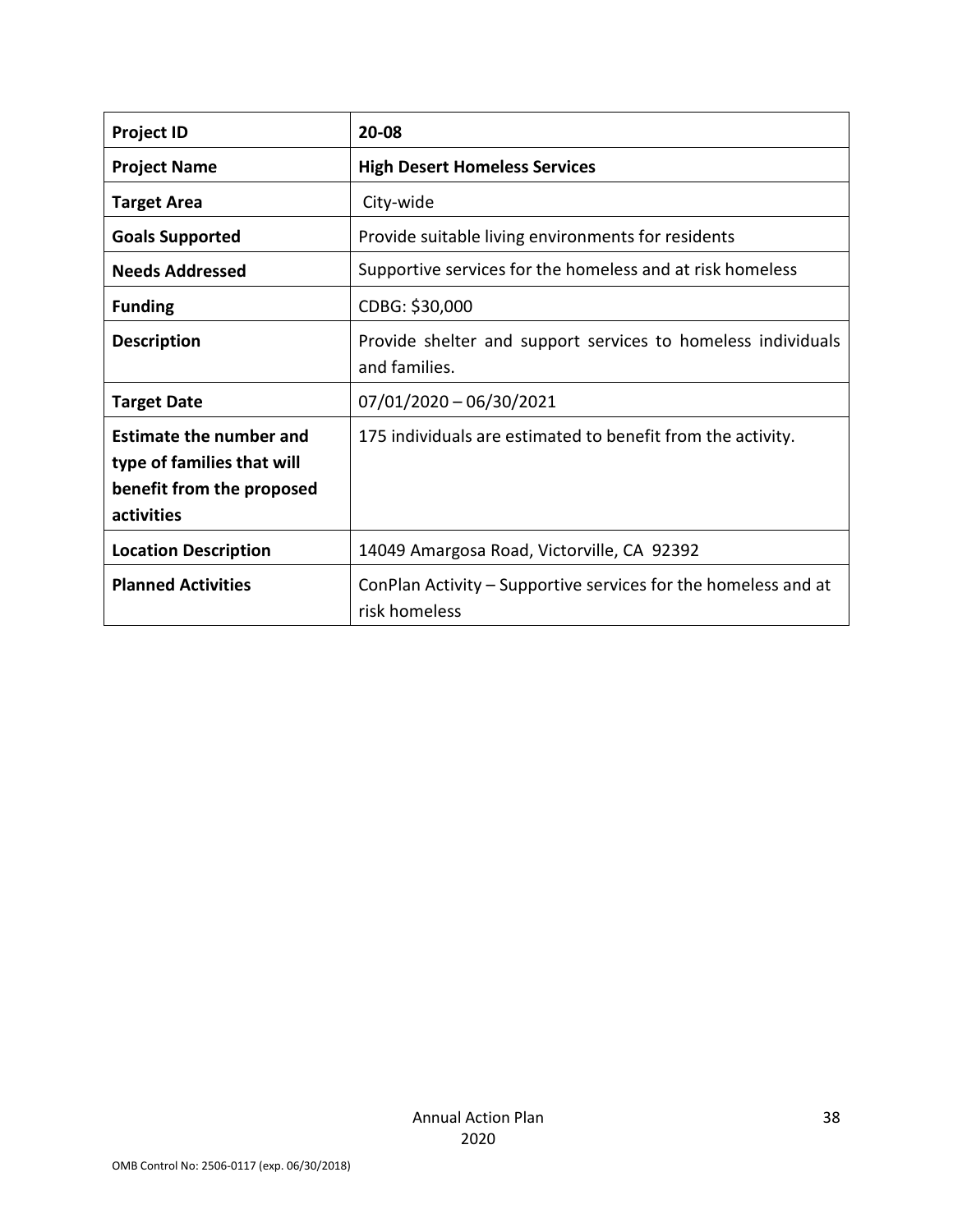| **Project ID** | **20-08** |
|---|---|
| **Project Name** | **High Desert Homeless Services** |
| **Target Area** | City-wide |
| **Goals Supported** | Provide suitable living environments for residents |
| **Needs Addressed** | Supportive services for the homeless and at risk homeless |
| **Funding** | CDBG: $30,000 |
| **Description** | Provide shelter and support services to homeless individuals and families. |
| **Target Date** | 07/01/2020 – 06/30/2021 |
| **Estimate the number and type of families that will benefit from the proposed activities** | 175 individuals are estimated to benefit from the activity. |
| **Location Description** | 14049 Amargosa Road, Victorville, CA 92392 |
| **Planned Activities** | ConPlan Activity – Supportive services for the homeless and at risk homeless |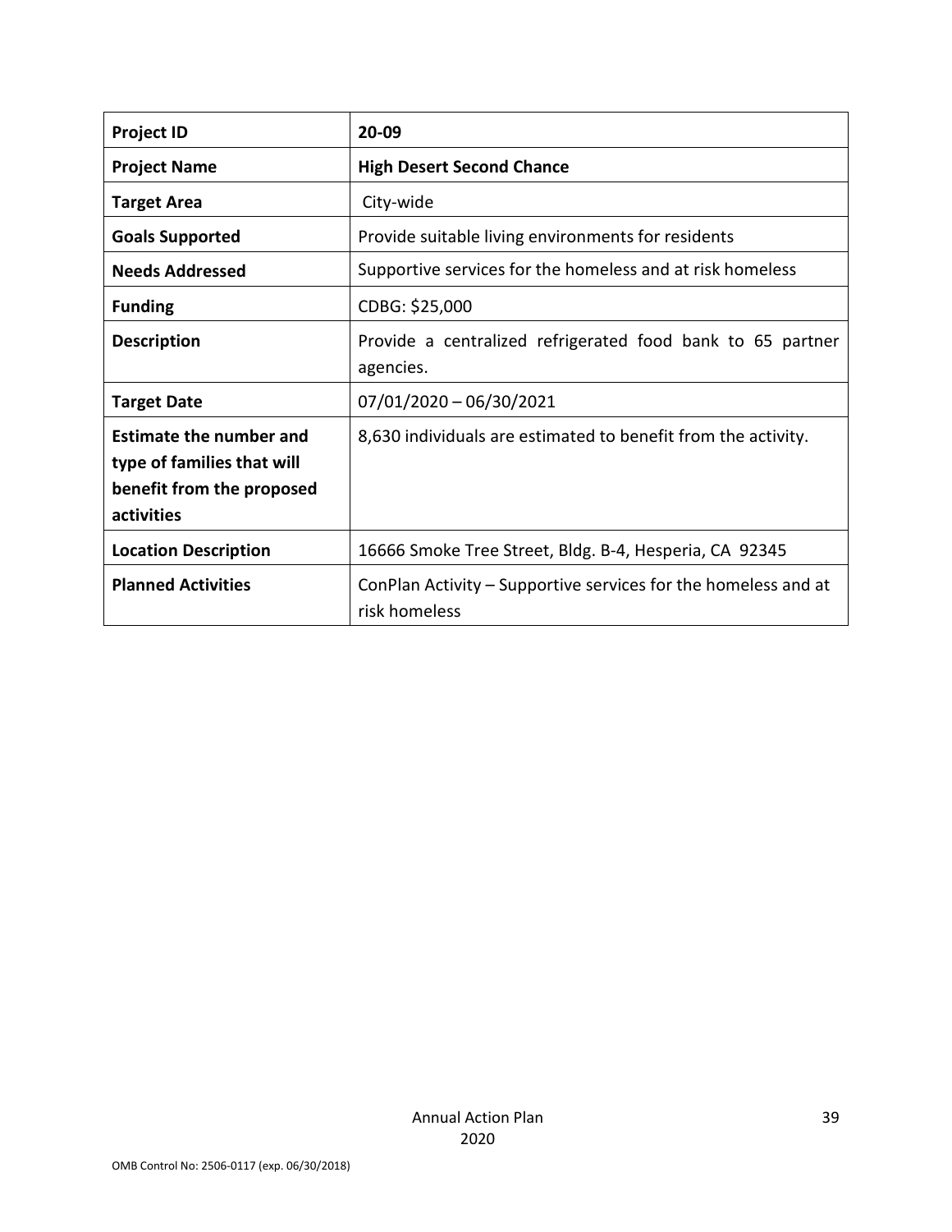| **Project ID** | **20-09** |
|---|---|
| **Project Name** | **High Desert Second Chance** |
| **Target Area** | City-wide |
| **Goals Supported** | Provide suitable living environments for residents |
| **Needs Addressed** | Supportive services for the homeless and at risk homeless |
| **Funding** | CDBG: $25,000 |
| **Description** | Provide a centralized refrigerated food bank to 65 partner agencies. |
| **Target Date** | 07/01/2020 – 06/30/2021 |
| **Estimate the number and type of families that will benefit from the proposed activities** | 8,630 individuals are estimated to benefit from the activity. |
| **Location Description** | 16666 Smoke Tree Street, Bldg. B-4, Hesperia, CA 92345 |
| **Planned Activities** | ConPlan Activity – Supportive services for the homeless and at risk homeless |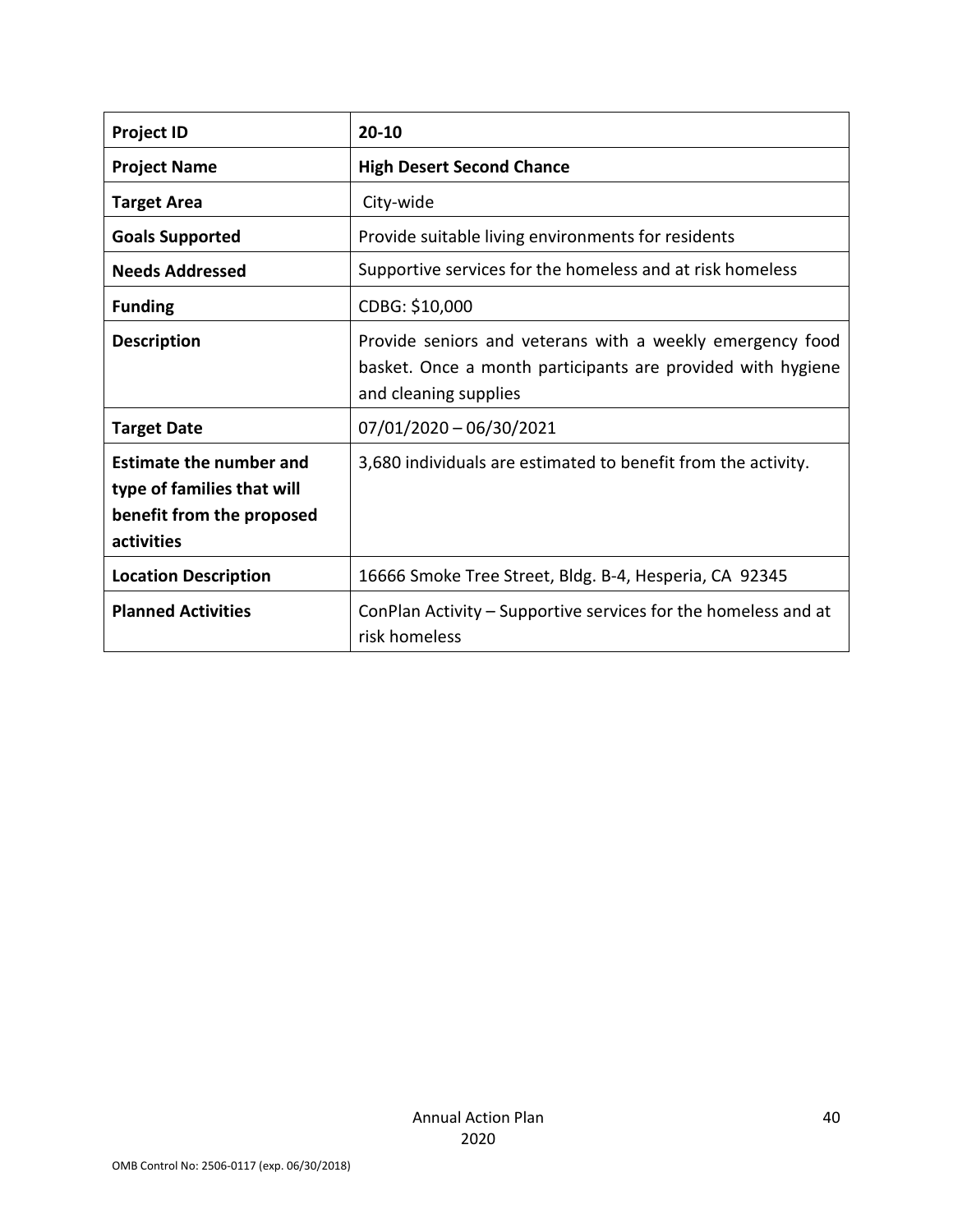| Project ID | 20-10 |
|---|---|
| **Project Name** | **High Desert Second Chance** |
| **Target Area** | City-wide |
| **Goals Supported** | Provide suitable living environments for residents |
| **Needs Addressed** | Supportive services for the homeless and at risk homeless |
| **Funding** | CDBG: $10,000 |
| **Description** | Provide seniors and veterans with a weekly emergency food basket. Once a month participants are provided with hygiene and cleaning supplies |
| **Target Date** | 07/01/2020 – 06/30/2021 |
| **Estimate the number and type of families that will benefit from the proposed activities** | 3,680 individuals are estimated to benefit from the activity. |
| **Location Description** | 16666 Smoke Tree Street, Bldg. B-4, Hesperia, CA 92345 |
| **Planned Activities** | ConPlan Activity – Supportive services for the homeless and at risk homeless |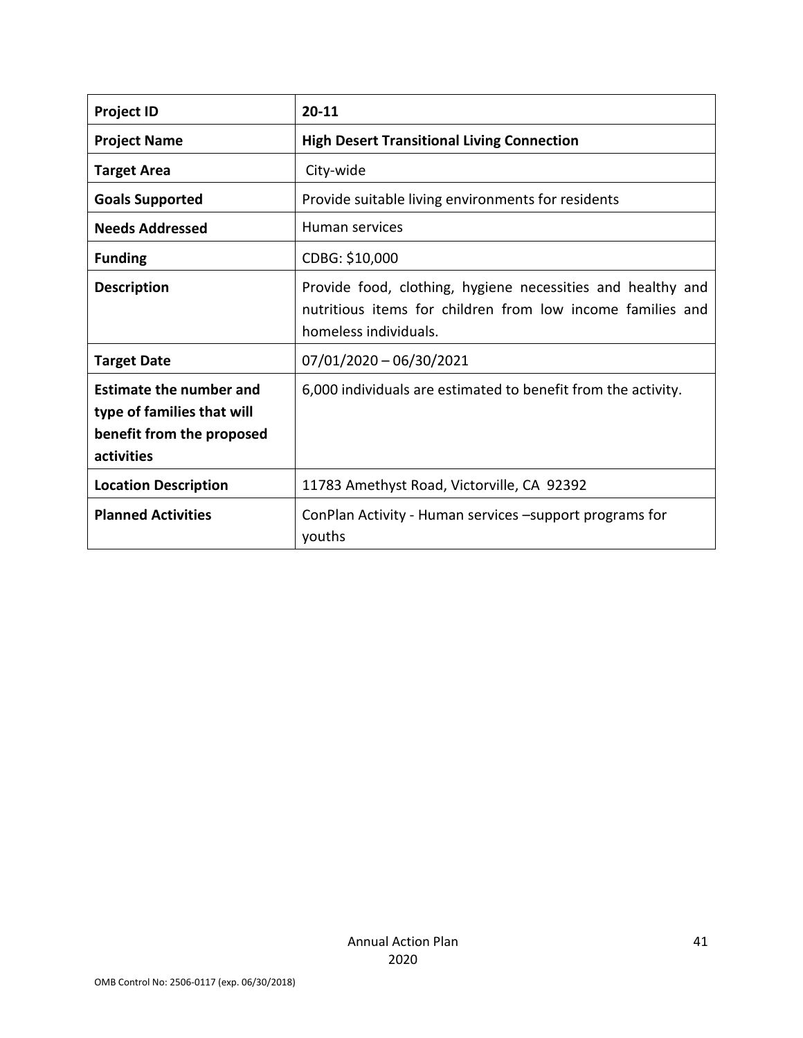| Project ID | 20-11 |
|---|---|
| **Project Name** | **High Desert Transitional Living Connection** |
| **Target Area** | City-wide |
| **Goals Supported** | Provide suitable living environments for residents |
| **Needs Addressed** | Human services |
| **Funding** | CDBG: $10,000 |
| **Description** | Provide food, clothing, hygiene necessities and healthy and nutritious items for children from low income families and homeless individuals. |
| **Target Date** | 07/01/2020 – 06/30/2021 |
| **Estimate the number and type of families that will benefit from the proposed activities** | 6,000 individuals are estimated to benefit from the activity. |
| **Location Description** | 11783 Amethyst Road, Victorville, CA 92392 |
| **Planned Activities** | ConPlan Activity - Human services –support programs for youths |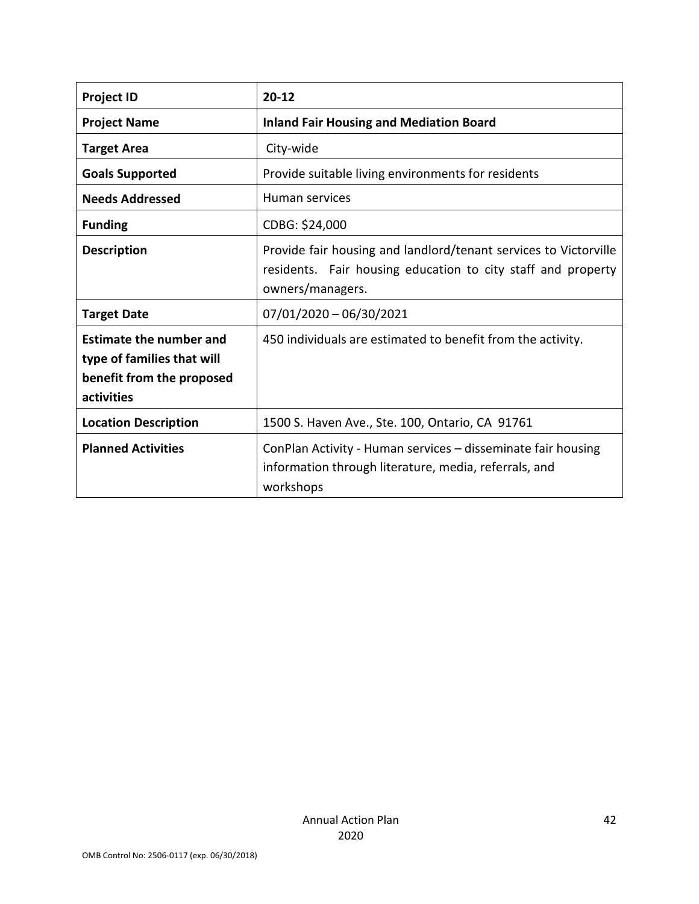| Project ID | 20-12 |
|---|---|
| **Project Name** | **Inland Fair Housing and Mediation Board** |
| **Target Area** | City-wide |
| **Goals Supported** | Provide suitable living environments for residents |
| **Needs Addressed** | Human services |
| **Funding** | CDBG: $24,000 |
| **Description** | Provide fair housing and landlord/tenant services to Victorville residents. Fair housing education to city staff and property owners/managers. |
| **Target Date** | 07/01/2020 – 06/30/2021 |
| **Estimate the number and type of families that will benefit from the proposed activities** | 450 individuals are estimated to benefit from the activity. |
| **Location Description** | 1500 S. Haven Ave., Ste. 100, Ontario, CA 91761 |
| **Planned Activities** | ConPlan Activity - Human services – disseminate fair housing information through literature, media, referrals, and workshops |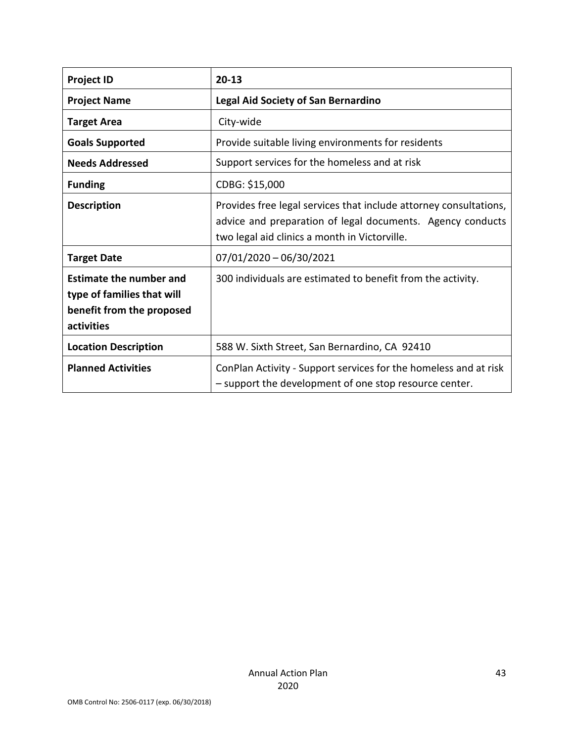| Project ID | 20-13 |
| --- | --- |
| **Project Name** | **Legal Aid Society of San Bernardino** |
| **Target Area** | City-wide |
| **Goals Supported** | Provide suitable living environments for residents |
| **Needs Addressed** | Support services for the homeless and at risk |
| **Funding** | CDBG: $15,000 |
| **Description** | Provides free legal services that include attorney consultations, advice and preparation of legal documents. Agency conducts two legal aid clinics a month in Victorville. |
| **Target Date** | 07/01/2020 – 06/30/2021 |
| **Estimate the number and type of families that will benefit from the proposed activities** | 300 individuals are estimated to benefit from the activity. |
| **Location Description** | 588 W. Sixth Street, San Bernardino, CA 92410 |
| **Planned Activities** | ConPlan Activity - Support services for the homeless and at risk – support the development of one stop resource center. |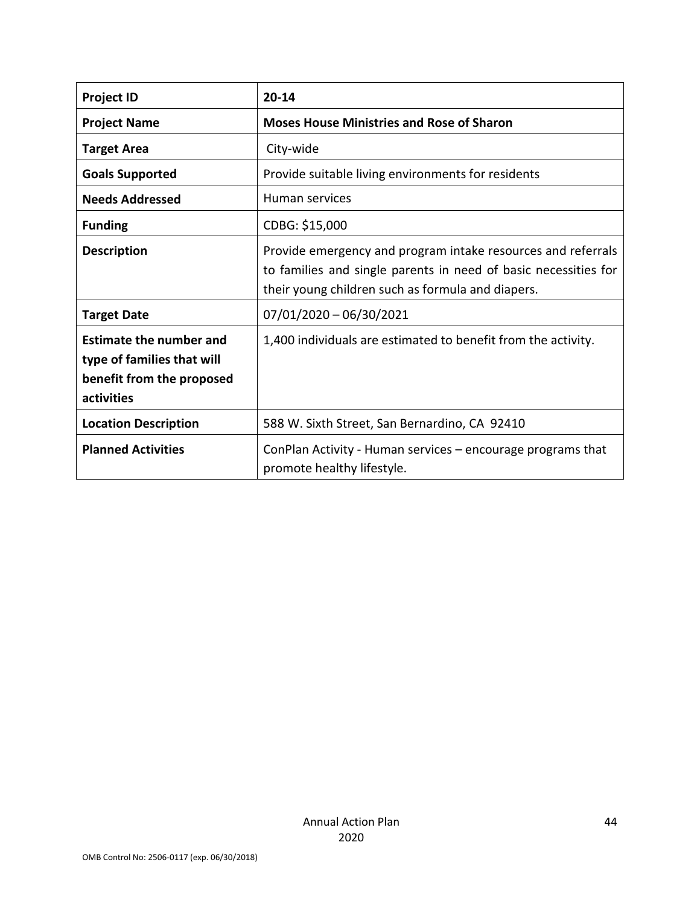| Project ID | 20-14 |
|---|---|
| Project Name | Moses House Ministries and Rose of Sharon |
| Target Area | City-wide |
| Goals Supported | Provide suitable living environments for residents |
| Needs Addressed | Human services |
| Funding | CDBG: $15,000 |
| Description | Provide emergency and program intake resources and referrals to families and single parents in need of basic necessities for their young children such as formula and diapers. |
| Target Date | 07/01/2020 – 06/30/2021 |
| Estimate the number and type of families that will benefit from the proposed activities | 1,400 individuals are estimated to benefit from the activity. |
| Location Description | 588 W. Sixth Street, San Bernardino, CA 92410 |
| Planned Activities | ConPlan Activity - Human services – encourage programs that promote healthy lifestyle. |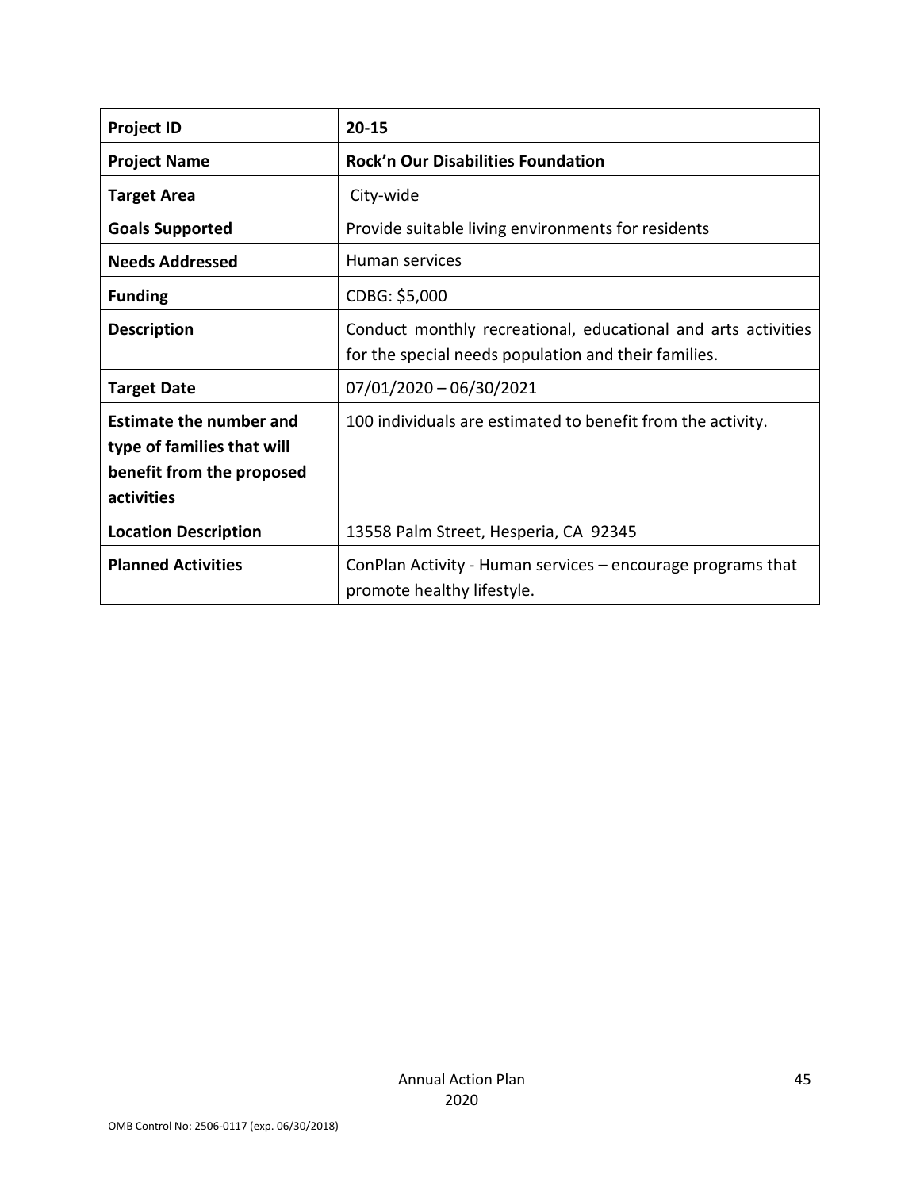| **Project ID** | **20-15** |
|---|---|
| **Project Name** | **Rock'n Our Disabilities Foundation** |
| **Target Area** | City-wide |
| **Goals Supported** | Provide suitable living environments for residents |
| **Needs Addressed** | Human services |
| **Funding** | CDBG: $5,000 |
| **Description** | Conduct monthly recreational, educational and arts activities for the special needs population and their families. |
| **Target Date** | 07/01/2020 – 06/30/2021 |
| **Estimate the number and type of families that will benefit from the proposed activities** | 100 individuals are estimated to benefit from the activity. |
| **Location Description** | 13558 Palm Street, Hesperia, CA 92345 |
| **Planned Activities** | ConPlan Activity - Human services – encourage programs that promote healthy lifestyle. |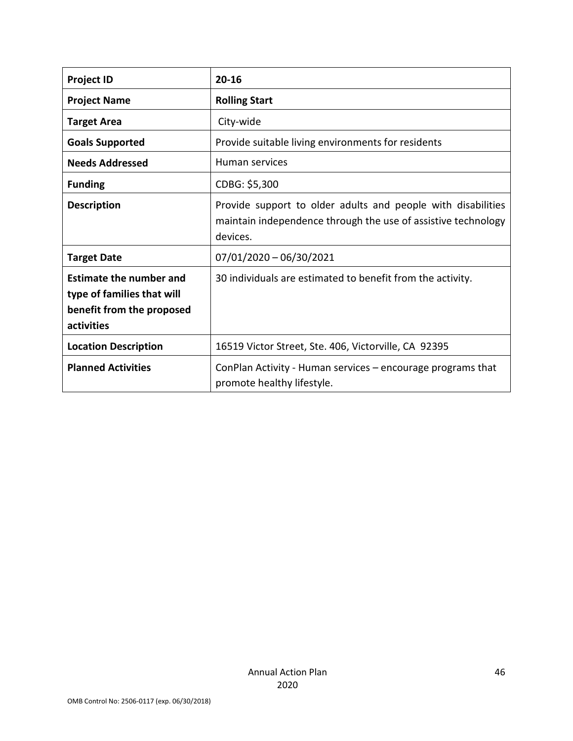| **Project ID** | **20-16** |
|---|---|
| **Project Name** | **Rolling Start** |
| **Target Area** | City-wide |
| **Goals Supported** | Provide suitable living environments for residents |
| **Needs Addressed** | Human services |
| **Funding** | CDBG: $5,300 |
| **Description** | Provide support to older adults and people with disabilities maintain independence through the use of assistive technology devices. |
| **Target Date** | 07/01/2020 – 06/30/2021 |
| **Estimate the number and type of families that will benefit from the proposed activities** | 30 individuals are estimated to benefit from the activity. |
| **Location Description** | 16519 Victor Street, Ste. 406, Victorville, CA 92395 |
| **Planned Activities** | ConPlan Activity - Human services – encourage programs that promote healthy lifestyle. |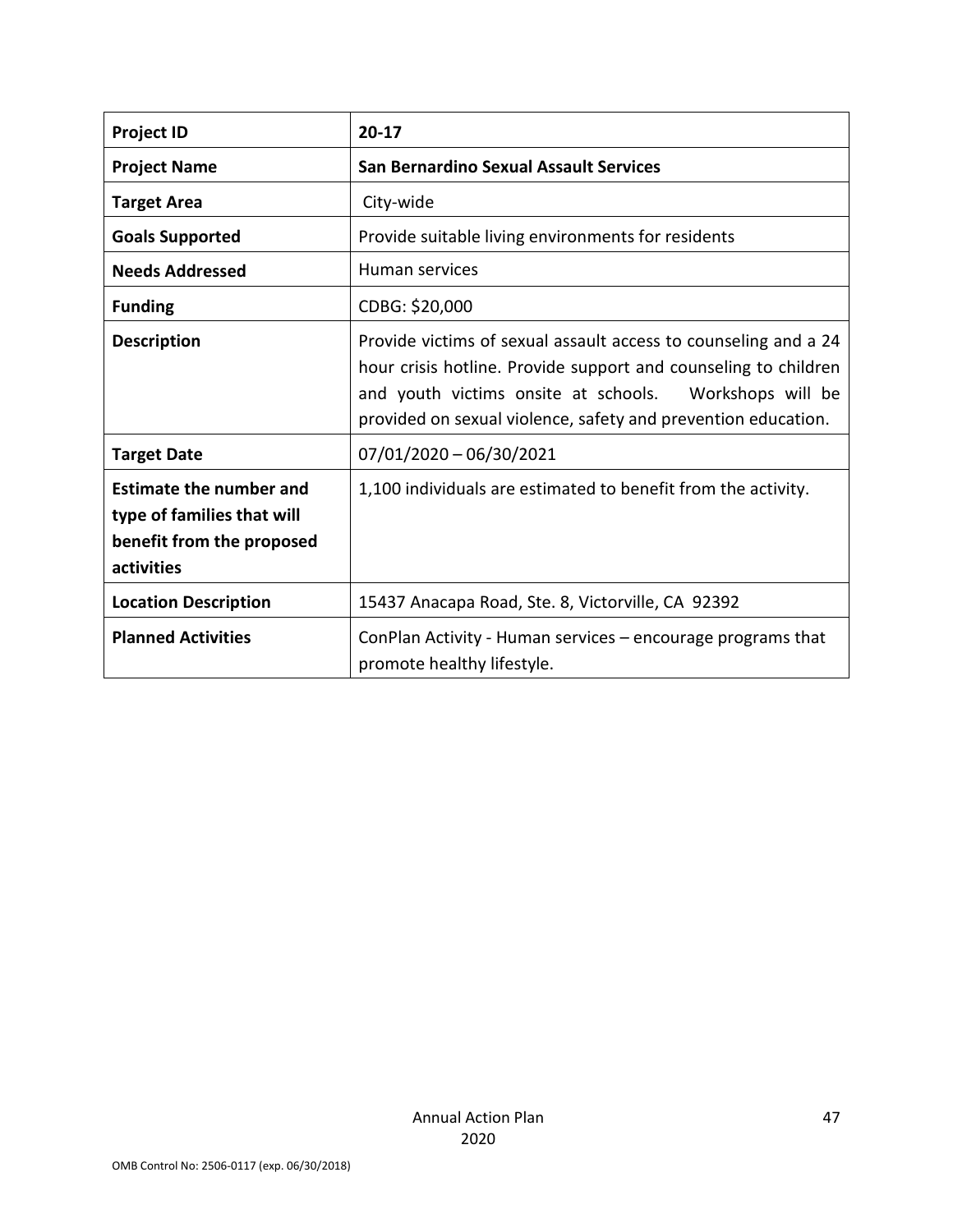| Project ID | 20-17 |
|---|---|
| Project Name | San Bernardino Sexual Assault Services |
| Target Area | City-wide |
| Goals Supported | Provide suitable living environments for residents |
| Needs Addressed | Human services |
| Funding | CDBG: $20,000 |
| Description | Provide victims of sexual assault access to counseling and a 24 hour crisis hotline. Provide support and counseling to children and youth victims onsite at schools. Workshops will be provided on sexual violence, safety and prevention education. |
| Target Date | 07/01/2020 – 06/30/2021 |
| Estimate the number and type of families that will benefit from the proposed activities | 1,100 individuals are estimated to benefit from the activity. |
| Location Description | 15437 Anacapa Road, Ste. 8, Victorville, CA 92392 |
| Planned Activities | ConPlan Activity - Human services – encourage programs that promote healthy lifestyle. |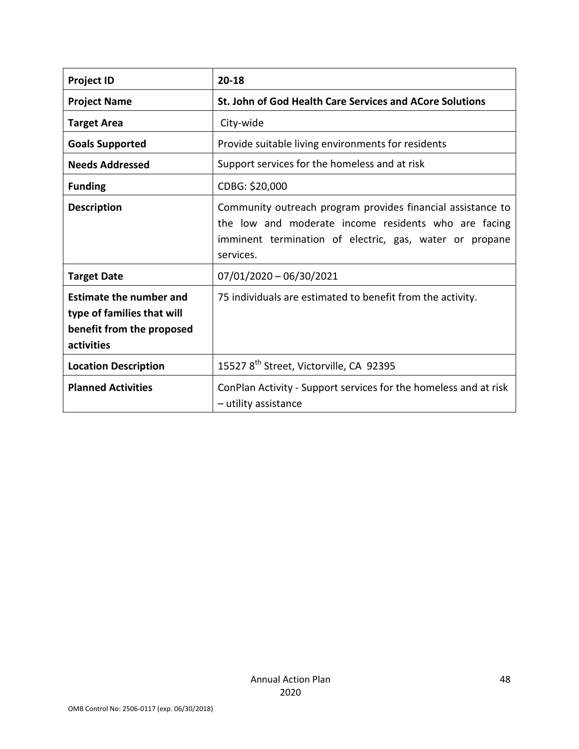| Project ID | 20-18 |
| --- | --- |
| Project Name | St. John of God Health Care Services and ACore Solutions |
| Target Area | City-wide |
| Goals Supported | Provide suitable living environments for residents |
| Needs Addressed | Support services for the homeless and at risk |
| Funding | CDBG: $20,000 |
| Description | Community outreach program provides financial assistance to the low and moderate income residents who are facing imminent termination of electric, gas, water or propane services. |
| Target Date | 07/01/2020 – 06/30/2021 |
| Estimate the number and type of families that will benefit from the proposed activities | 75 individuals are estimated to benefit from the activity. |
| Location Description | 15527 8th Street, Victorville, CA 92395 |
| Planned Activities | ConPlan Activity - Support services for the homeless and at risk – utility assistance |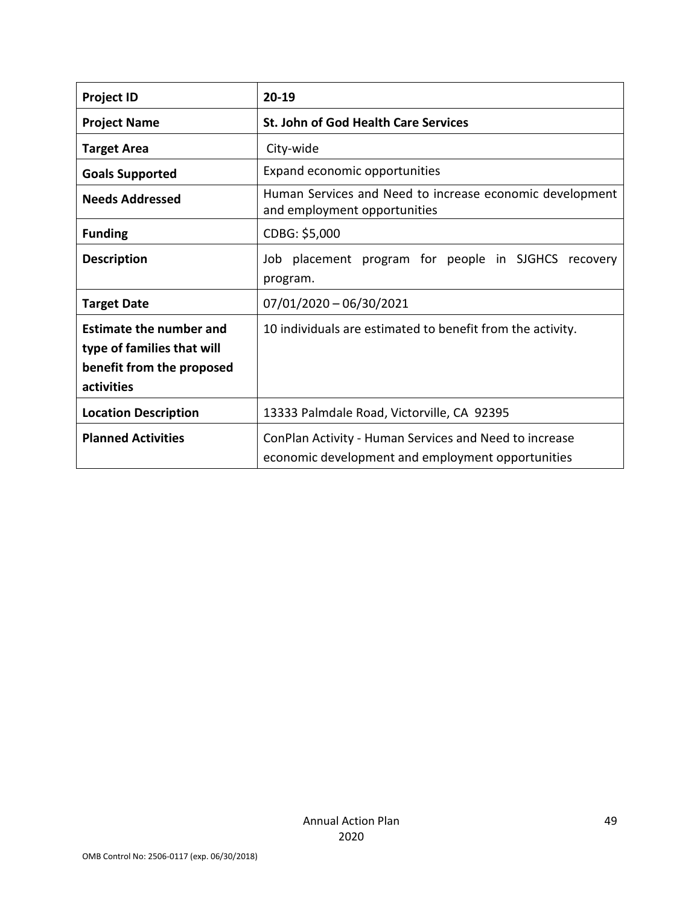| **Project ID** | **20-19** |
|---|---|
| **Project Name** | **St. John of God Health Care Services** |
| **Target Area** | City-wide |
| **Goals Supported** | Expand economic opportunities |
| **Needs Addressed** | Human Services and Need to increase economic development and employment opportunities |
| **Funding** | CDBG: $5,000 |
| **Description** | Job placement program for people in SJGHCS recovery program. |
| **Target Date** | 07/01/2020 – 06/30/2021 |
| **Estimate the number and type of families that will benefit from the proposed activities** | 10 individuals are estimated to benefit from the activity. |
| **Location Description** | 13333 Palmdale Road, Victorville, CA 92395 |
| **Planned Activities** | ConPlan Activity - Human Services and Need to increase economic development and employment opportunities |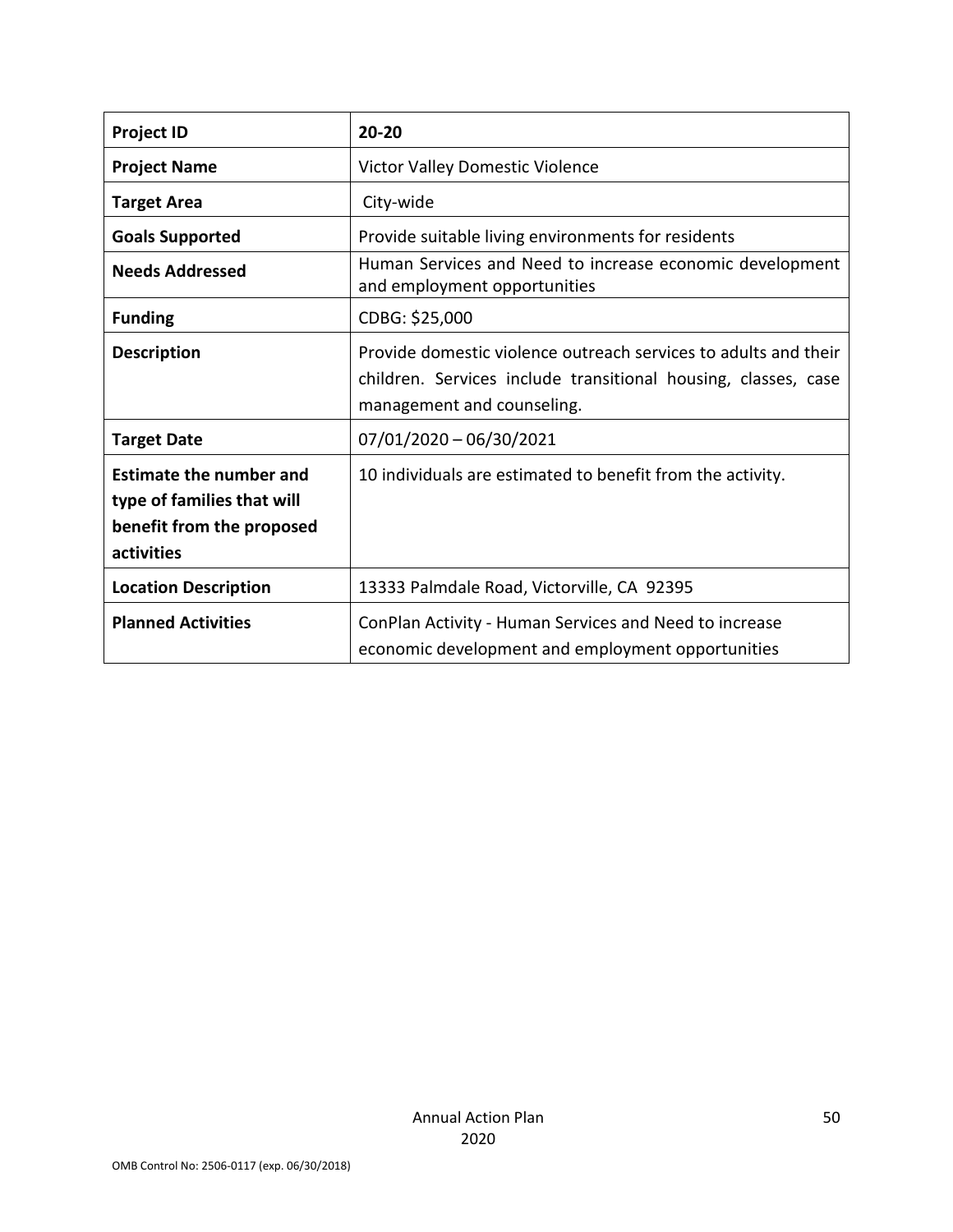| **Project ID** | **20-20** |
| --- | --- |
| **Project Name** | Victor Valley Domestic Violence |
| **Target Area** | City-wide |
| **Goals Supported** | Provide suitable living environments for residents |
| **Needs Addressed** | Human Services and Need to increase economic development and employment opportunities |
| **Funding** | CDBG: $25,000 |
| **Description** | Provide domestic violence outreach services to adults and their children. Services include transitional housing, classes, case management and counseling. |
| **Target Date** | 07/01/2020 – 06/30/2021 |
| **Estimate the number and type of families that will benefit from the proposed activities** | 10 individuals are estimated to benefit from the activity. |
| **Location Description** | 13333 Palmdale Road, Victorville, CA 92395 |
| **Planned Activities** | ConPlan Activity - Human Services and Need to increase economic development and employment opportunities |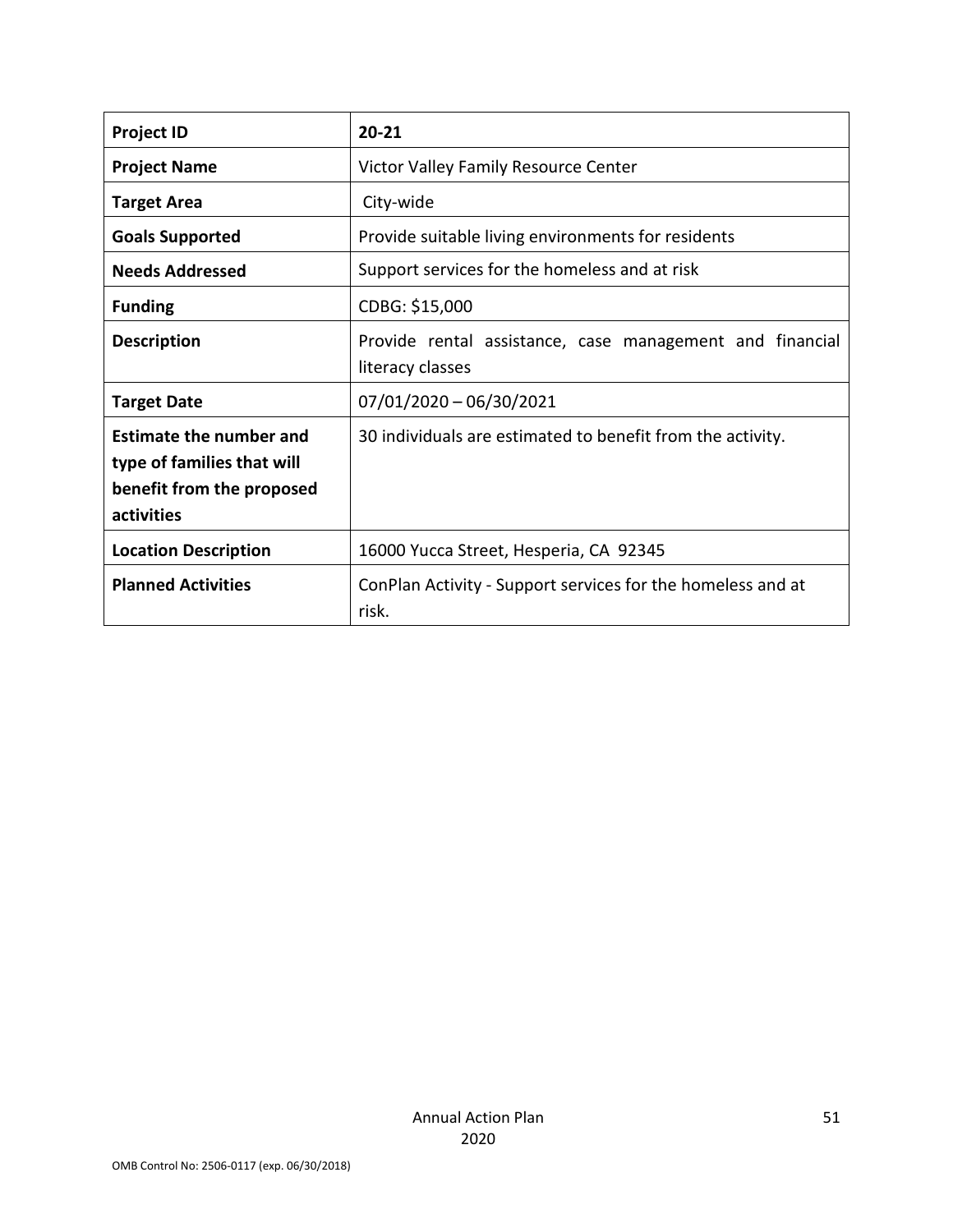| Project ID | 20-21 |
|---|---|
| Project Name | Victor Valley Family Resource Center |
| Target Area | City-wide |
| Goals Supported | Provide suitable living environments for residents |
| Needs Addressed | Support services for the homeless and at risk |
| Funding | CDBG: $15,000 |
| Description | Provide rental assistance, case management and financial literacy classes |
| Target Date | 07/01/2020 – 06/30/2021 |
| Estimate the number and type of families that will benefit from the proposed activities | 30 individuals are estimated to benefit from the activity. |
| Location Description | 16000 Yucca Street, Hesperia, CA 92345 |
| Planned Activities | ConPlan Activity - Support services for the homeless and at risk. |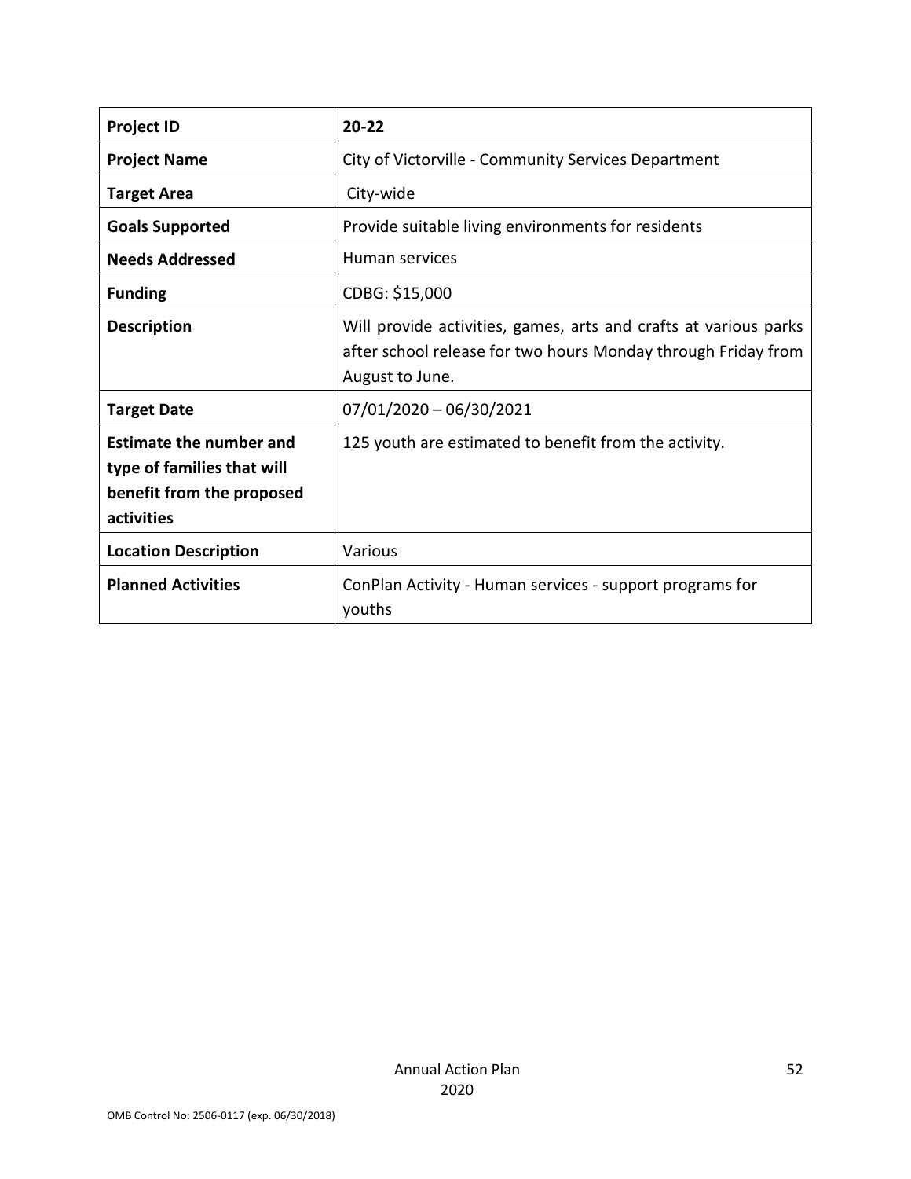| Project ID | 20-22 |
| --- | --- |
| Project Name | City of Victorville - Community Services Department |
| Target Area | City-wide |
| Goals Supported | Provide suitable living environments for residents |
| Needs Addressed | Human services |
| Funding | CDBG: $15,000 |
| Description | Will provide activities, games, arts and crafts at various parks after school release for two hours Monday through Friday from August to June. |
| Target Date | 07/01/2020 – 06/30/2021 |
| Estimate the number and type of families that will benefit from the proposed activities | 125 youth are estimated to benefit from the activity. |
| Location Description | Various |
| Planned Activities | ConPlan Activity - Human services - support programs for youths |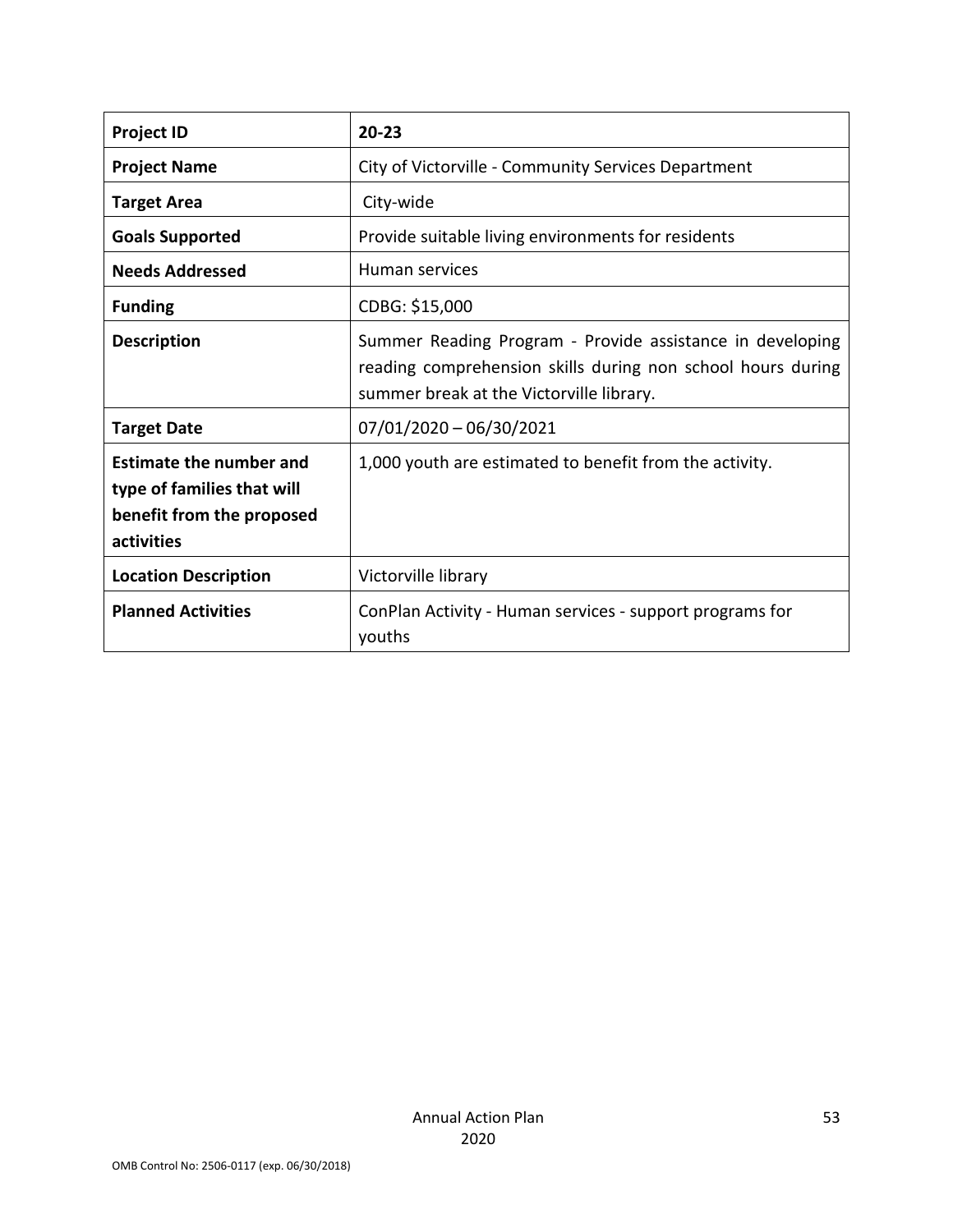| **Project ID** | **20-23** |
|---|---|
| **Project Name** | City of Victorville - Community Services Department |
| **Target Area** | City-wide |
| **Goals Supported** | Provide suitable living environments for residents |
| **Needs Addressed** | Human services |
| **Funding** | CDBG: $15,000 |
| **Description** | Summer Reading Program - Provide assistance in developing reading comprehension skills during non school hours during summer break at the Victorville library. |
| **Target Date** | 07/01/2020 – 06/30/2021 |
| **Estimate the number and type of families that will benefit from the proposed activities** | 1,000 youth are estimated to benefit from the activity. |
| **Location Description** | Victorville library |
| **Planned Activities** | ConPlan Activity - Human services - support programs for youths |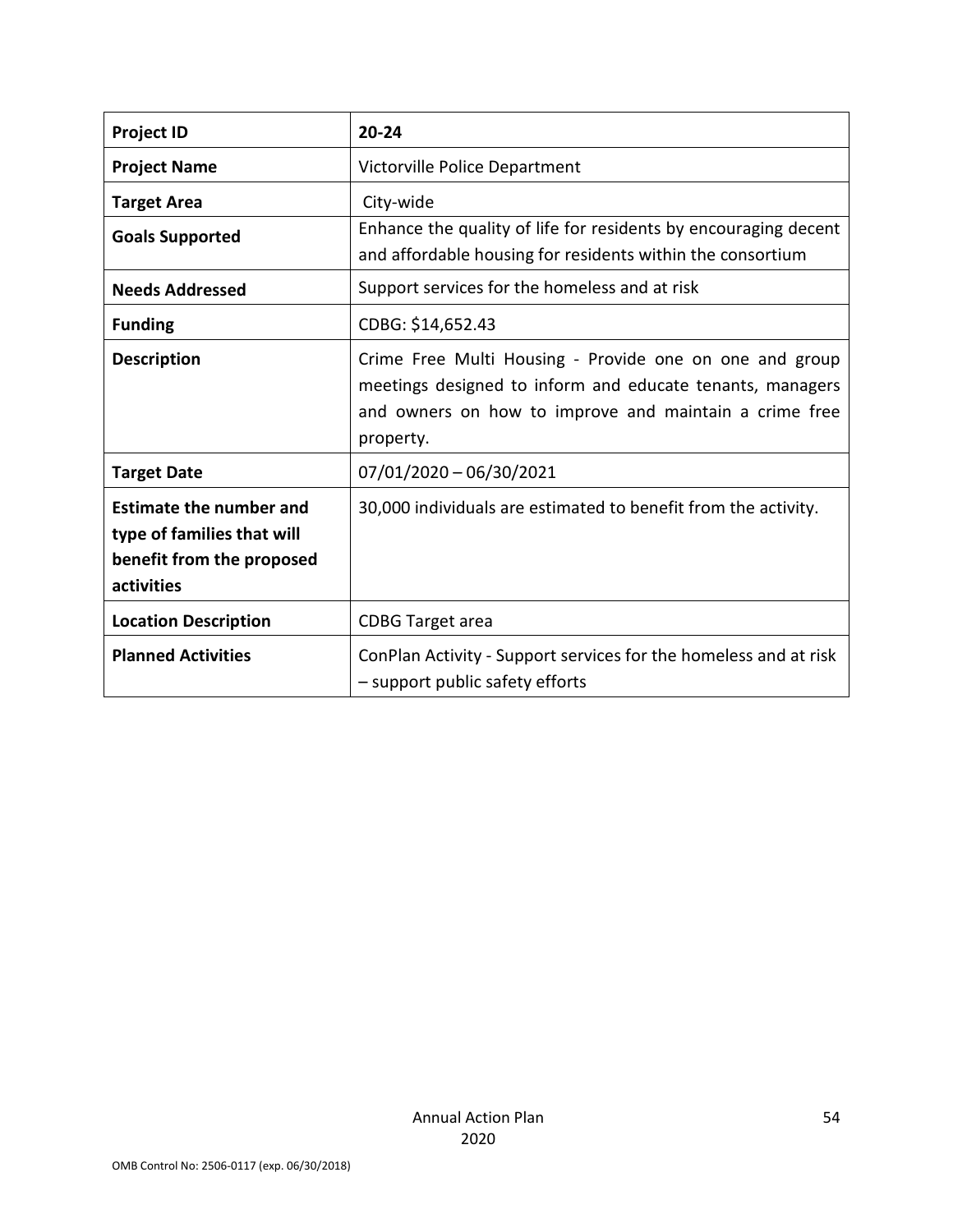| **Project ID** | **20-24** |
|---|---|
| **Project Name** | Victorville Police Department |
| **Target Area** | City-wide |
| **Goals Supported** | Enhance the quality of life for residents by encouraging decent and affordable housing for residents within the consortium |
| **Needs Addressed** | Support services for the homeless and at risk |
| **Funding** | CDBG: $14,652.43 |
| **Description** | Crime Free Multi Housing - Provide one on one and group meetings designed to inform and educate tenants, managers and owners on how to improve and maintain a crime free property. |
| **Target Date** | 07/01/2020 – 06/30/2021 |
| **Estimate the number and type of families that will benefit from the proposed activities** | 30,000 individuals are estimated to benefit from the activity. |
| **Location Description** | CDBG Target area |
| **Planned Activities** | ConPlan Activity - Support services for the homeless and at risk – support public safety efforts |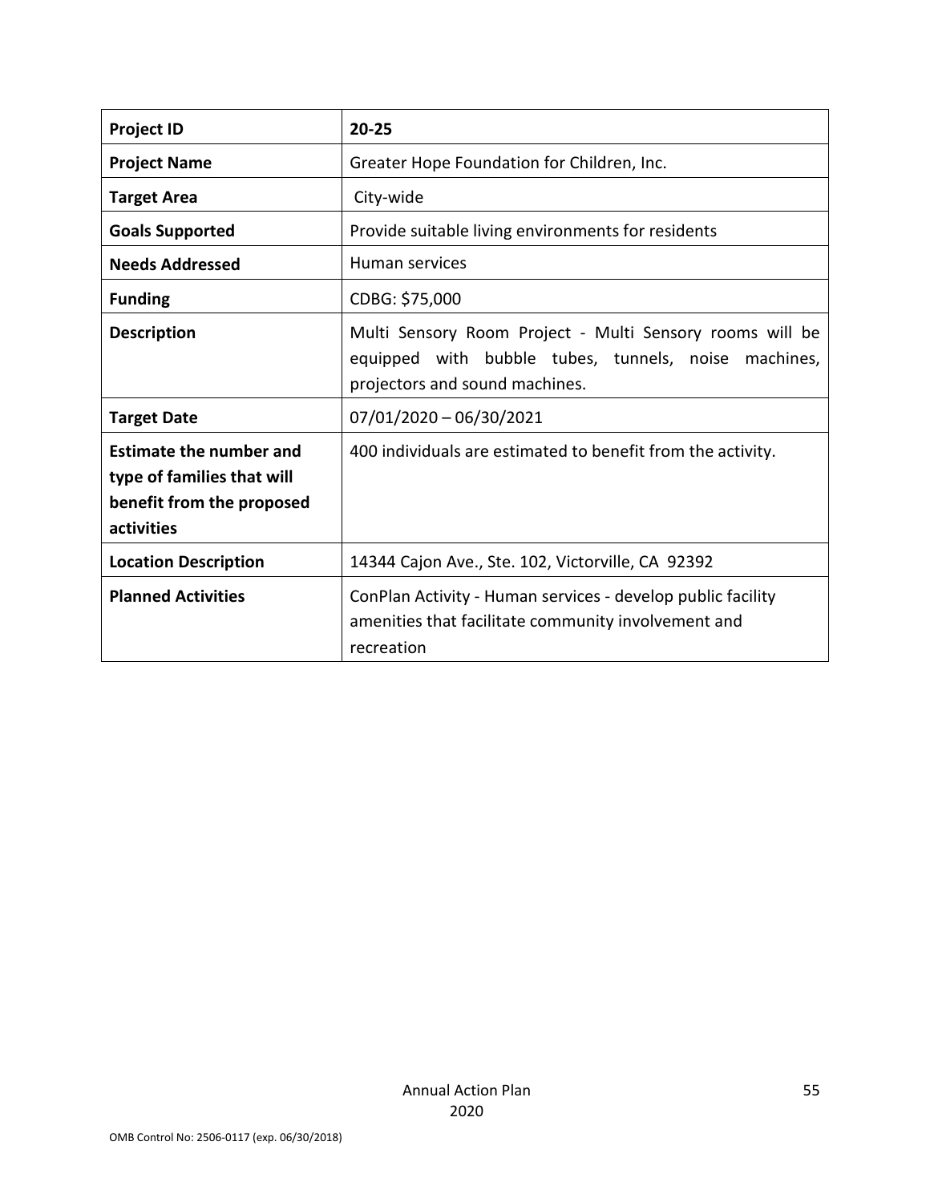| Project ID | 20-25 |
| --- | --- |
| **Project Name** | Greater Hope Foundation for Children, Inc. |
| **Target Area** | City-wide |
| **Goals Supported** | Provide suitable living environments for residents |
| **Needs Addressed** | Human services |
| **Funding** | CDBG: $75,000 |
| **Description** | Multi Sensory Room Project - Multi Sensory rooms will be equipped with bubble tubes, tunnels, noise machines, projectors and sound machines. |
| **Target Date** | 07/01/2020 – 06/30/2021 |
| **Estimate the number and type of families that will benefit from the proposed activities** | 400 individuals are estimated to benefit from the activity. |
| **Location Description** | 14344 Cajon Ave., Ste. 102, Victorville, CA 92392 |
| **Planned Activities** | ConPlan Activity - Human services - develop public facility amenities that facilitate community involvement and recreation |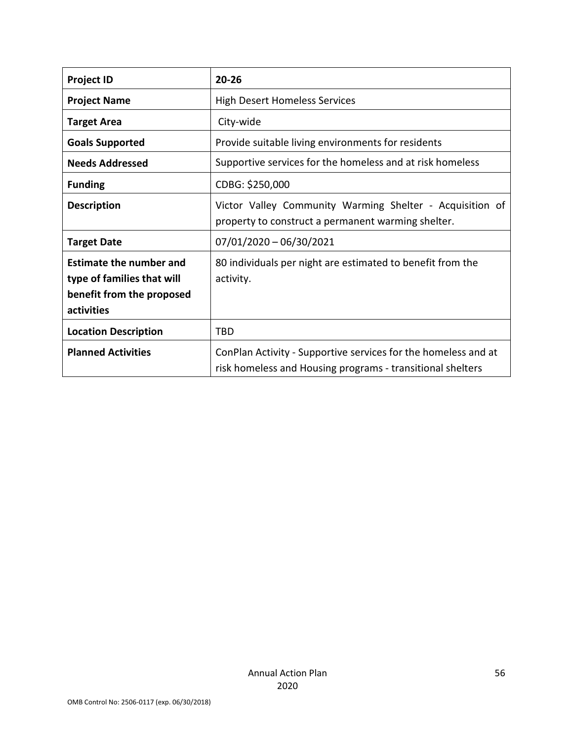| Project ID | 20-26 |
| --- | --- |
| Project Name | High Desert Homeless Services |
| Target Area | City-wide |
| Goals Supported | Provide suitable living environments for residents |
| Needs Addressed | Supportive services for the homeless and at risk homeless |
| Funding | CDBG: $250,000 |
| Description | Victor Valley Community Warming Shelter - Acquisition of property to construct a permanent warming shelter. |
| Target Date | 07/01/2020 – 06/30/2021 |
| Estimate the number and type of families that will benefit from the proposed activities | 80 individuals per night are estimated to benefit from the activity. |
| Location Description | TBD |
| Planned Activities | ConPlan Activity - Supportive services for the homeless and at risk homeless and Housing programs - transitional shelters |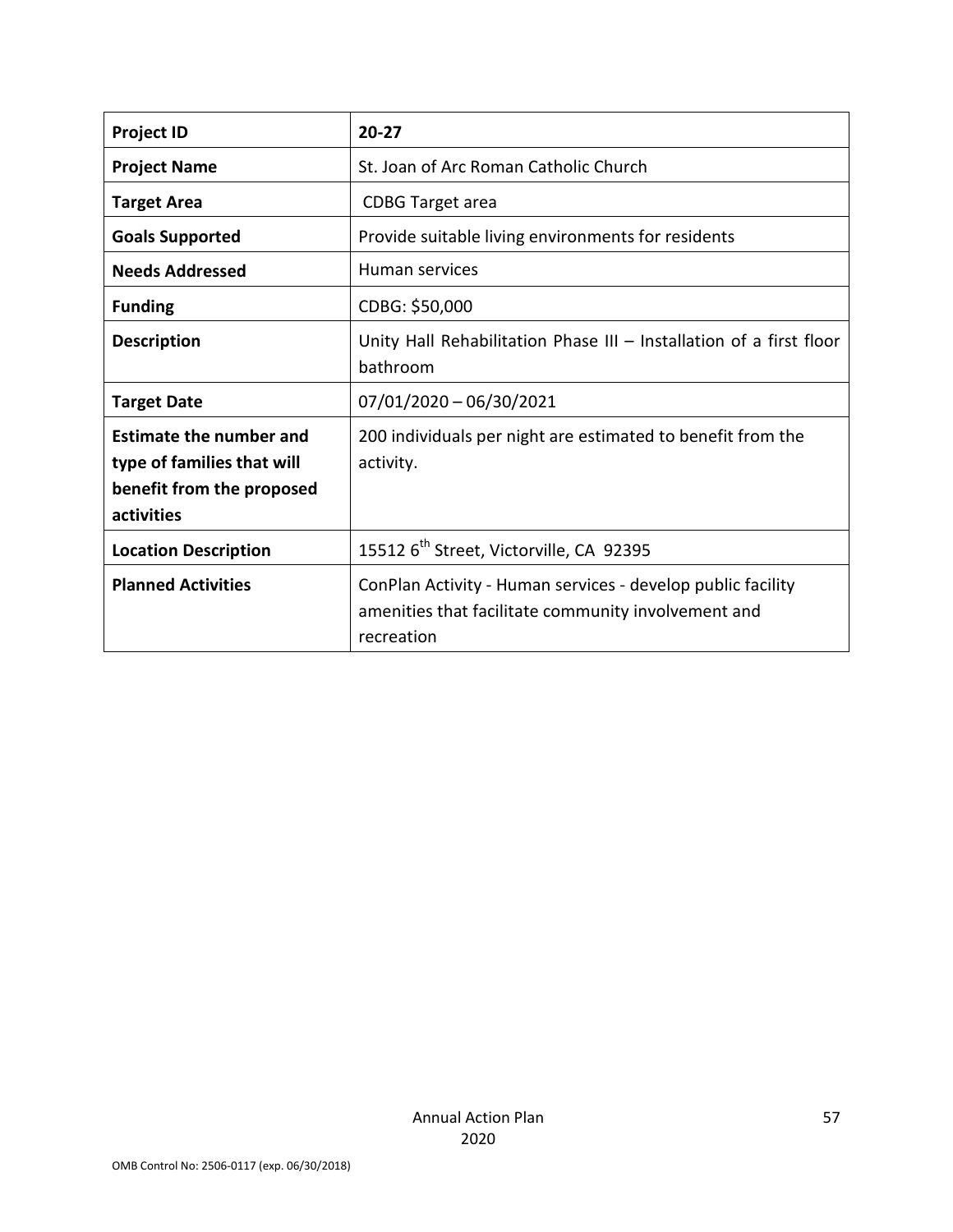| **Project ID** | **20-27** |
|---|---|
| **Project Name** | St. Joan of Arc Roman Catholic Church |
| **Target Area** | CDBG Target area |
| **Goals Supported** | Provide suitable living environments for residents |
| **Needs Addressed** | Human services |
| **Funding** | CDBG: $50,000 |
| **Description** | Unity Hall Rehabilitation Phase III – Installation of a first floor bathroom |
| **Target Date** | 07/01/2020 – 06/30/2021 |
| **Estimate the number and type of families that will benefit from the proposed activities** | 200 individuals per night are estimated to benefit from the activity. |
| **Location Description** | 15512 6th Street, Victorville, CA 92395 |
| **Planned Activities** | ConPlan Activity - Human services - develop public facility amenities that facilitate community involvement and recreation |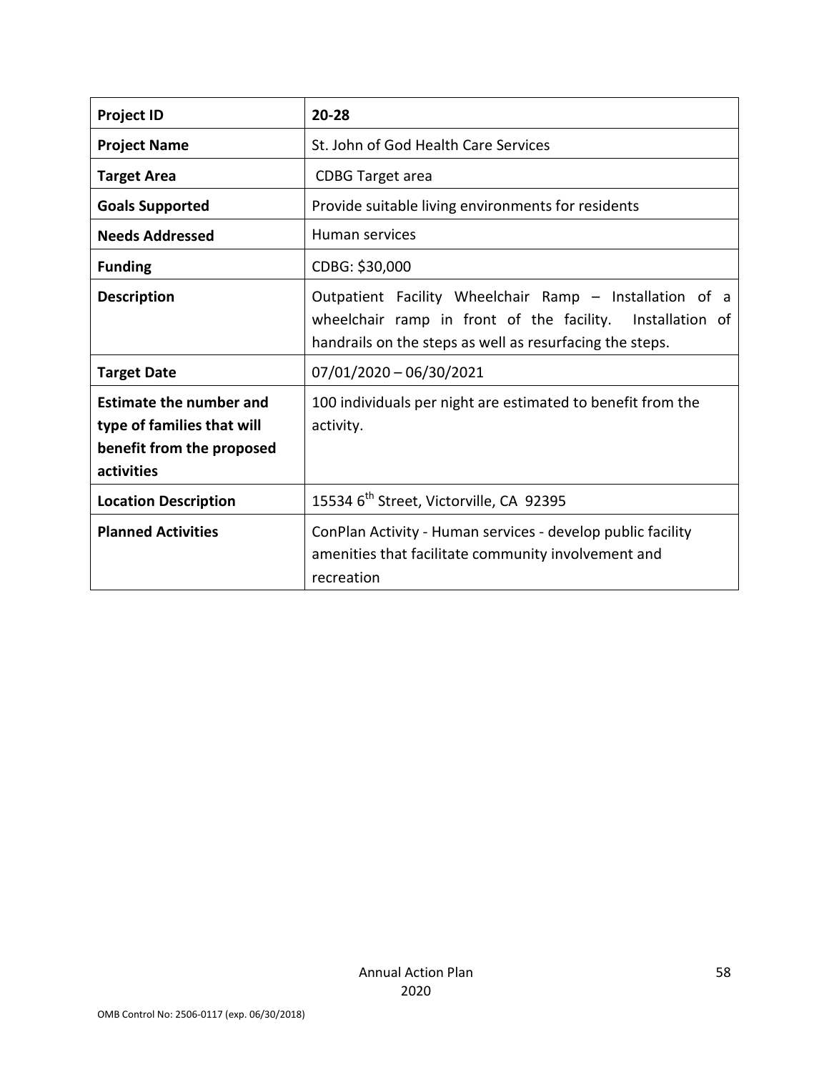| Project ID | 20-28 |
|---|---|
| Project Name | St. John of God Health Care Services |
| Target Area | CDBG Target area |
| Goals Supported | Provide suitable living environments for residents |
| Needs Addressed | Human services |
| Funding | CDBG: $30,000 |
| Description | Outpatient Facility Wheelchair Ramp – Installation of a wheelchair ramp in front of the facility. Installation of handrails on the steps as well as resurfacing the steps. |
| Target Date | 07/01/2020 – 06/30/2021 |
| Estimate the number and type of families that will benefit from the proposed activities | 100 individuals per night are estimated to benefit from the activity. |
| Location Description | 15534 6th Street, Victorville, CA 92395 |
| Planned Activities | ConPlan Activity - Human services - develop public facility amenities that facilitate community involvement and recreation |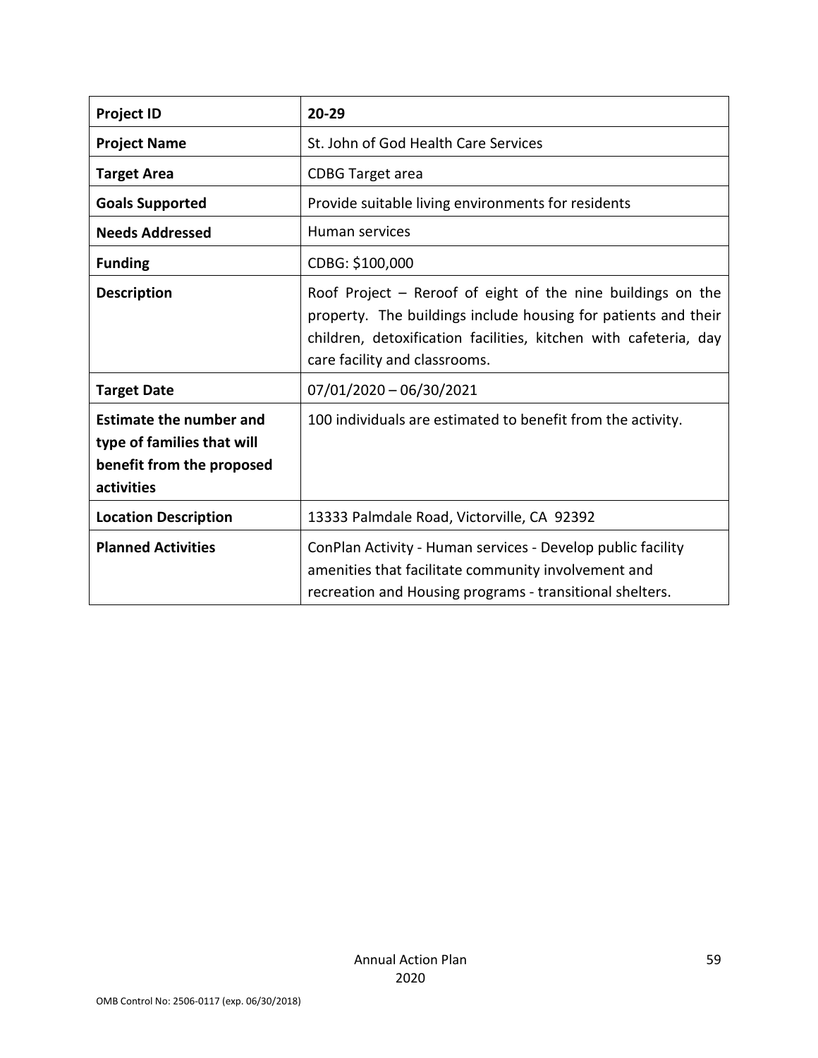| **Project ID** | **20-29** |
|---|---|
| **Project Name** | St. John of God Health Care Services |
| **Target Area** | CDBG Target area |
| **Goals Supported** | Provide suitable living environments for residents |
| **Needs Addressed** | Human services |
| **Funding** | CDBG: $100,000 |
| **Description** | Roof Project – Reroof of eight of the nine buildings on the property. The buildings include housing for patients and their children, detoxification facilities, kitchen with cafeteria, day care facility and classrooms. |
| **Target Date** | 07/01/2020 – 06/30/2021 |
| **Estimate the number and type of families that will benefit from the proposed activities** | 100 individuals are estimated to benefit from the activity. |
| **Location Description** | 13333 Palmdale Road, Victorville, CA 92392 |
| **Planned Activities** | ConPlan Activity - Human services - Develop public facility amenities that facilitate community involvement and recreation and Housing programs - transitional shelters. |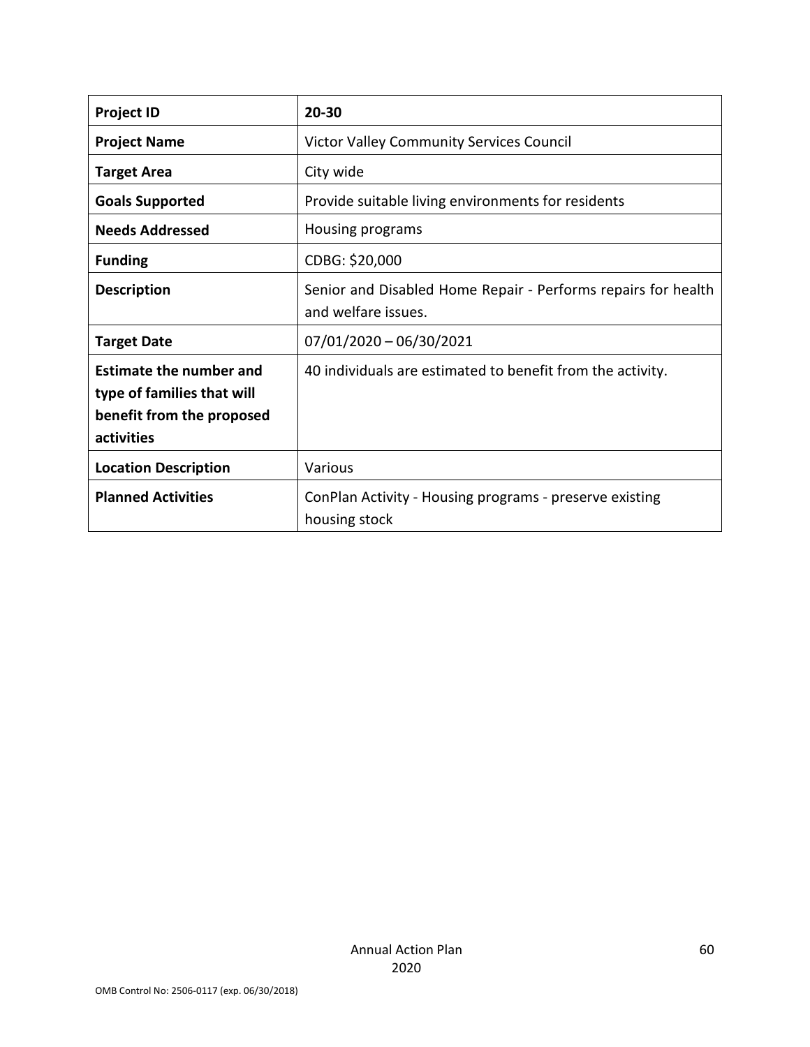| Project ID | 20-30 |
| --- | --- |
| Project Name | Victor Valley Community Services Council |
| Target Area | City wide |
| Goals Supported | Provide suitable living environments for residents |
| Needs Addressed | Housing programs |
| Funding | CDBG: $20,000 |
| Description | Senior and Disabled Home Repair - Performs repairs for health and welfare issues. |
| Target Date | 07/01/2020 – 06/30/2021 |
| Estimate the number and type of families that will benefit from the proposed activities | 40 individuals are estimated to benefit from the activity. |
| Location Description | Various |
| Planned Activities | ConPlan Activity - Housing programs - preserve existing housing stock |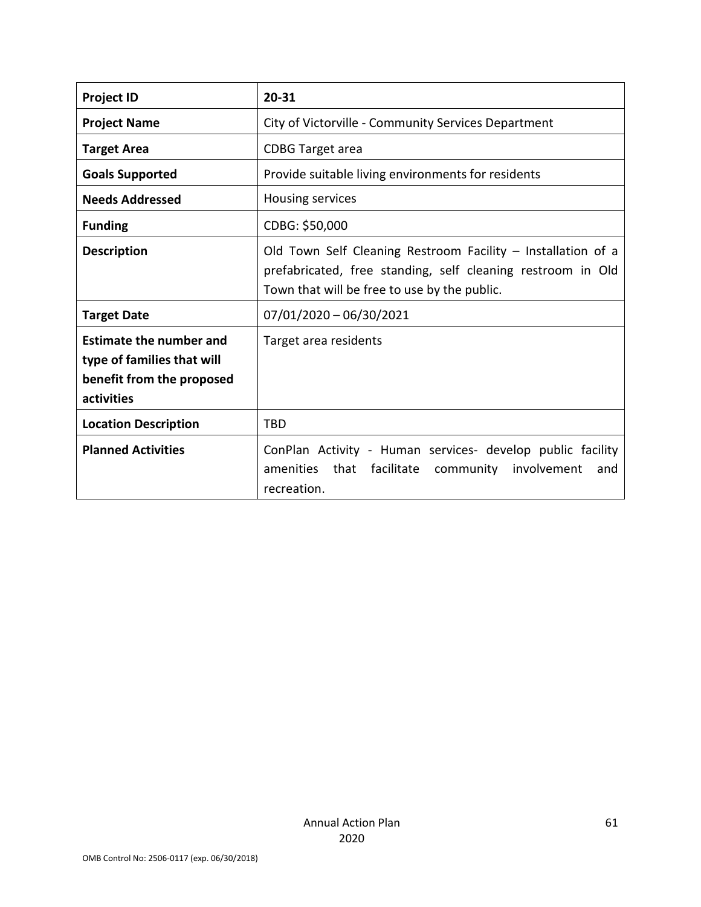| Project ID | 20-31 |
| --- | --- |
| **Project Name** | City of Victorville - Community Services Department |
| **Target Area** | CDBG Target area |
| **Goals Supported** | Provide suitable living environments for residents |
| **Needs Addressed** | Housing services |
| **Funding** | CDBG: $50,000 |
| **Description** | Old Town Self Cleaning Restroom Facility – Installation of a prefabricated, free standing, self cleaning restroom in Old Town that will be free to use by the public. |
| **Target Date** | 07/01/2020 – 06/30/2021 |
| **Estimate the number and type of families that will benefit from the proposed activities** | Target area residents |
| **Location Description** | TBD |
| **Planned Activities** | ConPlan Activity - Human services- develop public facility amenities that facilitate community involvement and recreation. |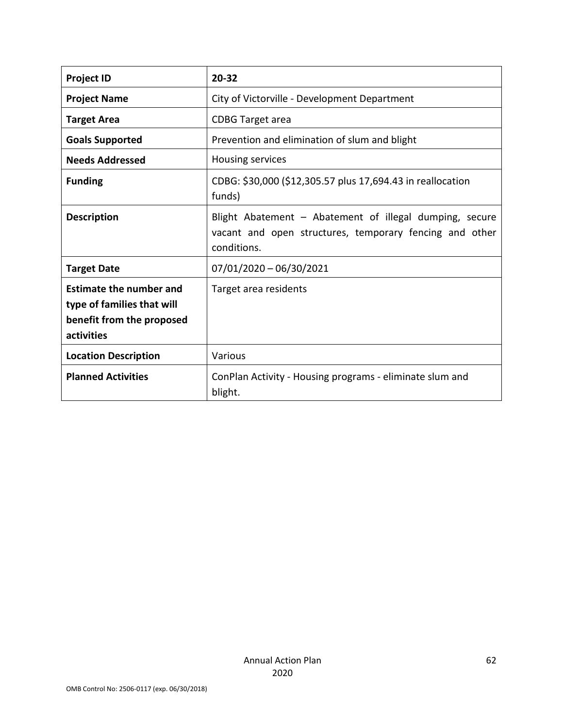| Project ID | 20-32 |
|---|---|
| Project Name | City of Victorville - Development Department |
| Target Area | CDBG Target area |
| Goals Supported | Prevention and elimination of slum and blight |
| Needs Addressed | Housing services |
| Funding | CDBG: $30,000 ($12,305.57 plus 17,694.43 in reallocation funds) |
| Description | Blight Abatement – Abatement of illegal dumping, secure vacant and open structures, temporary fencing and other conditions. |
| Target Date | 07/01/2020 – 06/30/2021 |
| Estimate the number and type of families that will benefit from the proposed activities | Target area residents |
| Location Description | Various |
| Planned Activities | ConPlan Activity - Housing programs - eliminate slum and blight. |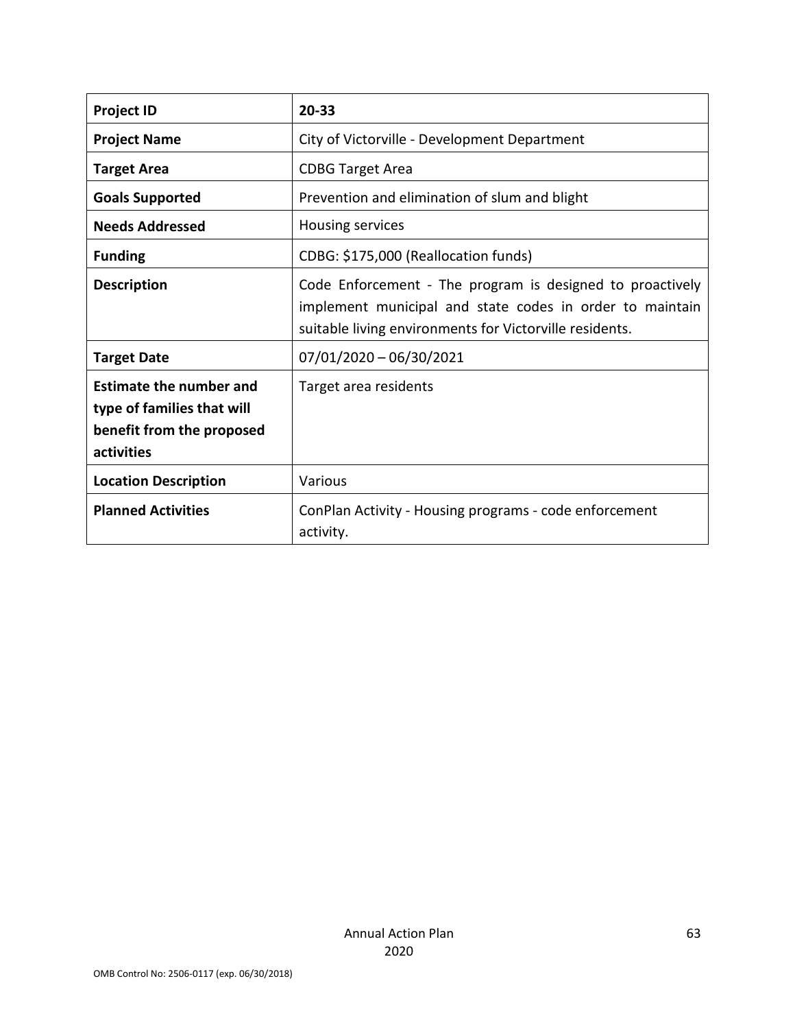| **Project ID** | **20-33** |
|---|---|
| **Project Name** | City of Victorville - Development Department |
| **Target Area** | CDBG Target Area |
| **Goals Supported** | Prevention and elimination of slum and blight |
| **Needs Addressed** | Housing services |
| **Funding** | CDBG: $175,000 (Reallocation funds) |
| **Description** | Code Enforcement - The program is designed to proactively implement municipal and state codes in order to maintain suitable living environments for Victorville residents. |
| **Target Date** | 07/01/2020 – 06/30/2021 |
| **Estimate the number and type of families that will benefit from the proposed activities** | Target area residents |
| **Location Description** | Various |
| **Planned Activities** | ConPlan Activity - Housing programs - code enforcement activity. |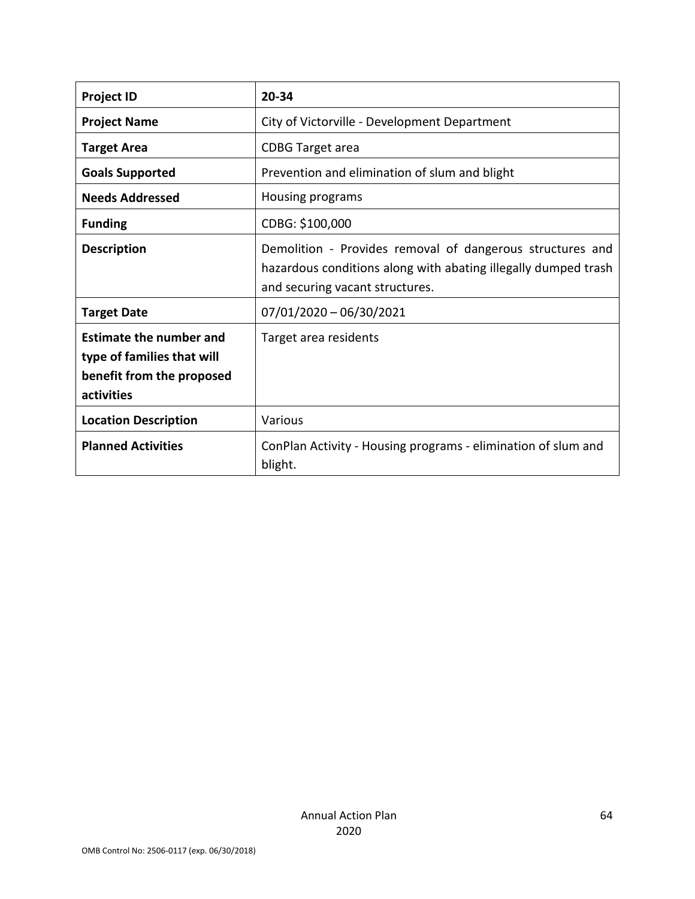| Project ID | 20-34 |
| --- | --- |
| Project Name | City of Victorville - Development Department |
| Target Area | CDBG Target area |
| Goals Supported | Prevention and elimination of slum and blight |
| Needs Addressed | Housing programs |
| Funding | CDBG: $100,000 |
| Description | Demolition - Provides removal of dangerous structures and hazardous conditions along with abating illegally dumped trash and securing vacant structures. |
| Target Date | 07/01/2020 – 06/30/2021 |
| Estimate the number and type of families that will benefit from the proposed activities | Target area residents |
| Location Description | Various |
| Planned Activities | ConPlan Activity - Housing programs - elimination of slum and blight. |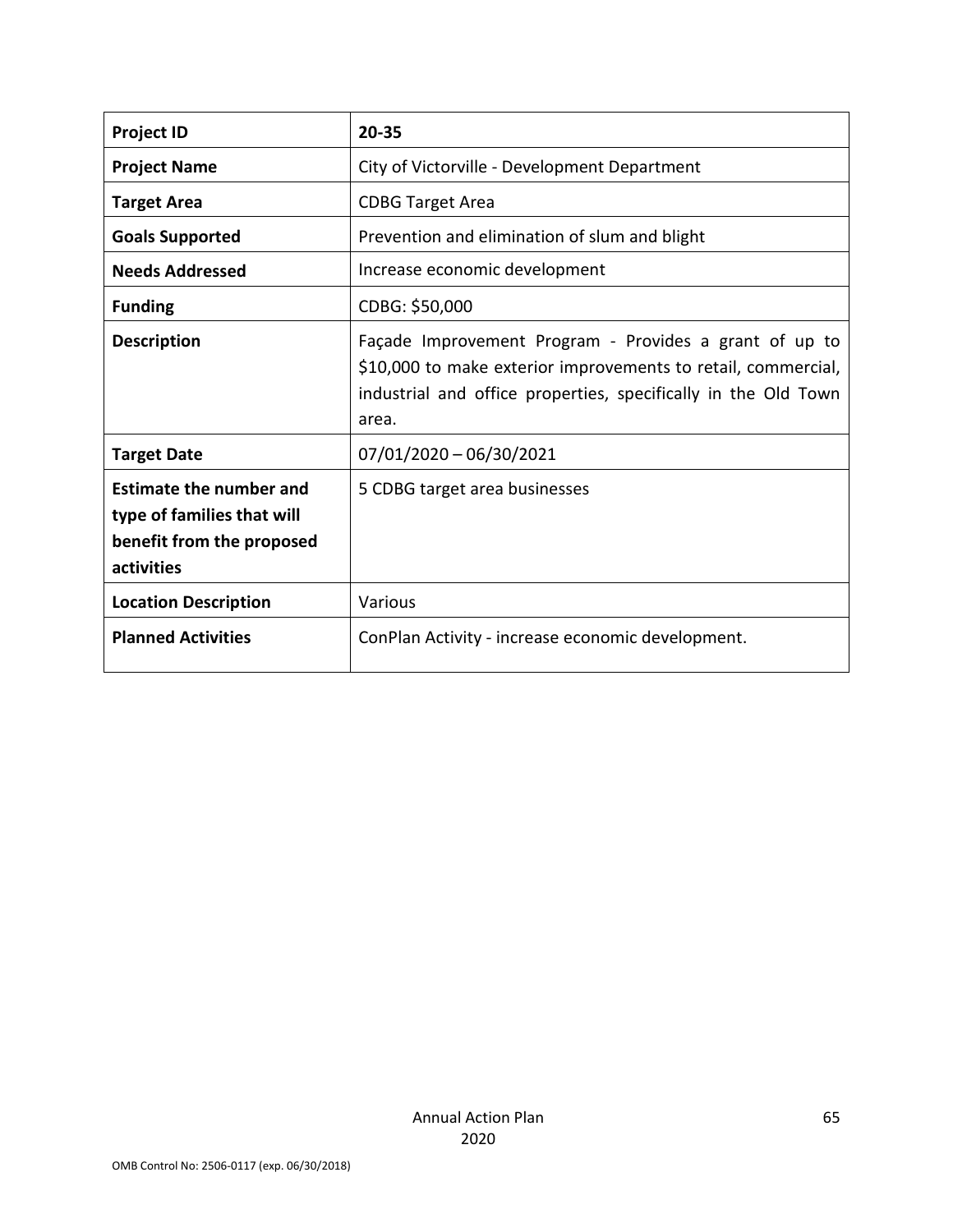| **Project ID** | **20-35** |
|---|---|
| **Project Name** | City of Victorville - Development Department |
| **Target Area** | CDBG Target Area |
| **Goals Supported** | Prevention and elimination of slum and blight |
| **Needs Addressed** | Increase economic development |
| **Funding** | CDBG: $50,000 |
| **Description** | Façade Improvement Program - Provides a grant of up to $10,000 to make exterior improvements to retail, commercial, industrial and office properties, specifically in the Old Town area. |
| **Target Date** | 07/01/2020 – 06/30/2021 |
| **Estimate the number and type of families that will benefit from the proposed activities** | 5 CDBG target area businesses |
| **Location Description** | Various |
| **Planned Activities** | ConPlan Activity - increase economic development. |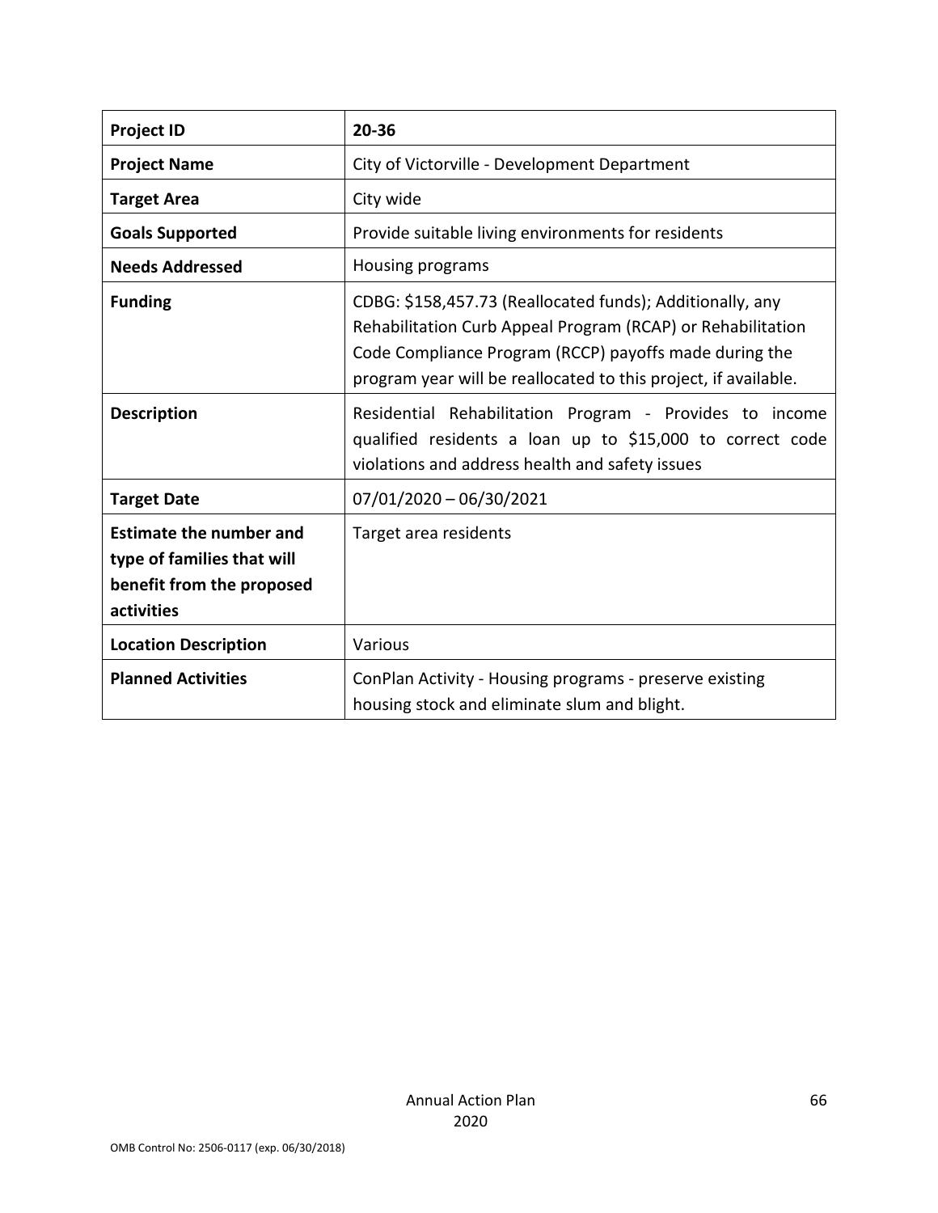| **Project ID** | **20-36** |
| --- | --- |
| **Project Name** | City of Victorville - Development Department |
| **Target Area** | City wide |
| **Goals Supported** | Provide suitable living environments for residents |
| **Needs Addressed** | Housing programs |
| **Funding** | CDBG: $158,457.73 (Reallocated funds); Additionally, any Rehabilitation Curb Appeal Program (RCAP) or Rehabilitation Code Compliance Program (RCCP) payoffs made during the program year will be reallocated to this project, if available. |
| **Description** | Residential Rehabilitation Program - Provides to income qualified residents a loan up to $15,000 to correct code violations and address health and safety issues |
| **Target Date** | 07/01/2020 – 06/30/2021 |
| **Estimate the number and type of families that will benefit from the proposed activities** | Target area residents |
| **Location Description** | Various |
| **Planned Activities** | ConPlan Activity - Housing programs - preserve existing housing stock and eliminate slum and blight. |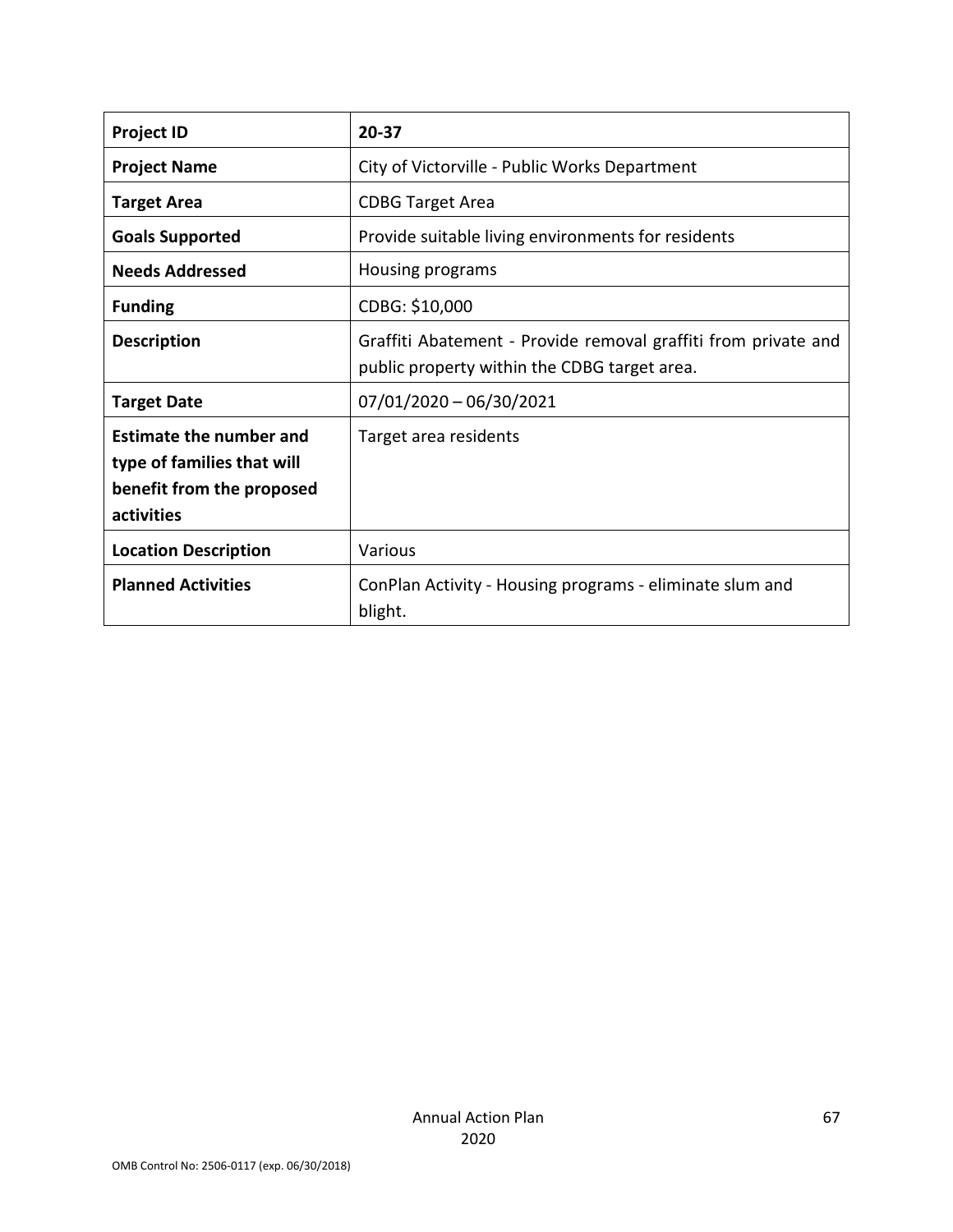| Project ID | 20-37 |
|---|---|
| Project Name | City of Victorville - Public Works Department |
| Target Area | CDBG Target Area |
| Goals Supported | Provide suitable living environments for residents |
| Needs Addressed | Housing programs |
| Funding | CDBG: $10,000 |
| Description | Graffiti Abatement - Provide removal graffiti from private and public property within the CDBG target area. |
| Target Date | 07/01/2020 – 06/30/2021 |
| Estimate the number and type of families that will benefit from the proposed activities | Target area residents |
| Location Description | Various |
| Planned Activities | ConPlan Activity - Housing programs - eliminate slum and blight. |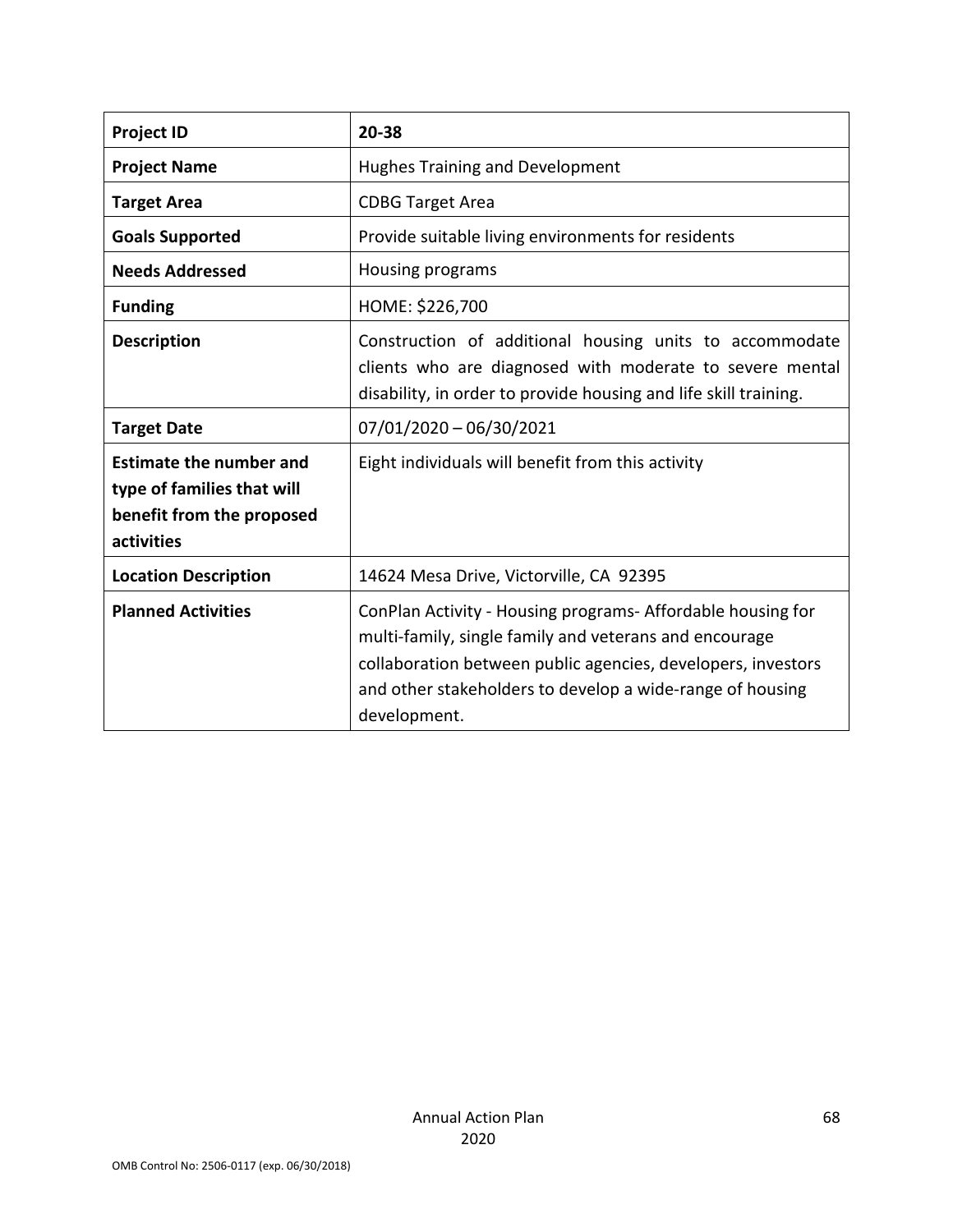| **Project ID** | **20-38** |
|---|---|
| **Project Name** | Hughes Training and Development |
| **Target Area** | CDBG Target Area |
| **Goals Supported** | Provide suitable living environments for residents |
| **Needs Addressed** | Housing programs |
| **Funding** | HOME: $226,700 |
| **Description** | Construction of additional housing units to accommodate clients who are diagnosed with moderate to severe mental disability, in order to provide housing and life skill training. |
| **Target Date** | 07/01/2020 – 06/30/2021 |
| **Estimate the number and type of families that will benefit from the proposed activities** | Eight individuals will benefit from this activity |
| **Location Description** | 14624 Mesa Drive, Victorville, CA 92395 |
| **Planned Activities** | ConPlan Activity - Housing programs- Affordable housing for multi-family, single family and veterans and encourage collaboration between public agencies, developers, investors and other stakeholders to develop a wide-range of housing development. |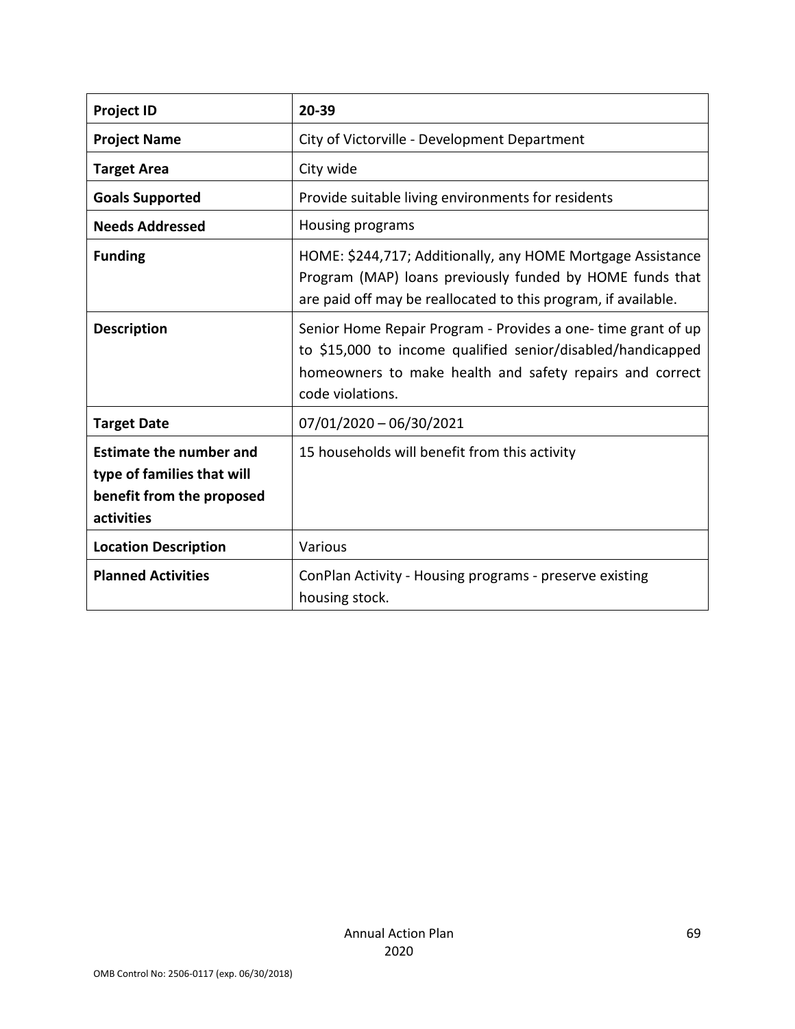| Project ID | 20-39 |
| --- | --- |
| Project Name | City of Victorville - Development Department |
| Target Area | City wide |
| Goals Supported | Provide suitable living environments for residents |
| Needs Addressed | Housing programs |
| Funding | HOME: $244,717; Additionally, any HOME Mortgage Assistance Program (MAP) loans previously funded by HOME funds that are paid off may be reallocated to this program, if available. |
| Description | Senior Home Repair Program - Provides a one- time grant of up to $15,000 to income qualified senior/disabled/handicapped homeowners to make health and safety repairs and correct code violations. |
| Target Date | 07/01/2020 – 06/30/2021 |
| Estimate the number and type of families that will benefit from the proposed activities | 15 households will benefit from this activity |
| Location Description | Various |
| Planned Activities | ConPlan Activity - Housing programs - preserve existing housing stock. |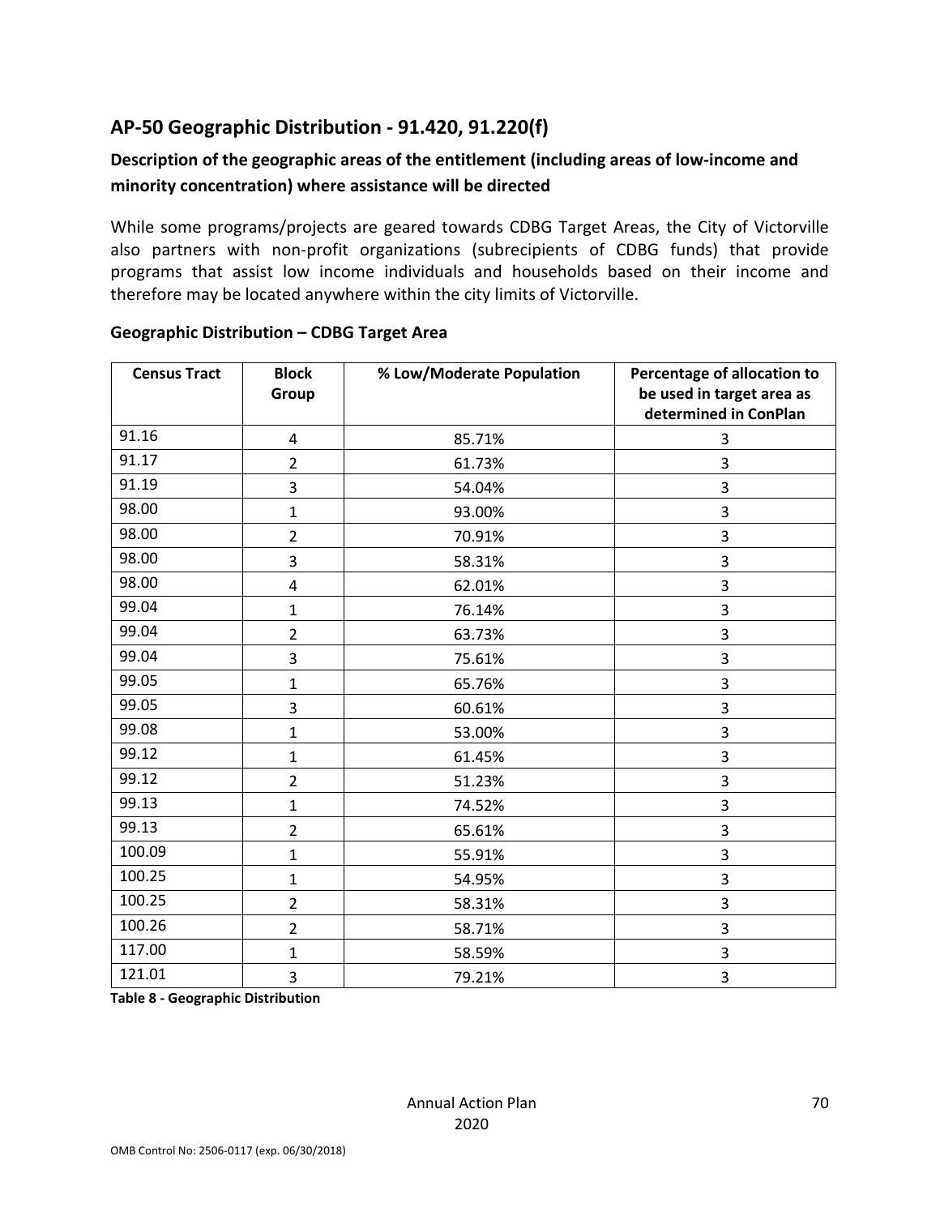## AP-50 Geographic Distribution - 91.420, 91.220(f)

### Description of the geographic areas of the entitlement (including areas of low-income and minority concentration) where assistance will be directed

While some programs/projects are geared towards CDBG Target Areas, the City of Victorville also partners with non-profit organizations (subrecipients of CDBG funds) that provide programs that assist low income individuals and households based on their income and therefore may be located anywhere within the city limits of Victorville.

**Geographic Distribution – CDBG Target Area**

| Census Tract | Block Group | % Low/Moderate Population | Percentage of allocation to be used in target area as determined in ConPlan |
|---|---|---|---|
| 91.16 | 4 | 85.71% | 3 |
| 91.17 | 2 | 61.73% | 3 |
| 91.19 | 3 | 54.04% | 3 |
| 98.00 | 1 | 93.00% | 3 |
| 98.00 | 2 | 70.91% | 3 |
| 98.00 | 3 | 58.31% | 3 |
| 98.00 | 4 | 62.01% | 3 |
| 99.04 | 1 | 76.14% | 3 |
| 99.04 | 2 | 63.73% | 3 |
| 99.04 | 3 | 75.61% | 3 |
| 99.05 | 1 | 65.76% | 3 |
| 99.05 | 3 | 60.61% | 3 |
| 99.08 | 1 | 53.00% | 3 |
| 99.12 | 1 | 61.45% | 3 |
| 99.12 | 2 | 51.23% | 3 |
| 99.13 | 1 | 74.52% | 3 |
| 99.13 | 2 | 65.61% | 3 |
| 100.09 | 1 | 55.91% | 3 |
| 100.25 | 1 | 54.95% | 3 |
| 100.25 | 2 | 58.31% | 3 |
| 100.26 | 2 | 58.71% | 3 |
| 117.00 | 1 | 58.59% | 3 |
| 121.01 | 3 | 79.21% | 3 |

**Table 8 - Geographic Distribution**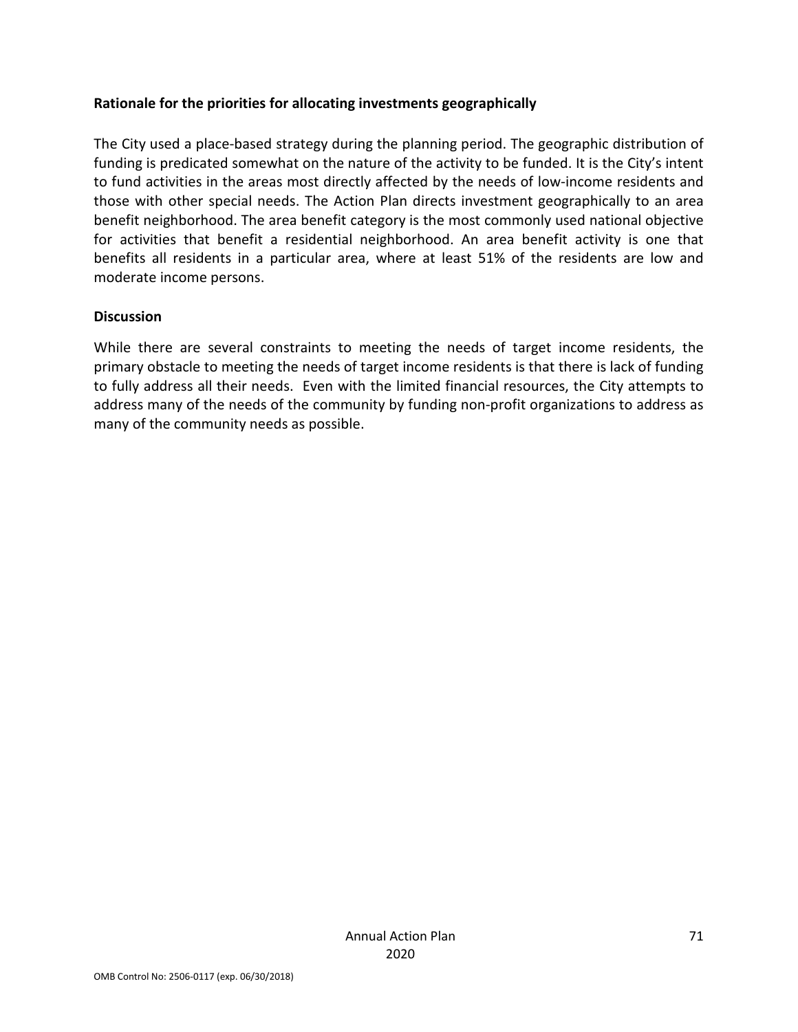**Rationale for the priorities for allocating investments geographically**

The City used a place-based strategy during the planning period. The geographic distribution of funding is predicated somewhat on the nature of the activity to be funded. It is the City's intent to fund activities in the areas most directly affected by the needs of low-income residents and those with other special needs. The Action Plan directs investment geographically to an area benefit neighborhood. The area benefit category is the most commonly used national objective for activities that benefit a residential neighborhood. An area benefit activity is one that benefits all residents in a particular area, where at least 51% of the residents are low and moderate income persons.

**Discussion**

While there are several constraints to meeting the needs of target income residents, the primary obstacle to meeting the needs of target income residents is that there is lack of funding to fully address all their needs. Even with the limited financial resources, the City attempts to address many of the needs of the community by funding non-profit organizations to address as many of the community needs as possible.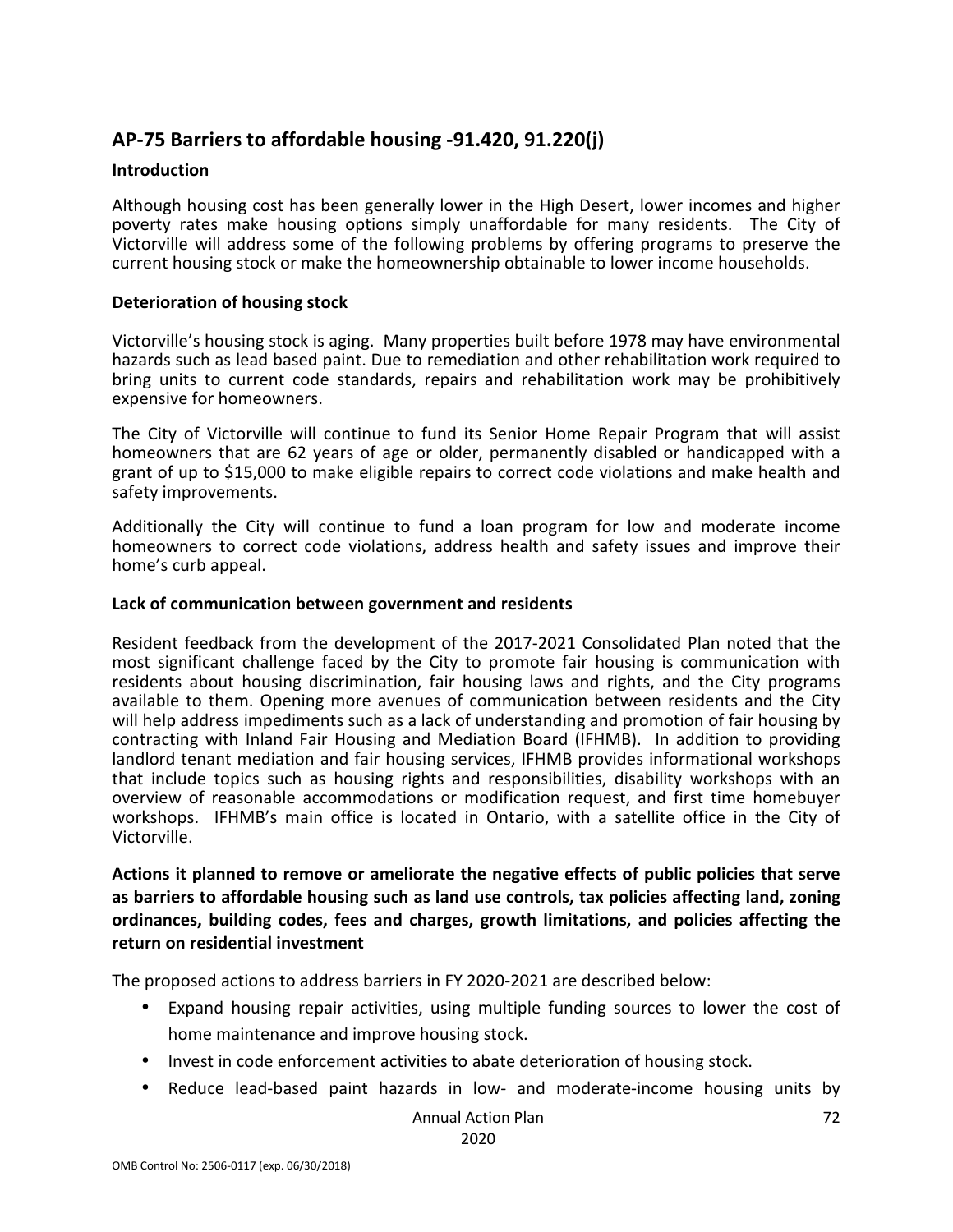## AP-75 Barriers to affordable housing -91.420, 91.220(j)

**Introduction**

Although housing cost has been generally lower in the High Desert, lower incomes and higher poverty rates make housing options simply unaffordable for many residents. The City of Victorville will address some of the following problems by offering programs to preserve the current housing stock or make the homeownership obtainable to lower income households.

**Deterioration of housing stock**

Victorville's housing stock is aging. Many properties built before 1978 may have environmental hazards such as lead based paint. Due to remediation and other rehabilitation work required to bring units to current code standards, repairs and rehabilitation work may be prohibitively expensive for homeowners.

The City of Victorville will continue to fund its Senior Home Repair Program that will assist homeowners that are 62 years of age or older, permanently disabled or handicapped with a grant of up to $15,000 to make eligible repairs to correct code violations and make health and safety improvements.

Additionally the City will continue to fund a loan program for low and moderate income homeowners to correct code violations, address health and safety issues and improve their home's curb appeal.

**Lack of communication between government and residents**

Resident feedback from the development of the 2017-2021 Consolidated Plan noted that the most significant challenge faced by the City to promote fair housing is communication with residents about housing discrimination, fair housing laws and rights, and the City programs available to them. Opening more avenues of communication between residents and the City will help address impediments such as a lack of understanding and promotion of fair housing by contracting with Inland Fair Housing and Mediation Board (IFHMB). In addition to providing landlord tenant mediation and fair housing services, IFHMB provides informational workshops that include topics such as housing rights and responsibilities, disability workshops with an overview of reasonable accommodations or modification request, and first time homebuyer workshops. IFHMB's main office is located in Ontario, with a satellite office in the City of Victorville.

**Actions it planned to remove or ameliorate the negative effects of public policies that serve as barriers to affordable housing such as land use controls, tax policies affecting land, zoning ordinances, building codes, fees and charges, growth limitations, and policies affecting the return on residential investment**

The proposed actions to address barriers in FY 2020-2021 are described below:

- Expand housing repair activities, using multiple funding sources to lower the cost of home maintenance and improve housing stock.
- Invest in code enforcement activities to abate deterioration of housing stock.
- Reduce lead-based paint hazards in low- and moderate-income housing units by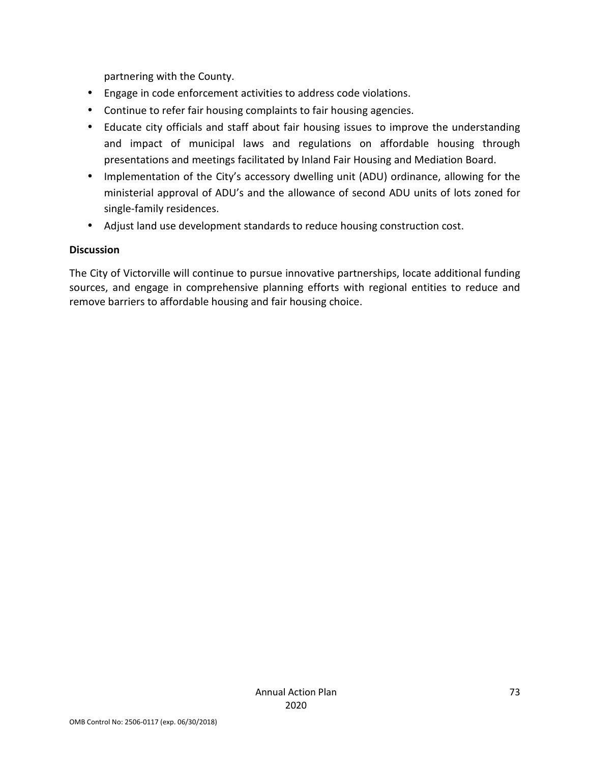partnering with the County.

- Engage in code enforcement activities to address code violations.
- Continue to refer fair housing complaints to fair housing agencies.
- Educate city officials and staff about fair housing issues to improve the understanding and impact of municipal laws and regulations on affordable housing through presentations and meetings facilitated by Inland Fair Housing and Mediation Board.
- Implementation of the City's accessory dwelling unit (ADU) ordinance, allowing for the ministerial approval of ADU's and the allowance of second ADU units of lots zoned for single-family residences.
- Adjust land use development standards to reduce housing construction cost.

**Discussion**

The City of Victorville will continue to pursue innovative partnerships, locate additional funding sources, and engage in comprehensive planning efforts with regional entities to reduce and remove barriers to affordable housing and fair housing choice.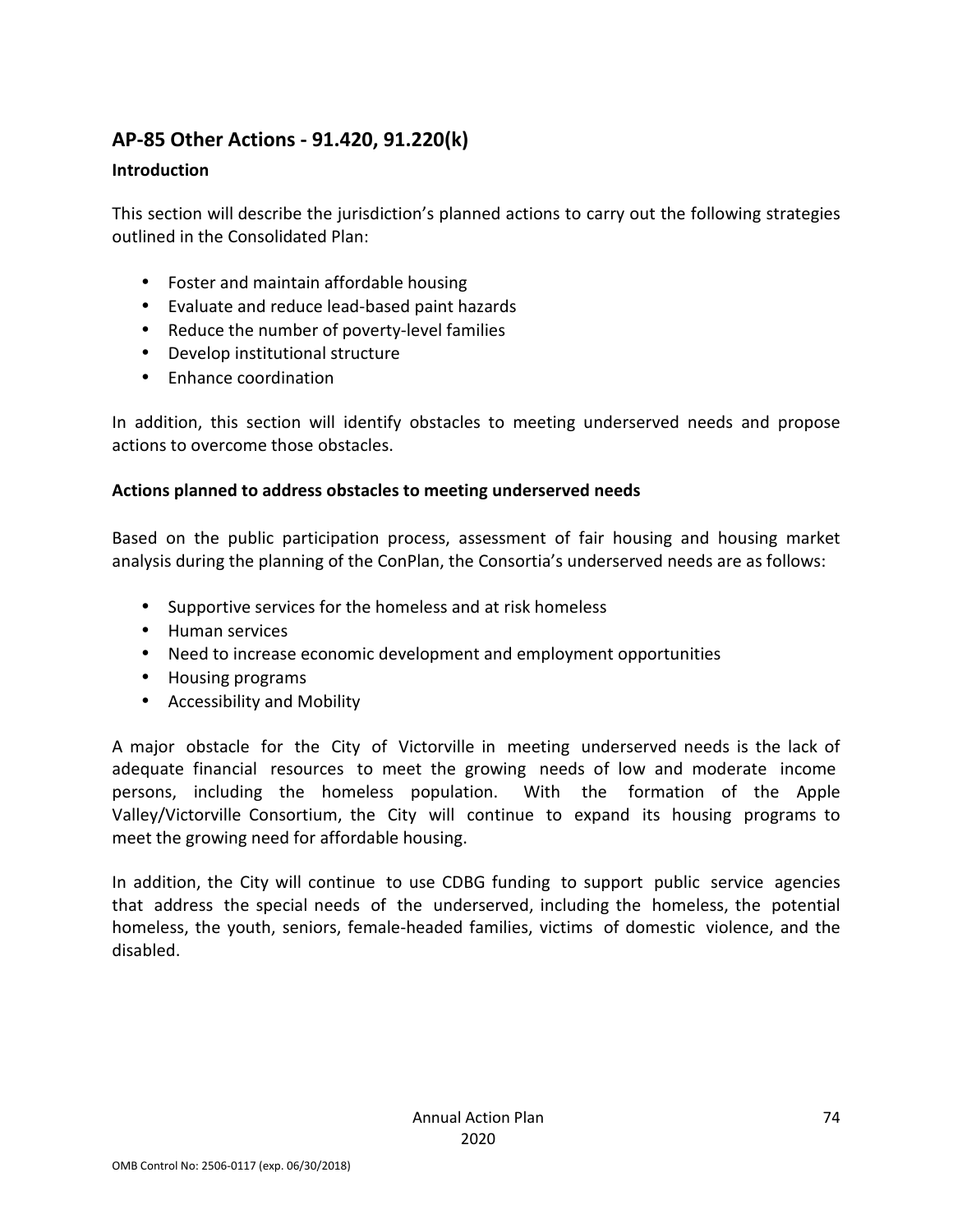## AP-85 Other Actions - 91.420, 91.220(k)

### Introduction

This section will describe the jurisdiction's planned actions to carry out the following strategies outlined in the Consolidated Plan:

- Foster and maintain affordable housing
- Evaluate and reduce lead-based paint hazards
- Reduce the number of poverty-level families
- Develop institutional structure
- Enhance coordination

In addition, this section will identify obstacles to meeting underserved needs and propose actions to overcome those obstacles.

### Actions planned to address obstacles to meeting underserved needs

Based on the public participation process, assessment of fair housing and housing market analysis during the planning of the ConPlan, the Consortia's underserved needs are as follows:

- Supportive services for the homeless and at risk homeless
- Human services
- Need to increase economic development and employment opportunities
- Housing programs
- Accessibility and Mobility

A major obstacle for the City of Victorville in meeting underserved needs is the lack of adequate financial resources to meet the growing needs of low and moderate income persons, including the homeless population. With the formation of the Apple Valley/Victorville Consortium, the City will continue to expand its housing programs to meet the growing need for affordable housing.

In addition, the City will continue to use CDBG funding to support public service agencies that address the special needs of the underserved, including the homeless, the potential homeless, the youth, seniors, female-headed families, victims of domestic violence, and the disabled.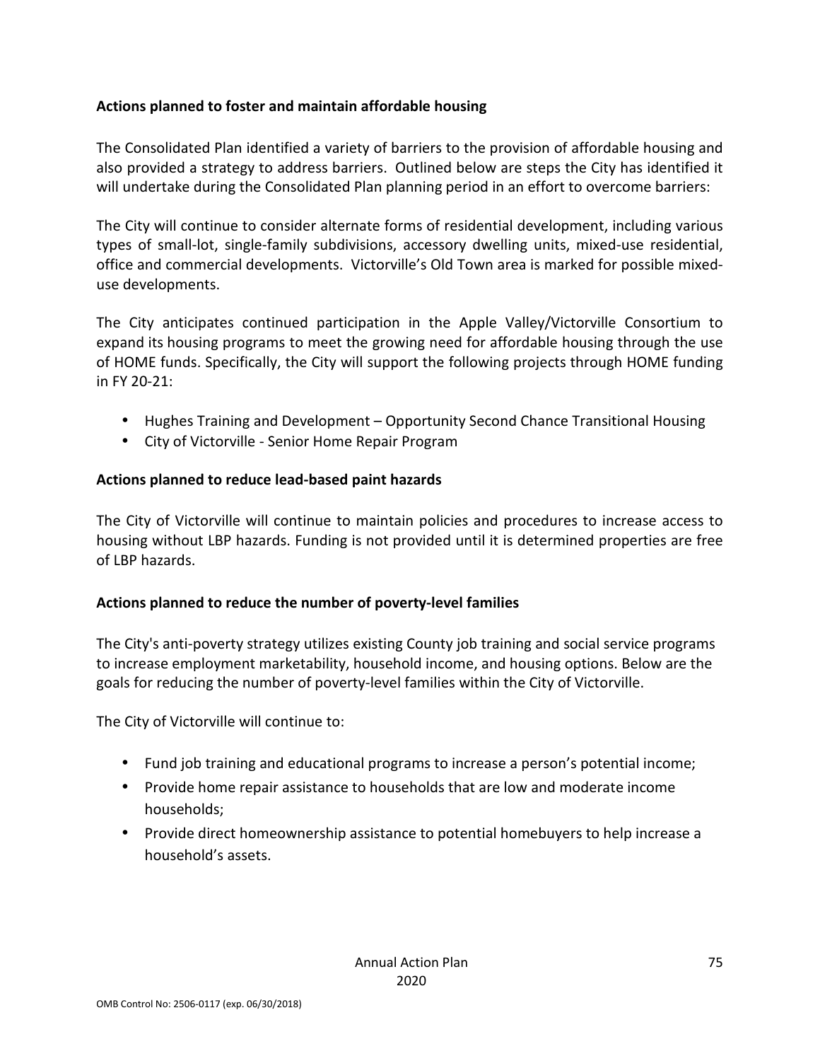**Actions planned to foster and maintain affordable housing**

The Consolidated Plan identified a variety of barriers to the provision of affordable housing and also provided a strategy to address barriers. Outlined below are steps the City has identified it will undertake during the Consolidated Plan planning period in an effort to overcome barriers:

The City will continue to consider alternate forms of residential development, including various types of small-lot, single-family subdivisions, accessory dwelling units, mixed-use residential, office and commercial developments. Victorville's Old Town area is marked for possible mixed-use developments.

The City anticipates continued participation in the Apple Valley/Victorville Consortium to expand its housing programs to meet the growing need for affordable housing through the use of HOME funds. Specifically, the City will support the following projects through HOME funding in FY 20-21:

- Hughes Training and Development – Opportunity Second Chance Transitional Housing
- City of Victorville - Senior Home Repair Program

**Actions planned to reduce lead-based paint hazards**

The City of Victorville will continue to maintain policies and procedures to increase access to housing without LBP hazards. Funding is not provided until it is determined properties are free of LBP hazards.

**Actions planned to reduce the number of poverty-level families**

The City's anti-poverty strategy utilizes existing County job training and social service programs to increase employment marketability, household income, and housing options. Below are the goals for reducing the number of poverty-level families within the City of Victorville.

The City of Victorville will continue to:

- Fund job training and educational programs to increase a person's potential income;
- Provide home repair assistance to households that are low and moderate income households;
- Provide direct homeownership assistance to potential homebuyers to help increase a household's assets.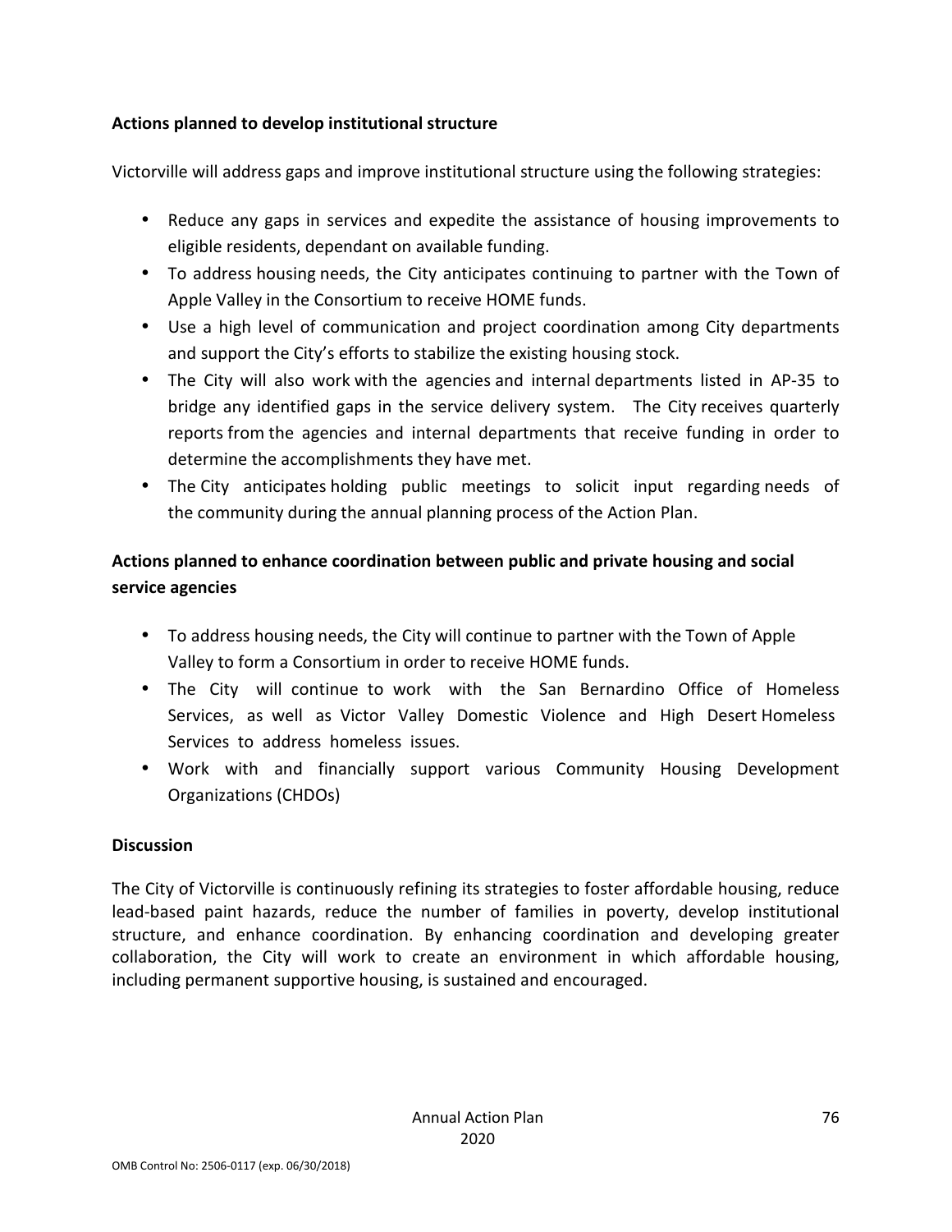**Actions planned to develop institutional structure**

Victorville will address gaps and improve institutional structure using the following strategies:

- Reduce any gaps in services and expedite the assistance of housing improvements to eligible residents, dependant on available funding.
- To address housing needs, the City anticipates continuing to partner with the Town of Apple Valley in the Consortium to receive HOME funds.
- Use a high level of communication and project coordination among City departments and support the City's efforts to stabilize the existing housing stock.
- The City will also work with the agencies and internal departments listed in AP-35 to bridge any identified gaps in the service delivery system. The City receives quarterly reports from the agencies and internal departments that receive funding in order to determine the accomplishments they have met.
- The City anticipates holding public meetings to solicit input regarding needs of the community during the annual planning process of the Action Plan.

**Actions planned to enhance coordination between public and private housing and social service agencies**

- To address housing needs, the City will continue to partner with the Town of Apple Valley to form a Consortium in order to receive HOME funds.
- The City will continue to work with the San Bernardino Office of Homeless Services, as well as Victor Valley Domestic Violence and High Desert Homeless Services to address homeless issues.
- Work with and financially support various Community Housing Development Organizations (CHDOs)

**Discussion**

The City of Victorville is continuously refining its strategies to foster affordable housing, reduce lead-based paint hazards, reduce the number of families in poverty, develop institutional structure, and enhance coordination. By enhancing coordination and developing greater collaboration, the City will work to create an environment in which affordable housing, including permanent supportive housing, is sustained and encouraged.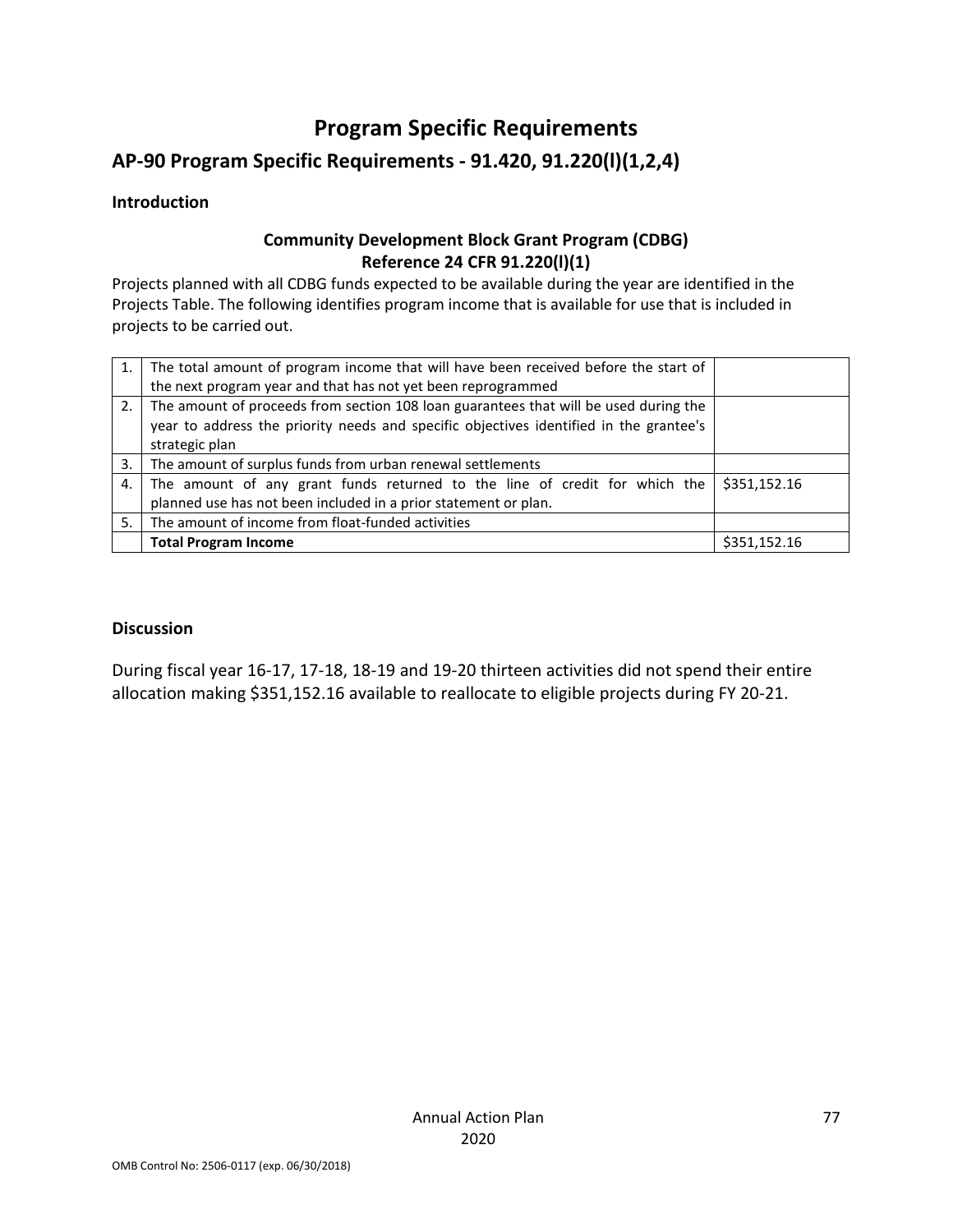# Program Specific Requirements

## AP-90 Program Specific Requirements - 91.420, 91.220(l)(1,2,4)

### Introduction

**Community Development Block Grant Program (CDBG)**
**Reference 24 CFR 91.220(l)(1)**

Projects planned with all CDBG funds expected to be available during the year are identified in the Projects Table. The following identifies program income that is available for use that is included in projects to be carried out.

| | | |
|---|---|---|
| 1. | The total amount of program income that will have been received before the start of the next program year and that has not yet been reprogrammed | |
| 2. | The amount of proceeds from section 108 loan guarantees that will be used during the year to address the priority needs and specific objectives identified in the grantee's strategic plan | |
| 3. | The amount of surplus funds from urban renewal settlements | |
| 4. | The amount of any grant funds returned to the line of credit for which the planned use has not been included in a prior statement or plan. | $351,152.16 |
| 5. | The amount of income from float-funded activities | |
| | **Total Program Income** | $351,152.16 |

### Discussion

During fiscal year 16-17, 17-18, 18-19 and 19-20 thirteen activities did not spend their entire allocation making $351,152.16 available to reallocate to eligible projects during FY 20-21.